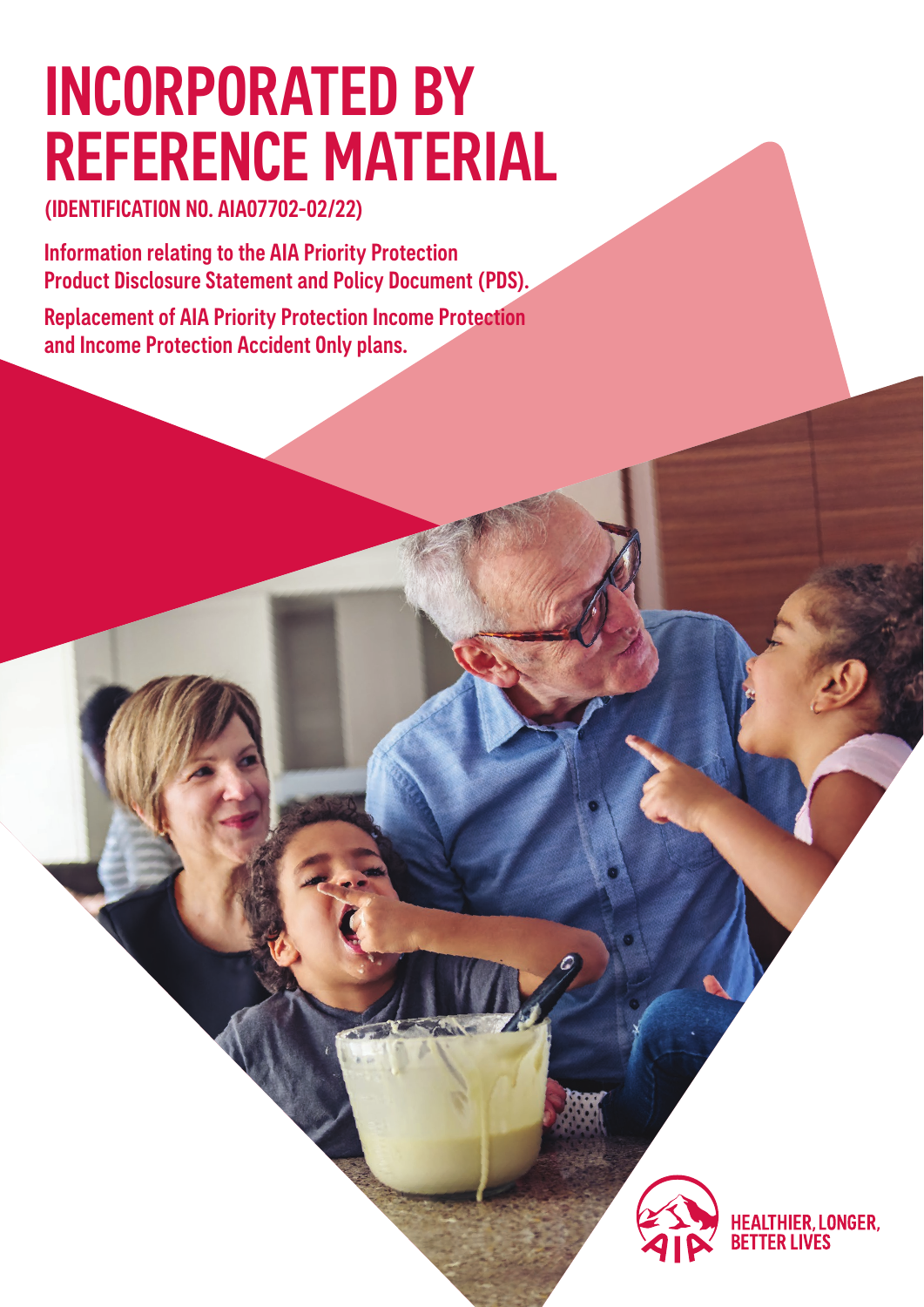# INCORPORATED BY REFERENCE MATERIAL

**(IDENTIFICATION NO. AIA07702-02/22)**

**Information relating to the AIA Priority Protection Product Disclosure Statement and Policy Document (PDS).**

**Replacement of AIA Priority Protection Income Protection and Income Protection Accident Only plans.**

HEALTHIER, LONGER, BETTER LIVES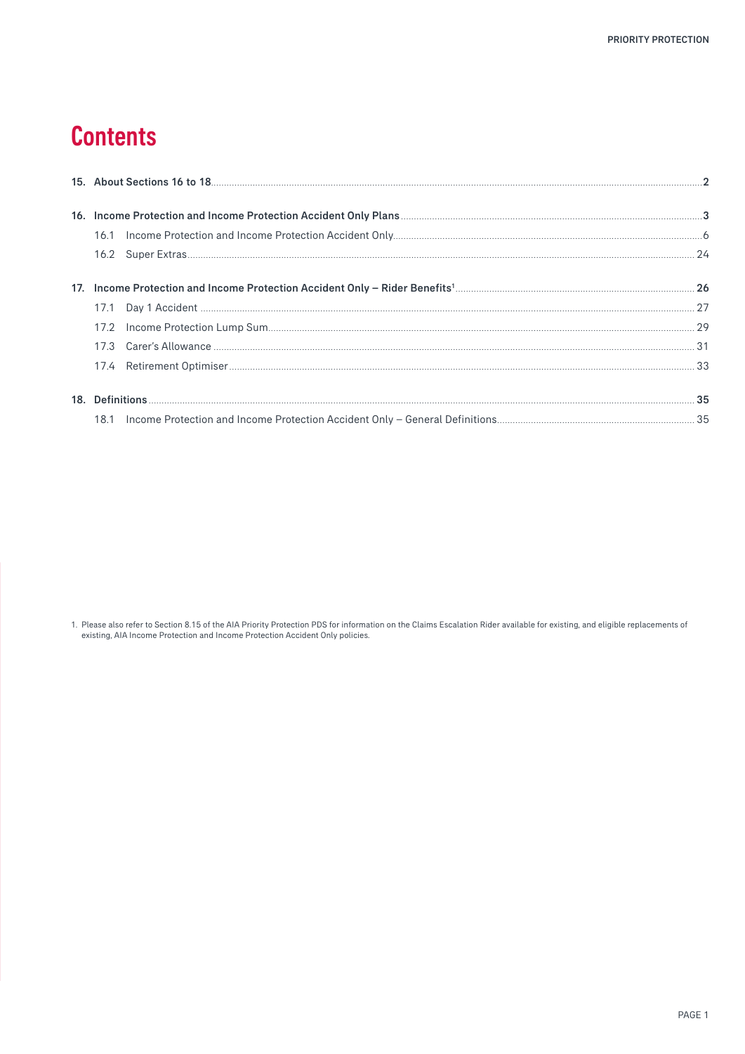# Contents

| | | |
|---|---|---|
| **15.** | **About Sections 16 to 18** | **2** |
| **16.** | **Income Protection and Income Protection Accident Only Plans** | **3** |
| | 16.1 Income Protection and Income Protection Accident Only | 6 |
| | 16.2 Super Extras | 24 |
| **17.** | **Income Protection and Income Protection Accident Only – Rider Benefits[1]** | **26** |
| | 17.1 Day 1 Accident | 27 |
| | 17.2 Income Protection Lump Sum | 29 |
| | 17.3 Carer's Allowance | 31 |
| | 17.4 Retirement Optimiser | 33 |
| **18.** | **Definitions** | **35** |
| | 18.1 Income Protection and Income Protection Accident Only – General Definitions | 35 |

1. Please also refer to Section 8.15 of the AIA Priority Protection PDS for information on the Claims Escalation Rider available for existing, and eligible replacements of existing, AIA Income Protection and Income Protection Accident Only policies.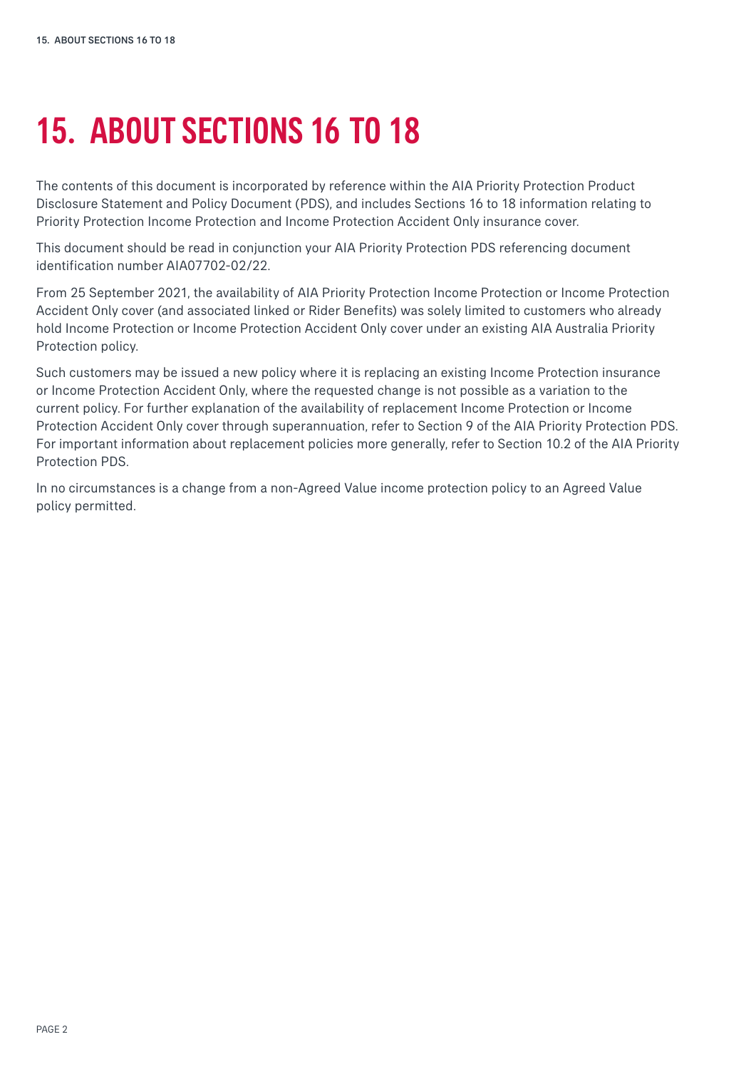# 15. ABOUT SECTIONS 16 TO 18

The contents of this document is incorporated by reference within the AIA Priority Protection Product Disclosure Statement and Policy Document (PDS), and includes Sections 16 to 18 information relating to Priority Protection Income Protection and Income Protection Accident Only insurance cover.

This document should be read in conjunction your AIA Priority Protection PDS referencing document identification number AIA07702-02/22.

From 25 September 2021, the availability of AIA Priority Protection Income Protection or Income Protection Accident Only cover (and associated linked or Rider Benefits) was solely limited to customers who already hold Income Protection or Income Protection Accident Only cover under an existing AIA Australia Priority Protection policy.

Such customers may be issued a new policy where it is replacing an existing Income Protection insurance or Income Protection Accident Only, where the requested change is not possible as a variation to the current policy. For further explanation of the availability of replacement Income Protection or Income Protection Accident Only cover through superannuation, refer to Section 9 of the AIA Priority Protection PDS. For important information about replacement policies more generally, refer to Section 10.2 of the AIA Priority Protection PDS.

In no circumstances is a change from a non-Agreed Value income protection policy to an Agreed Value policy permitted.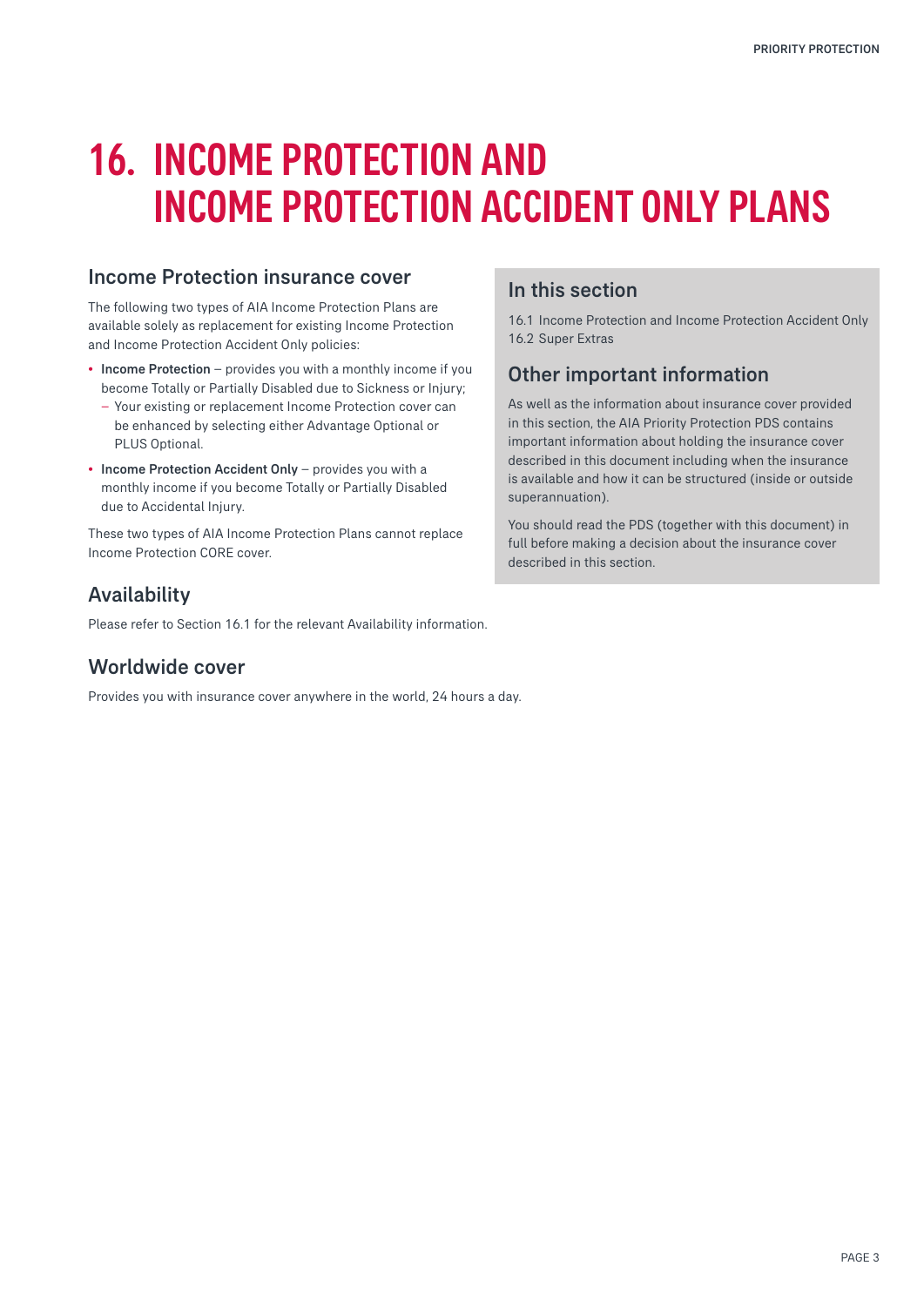# 16. INCOME PROTECTION AND INCOME PROTECTION ACCIDENT ONLY PLANS

## Income Protection insurance cover

The following two types of AIA Income Protection Plans are available solely as replacement for existing Income Protection and Income Protection Accident Only policies:

- **Income Protection** – provides you with a monthly income if you become Totally or Partially Disabled due to Sickness or Injury;
  - Your existing or replacement Income Protection cover can be enhanced by selecting either Advantage Optional or PLUS Optional.
- **Income Protection Accident Only** – provides you with a monthly income if you become Totally or Partially Disabled due to Accidental Injury.

These two types of AIA Income Protection Plans cannot replace Income Protection CORE cover.

## In this section

16.1 Income Protection and Income Protection Accident Only
16.2 Super Extras

## Other important information

As well as the information about insurance cover provided in this section, the AIA Priority Protection PDS contains important information about holding the insurance cover described in this document including when the insurance is available and how it can be structured (inside or outside superannuation).

You should read the PDS (together with this document) in full before making a decision about the insurance cover described in this section.

## Availability

Please refer to Section 16.1 for the relevant Availability information.

## Worldwide cover

Provides you with insurance cover anywhere in the world, 24 hours a day.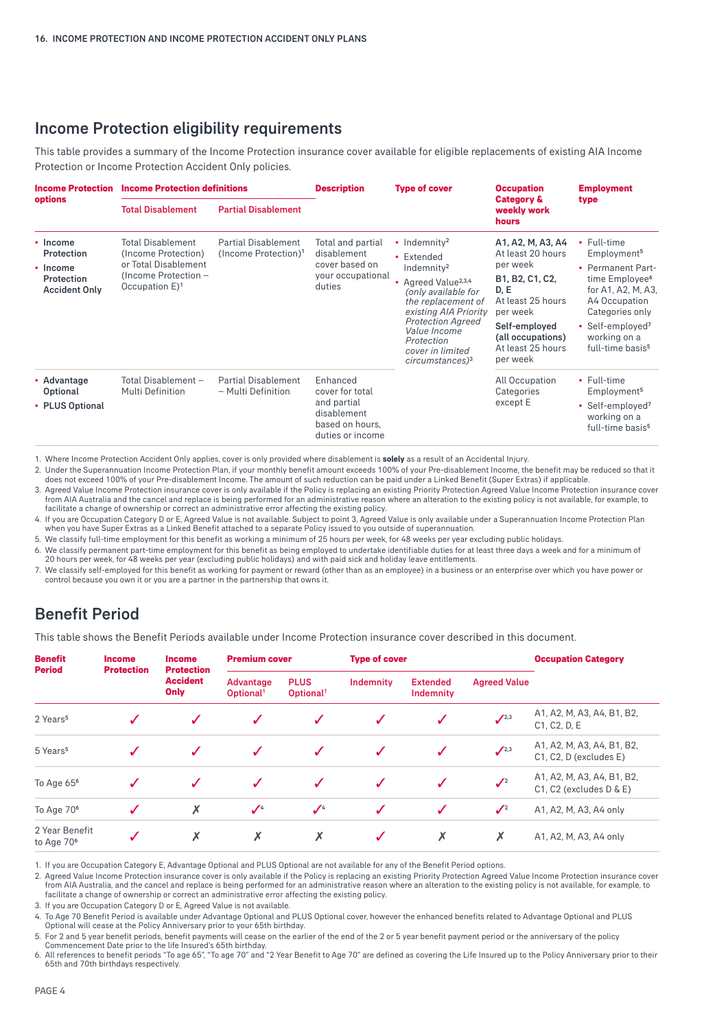## Income Protection eligibility requirements

This table provides a summary of the Income Protection insurance cover available for eligible replacements of existing AIA Income Protection or Income Protection Accident Only policies.

| Income Protection options | Income Protection definitions | | Description | Type of cover | Occupation Category & weekly work hours | Employment type |
|---|---|---|---|---|---|---|
| | Total Disablement | Partial Disablement | | | | |
| • **Income Protection**<br>• **Income Protection Accident Only** | Total Disablement (Income Protection) or Total Disablement (Income Protection – Occupation E)[1] | Partial Disablement (Income Protection)[1] | Total and partial disablement cover based on your occupational duties | • Indemnity[2]<br>• Extended Indemnity[2]<br>• Agreed Value[2,3,4] *(only available for the replacement of existing AIA Priority Protection Agreed Value Income Protection cover in limited circumstances)*[3] | **A1, A2, M, A3, A4** At least 20 hours per week<br>**B1, B2, C1, C2, D, E** At least 25 hours per week<br>**Self-employed (all occupations)** At least 25 hours per week | • Full-time Employment[5]<br>• Permanent Part-time Employee[6] for A1, A2, M, A3, A4 Occupation Categories only<br>• Self-employed[7] working on a full-time basis[5] |
| • **Advantage Optional**<br>• **PLUS Optional** | Total Disablement – Multi Definition | Partial Disablement – Multi Definition | Enhanced cover for total and partial disablement based on hours, duties or income | | All Occupation Categories except E | • Full-time Employment[5]<br>• Self-employed[7] working on a full-time basis[5] |

1. Where Income Protection Accident Only applies, cover is only provided where disablement is **solely** as a result of an Accidental Injury.
2. Under the Superannuation Income Protection Plan, if your monthly benefit amount exceeds 100% of your Pre-disablement Income, the benefit may be reduced so that it does not exceed 100% of your Pre-disablement Income. The amount of such reduction can be paid under a Linked Benefit (Super Extras) if applicable.
3. Agreed Value Income Protection insurance cover is only available if the Policy is replacing an existing Priority Protection Agreed Value Income Protection insurance cover from AIA Australia and the cancel and replace is being performed for an administrative reason where an alteration to the existing policy is not available, for example, to facilitate a change of ownership or correct an administrative error affecting the existing policy.
4. If you are Occupation Category D or E, Agreed Value is not available. Subject to point 3, Agreed Value is only available under a Superannuation Income Protection Plan when you have Super Extras as a Linked Benefit attached to a separate Policy issued to you outside of superannuation.
5. We classify full-time employment for this benefit as working a minimum of 25 hours per week, for 48 weeks per year excluding public holidays.
6. We classify permanent part-time employment for this benefit as being employed to undertake identifiable duties for at least three days a week and for a minimum of 20 hours per week, for 48 weeks per year (excluding public holidays) and with paid sick and holiday leave entitlements.
7. We classify self-employed for this benefit as working for payment or reward (other than as an employee) in a business or an enterprise over which you have power or control because you own it or you are a partner in the partnership that owns it.

## Benefit Period

This table shows the Benefit Periods available under Income Protection insurance cover described in this document.

| Benefit Period | Income Protection | Income Protection Accident Only | Premium cover | | Type of cover | | | Occupation Category |
|---|---|---|---|---|---|---|---|---|
| | | | Advantage Optional[1] | PLUS Optional[1] | Indemnity | Extended Indemnity | Agreed Value | |
| 2 Years[5] | ✓ | ✓ | ✓ | ✓ | ✓ | ✓ | ✓[2,3] | A1, A2, M, A3, A4, B1, B2, C1, C2, D, E |
| 5 Years[5] | ✓ | ✓ | ✓ | ✓ | ✓ | ✓ | ✓[2,3] | A1, A2, M, A3, A4, B1, B2, C1, C2, D (excludes E) |
| To Age 65[6] | ✓ | ✓ | ✓ | ✓ | ✓ | ✓ | ✓[2] | A1, A2, M, A3, A4, B1, B2, C1, C2 (excludes D & E) |
| To Age 70[6] | ✓ | ✗ | ✓[4] | ✓[4] | ✓ | ✓ | ✓[2] | A1, A2, M, A3, A4 only |
| 2 Year Benefit to Age 70[6] | ✓ | ✗ | ✗ | ✗ | ✓ | ✗ | ✗ | A1, A2, M, A3, A4 only |

1. If you are Occupation Category E, Advantage Optional and PLUS Optional are not available for any of the Benefit Period options.
2. Agreed Value Income Protection insurance cover is only available if the Policy is replacing an existing Priority Protection Agreed Value Income Protection insurance cover from AIA Australia, and the cancel and replace is being performed for an administrative reason where an alteration to the existing policy is not available, for example, to facilitate a change of ownership or correct an administrative error affecting the existing policy.
3. If you are Occupation Category D or E, Agreed Value is not available.
4. To Age 70 Benefit Period is available under Advantage Optional and PLUS Optional cover, however the enhanced benefits related to Advantage Optional and PLUS Optional will cease at the Policy Anniversary prior to your 65th birthday.
5. For 2 and 5 year benefit periods, benefit payments will cease on the earlier of the end of the 2 or 5 year benefit payment period or the anniversary of the policy Commencement Date prior to the life Insured's 65th birthday.
6. All references to benefit periods "To age 65", "To age 70" and "2 Year Benefit to Age 70" are defined as covering the Life Insured up to the Policy Anniversary prior to their 65th and 70th birthdays respectively.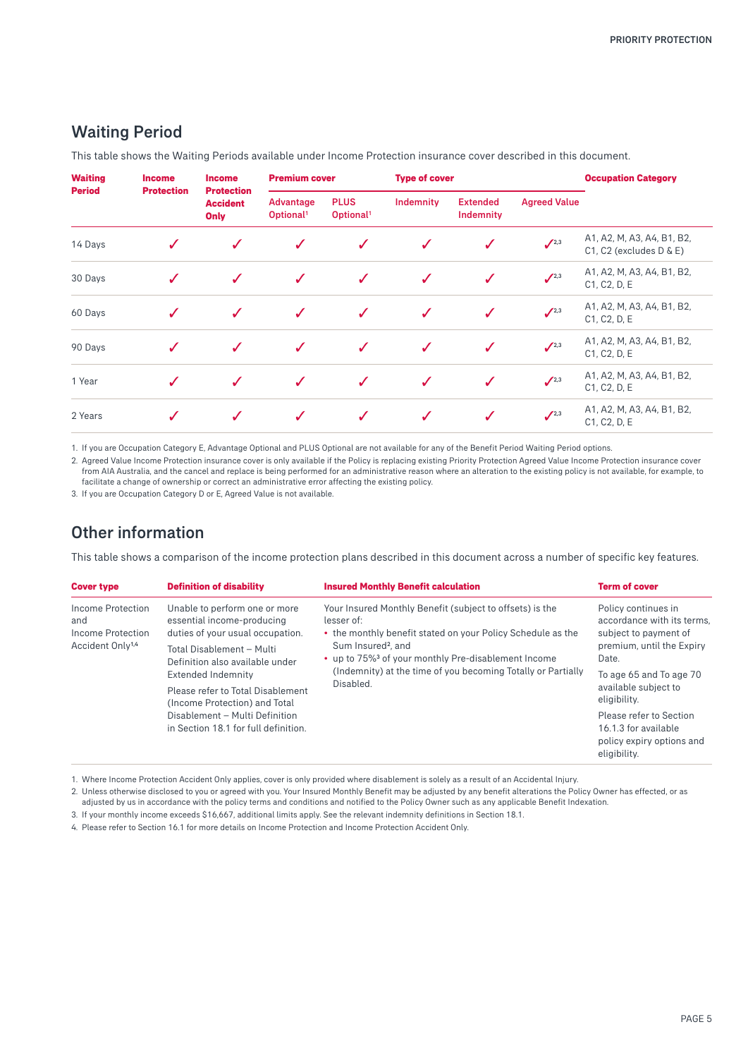## Waiting Period

This table shows the Waiting Periods available under Income Protection insurance cover described in this document.

| Waiting Period | Income Protection | Income Protection Accident Only | Premium cover | | Type of cover | | | Occupation Category |
|---|---|---|---|---|---|---|---|---|
| | | | Advantage Optional[1] | PLUS Optional[1] | Indemnity | Extended Indemnity | Agreed Value | |
| 14 Days | ✓ | ✓ | ✓ | ✓ | ✓ | ✓ | ✓[2,3] | A1, A2, M, A3, A4, B1, B2, C1, C2 (excludes D & E) |
| 30 Days | ✓ | ✓ | ✓ | ✓ | ✓ | ✓ | ✓[2,3] | A1, A2, M, A3, A4, B1, B2, C1, C2, D, E |
| 60 Days | ✓ | ✓ | ✓ | ✓ | ✓ | ✓ | ✓[2,3] | A1, A2, M, A3, A4, B1, B2, C1, C2, D, E |
| 90 Days | ✓ | ✓ | ✓ | ✓ | ✓ | ✓ | ✓[2,3] | A1, A2, M, A3, A4, B1, B2, C1, C2, D, E |
| 1 Year | ✓ | ✓ | ✓ | ✓ | ✓ | ✓ | ✓[2,3] | A1, A2, M, A3, A4, B1, B2, C1, C2, D, E |
| 2 Years | ✓ | ✓ | ✓ | ✓ | ✓ | ✓ | ✓[2,3] | A1, A2, M, A3, A4, B1, B2, C1, C2, D, E |

1. If you are Occupation Category E, Advantage Optional and PLUS Optional are not available for any of the Benefit Period Waiting Period options.
2. Agreed Value Income Protection insurance cover is only available if the Policy is replacing existing Priority Protection Agreed Value Income Protection insurance cover from AIA Australia, and the cancel and replace is being performed for an administrative reason where an alteration to the existing policy is not available, for example, to facilitate a change of ownership or correct an administrative error affecting the existing policy.
3. If you are Occupation Category D or E, Agreed Value is not available.

## Other information

This table shows a comparison of the income protection plans described in this document across a number of specific key features.

| Cover type | Definition of disability | Insured Monthly Benefit calculation | Term of cover |
|---|---|---|---|
| Income Protection and Income Protection Accident Only[1,4] | Unable to perform one or more essential income-producing duties of your usual occupation.<br><br>Total Disablement – Multi Definition also available under Extended Indemnity<br><br>Please refer to Total Disablement (Income Protection) and Total Disablement – Multi Definition in Section 18.1 for full definition. | Your Insured Monthly Benefit (subject to offsets) is the lesser of:<br>• the monthly benefit stated on your Policy Schedule as the Sum Insured[2], and<br>• up to 75%[3] of your monthly Pre-disablement Income (Indemnity) at the time of you becoming Totally or Partially Disabled. | Policy continues in accordance with its terms, subject to payment of premium, until the Expiry Date.<br><br>To age 65 and To age 70 available subject to eligibility.<br><br>Please refer to Section 16.1.3 for available policy expiry options and eligibility. |

1. Where Income Protection Accident Only applies, cover is only provided where disablement is solely as a result of an Accidental Injury.
2. Unless otherwise disclosed to you or agreed with you. Your Insured Monthly Benefit may be adjusted by any benefit alterations the Policy Owner has effected, or as adjusted by us in accordance with the policy terms and conditions and notified to the Policy Owner such as any applicable Benefit Indexation.
3. If your monthly income exceeds $16,667, additional limits apply. See the relevant indemnity definitions in Section 18.1.
4. Please refer to Section 16.1 for more details on Income Protection and Income Protection Accident Only.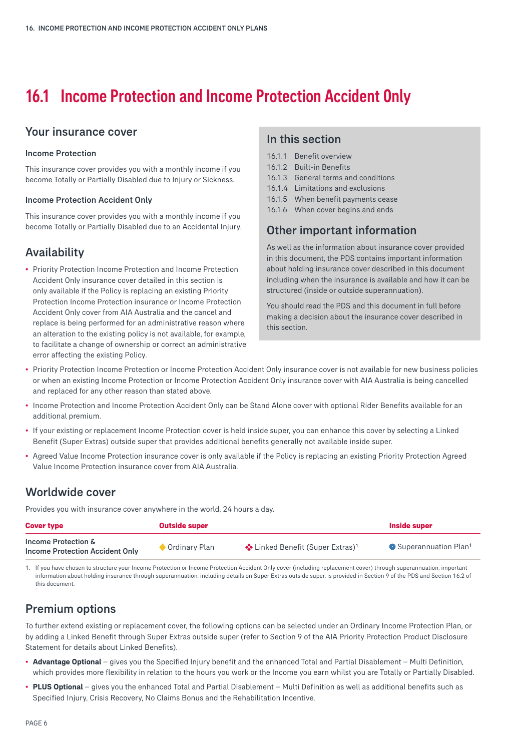# 16.1 Income Protection and Income Protection Accident Only

## Your insurance cover

### Income Protection

This insurance cover provides you with a monthly income if you become Totally or Partially Disabled due to Injury or Sickness.

### Income Protection Accident Only

This insurance cover provides you with a monthly income if you become Totally or Partially Disabled due to an Accidental Injury.

## In this section

- 16.1.1 Benefit overview
- 16.1.2 Built-in Benefits
- 16.1.3 General terms and conditions
- 16.1.4 Limitations and exclusions
- 16.1.5 When benefit payments cease
- 16.1.6 When cover begins and ends

## Other important information

As well as the information about insurance cover provided in this document, the PDS contains important information about holding insurance cover described in this document including when the insurance is available and how it can be structured (inside or outside superannuation).

You should read the PDS and this document in full before making a decision about the insurance cover described in this section.

## Availability

- Priority Protection Income Protection and Income Protection Accident Only insurance cover detailed in this section is only available if the Policy is replacing an existing Priority Protection Income Protection insurance or Income Protection Accident Only cover from AIA Australia and the cancel and replace is being performed for an administrative reason where an alteration to the existing policy is not available, for example, to facilitate a change of ownership or correct an administrative error affecting the existing Policy.
- Priority Protection Income Protection or Income Protection Accident Only insurance cover is not available for new business policies or when an existing Income Protection or Income Protection Accident Only insurance cover with AIA Australia is being cancelled and replaced for any other reason than stated above.
- Income Protection and Income Protection Accident Only can be Stand Alone cover with optional Rider Benefits available for an additional premium.
- If your existing or replacement Income Protection cover is held inside super, you can enhance this cover by selecting a Linked Benefit (Super Extras) outside super that provides additional benefits generally not available inside super.
- Agreed Value Income Protection insurance cover is only available if the Policy is replacing an existing Priority Protection Agreed Value Income Protection insurance cover from AIA Australia.

## Worldwide cover

Provides you with insurance cover anywhere in the world, 24 hours a day.

| Cover type | Outside super | | Inside super |
|---|---|---|---|
| Income Protection & Income Protection Accident Only | ◆ Ordinary Plan | ❖ Linked Benefit (Super Extras)[1] | ● Superannuation Plan[1] |

1. If you have chosen to structure your Income Protection or Income Protection Accident Only cover (including replacement cover) through superannuation, important information about holding insurance through superannuation, including details on Super Extras outside super, is provided in Section 9 of the PDS and Section 16.2 of this document.

## Premium options

To further extend existing or replacement cover, the following options can be selected under an Ordinary Income Protection Plan, or by adding a Linked Benefit through Super Extras outside super (refer to Section 9 of the AIA Priority Protection Product Disclosure Statement for details about Linked Benefits).

- **Advantage Optional** – gives you the Specified Injury benefit and the enhanced Total and Partial Disablement – Multi Definition, which provides more flexibility in relation to the hours you work or the Income you earn whilst you are Totally or Partially Disabled.
- **PLUS Optional** – gives you the enhanced Total and Partial Disablement – Multi Definition as well as additional benefits such as Specified Injury, Crisis Recovery, No Claims Bonus and the Rehabilitation Incentive.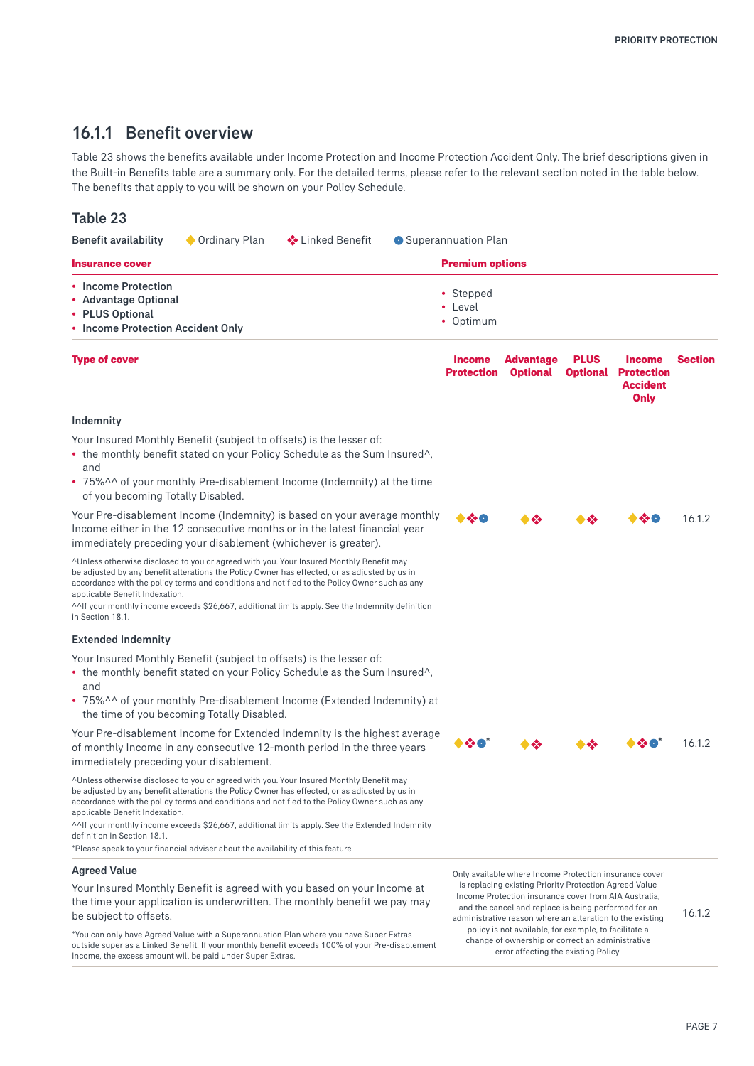### 16.1.1 Benefit overview

Table 23 shows the benefits available under Income Protection and Income Protection Accident Only. The brief descriptions given in the Built-in Benefits table are a summary only. For the detailed terms, please refer to the relevant section noted in the table below. The benefits that apply to you will be shown on your Policy Schedule.

## Table 23

**Benefit availability** ◆ Ordinary Plan ❖ Linked Benefit ● Superannuation Plan

| **Insurance cover** | **Premium options** |
|---|---|
| • **Income Protection**<br>• **Advantage Optional**<br>• **PLUS Optional**<br>• **Income Protection Accident Only** | • Stepped<br>• Level<br>• Optimum |

| **Type of cover** | **Income Protection** | **Advantage Optional** | **PLUS Optional** | **Income Protection Accident Only** | **Section** |
|---|---|---|---|---|---|
| **Indemnity**<br>Your Insured Monthly Benefit (subject to offsets) is the lesser of:<br>• the monthly benefit stated on your Policy Schedule as the Sum Insured^, and<br>• 75%^^ of your monthly Pre-disablement Income (Indemnity) at the time of you becoming Totally Disabled.<br>Your Pre-disablement Income (Indemnity) is based on your average monthly Income either in the 12 consecutive months or in the latest financial year immediately preceding your disablement (whichever is greater).<br>^Unless otherwise disclosed to you or agreed with you. Your Insured Monthly Benefit may be adjusted by any benefit alterations the Policy Owner has effected, or as adjusted by us in accordance with the policy terms and conditions and notified to the Policy Owner such as any applicable Benefit Indexation.<br>^^If your monthly income exceeds $26,667, additional limits apply. See the Indemnity definition in Section 18.1. | ◆❖● | ◆❖ | ◆❖ | ◆❖● | 16.1.2 |
| **Extended Indemnity**<br>Your Insured Monthly Benefit (subject to offsets) is the lesser of:<br>• the monthly benefit stated on your Policy Schedule as the Sum Insured^, and<br>• 75%^^ of your monthly Pre-disablement Income (Extended Indemnity) at the time of you becoming Totally Disabled.<br>Your Pre-disablement Income for Extended Indemnity is the highest average of monthly Income in any consecutive 12-month period in the three years immediately preceding your disablement.<br>^Unless otherwise disclosed to you or agreed with you. Your Insured Monthly Benefit may be adjusted by any benefit alterations the Policy Owner has effected, or as adjusted by us in accordance with the policy terms and conditions and notified to the Policy Owner such as any applicable Benefit Indexation.<br>^^If your monthly income exceeds $26,667, additional limits apply. See the Extended Indemnity definition in Section 18.1.<br>*Please speak to your financial adviser about the availability of this feature. | ◆❖●* | ◆❖ | ◆❖ | ◆❖●* | 16.1.2 |
| **Agreed Value**<br>Your Insured Monthly Benefit is agreed with you based on your Income at the time your application is underwritten. The monthly benefit we pay may be subject to offsets.<br>*You can only have Agreed Value with a Superannuation Plan where you have Super Extras outside super as a Linked Benefit. If your monthly benefit exceeds 100% of your Pre-disablement Income, the excess amount will be paid under Super Extras. | Only available where Income Protection insurance cover is replacing existing Priority Protection Agreed Value Income Protection insurance cover from AIA Australia, and the cancel and replace is being performed for an administrative reason where an alteration to the existing policy is not available, for example, to facilitate a change of ownership or correct an administrative error affecting the existing Policy. | | | | 16.1.2 |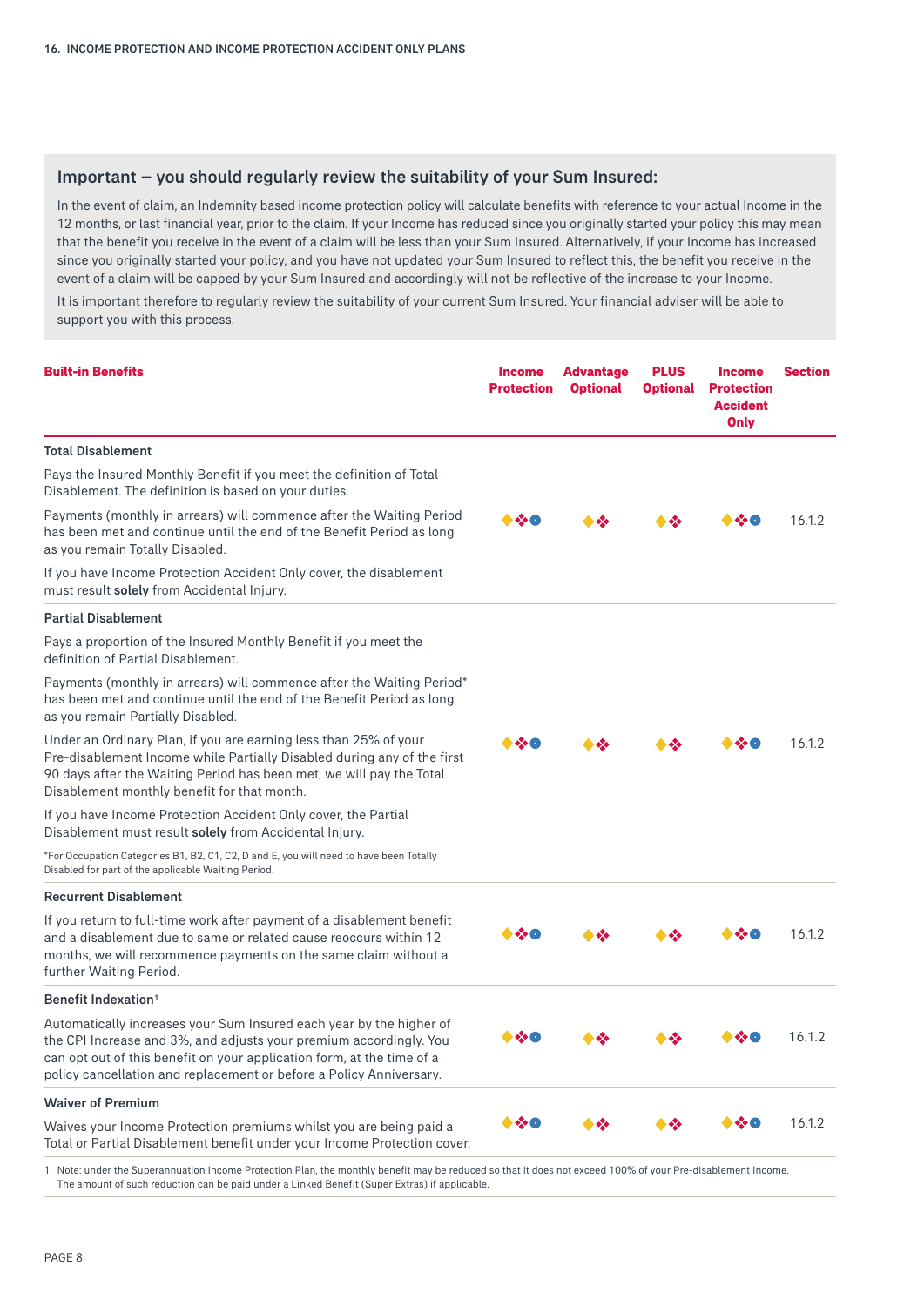## Important – you should regularly review the suitability of your Sum Insured:

In the event of claim, an Indemnity based income protection policy will calculate benefits with reference to your actual Income in the 12 months, or last financial year, prior to the claim. If your Income has reduced since you originally started your policy this may mean that the benefit you receive in the event of a claim will be less than your Sum Insured. Alternatively, if your Income has increased since you originally started your policy, and you have not updated your Sum Insured to reflect this, the benefit you receive in the event of a claim will be capped by your Sum Insured and accordingly will not be reflective of the increase to your Income.

It is important therefore to regularly review the suitability of your current Sum Insured. Your financial adviser will be able to support you with this process.

| Built-in Benefits | Income Protection | Advantage Optional | PLUS Optional | Income Protection Accident Only | Section |
|---|---|---|---|---|---|
| **Total Disablement**<br>Pays the Insured Monthly Benefit if you meet the definition of Total Disablement. The definition is based on your duties.<br>Payments (monthly in arrears) will commence after the Waiting Period has been met and continue until the end of the Benefit Period as long as you remain Totally Disabled.<br>If you have Income Protection Accident Only cover, the disablement must result **solely** from Accidental Injury. | ◆❖● | ◆❖ | ◆❖ | ◆❖● | 16.1.2 |
| **Partial Disablement**<br>Pays a proportion of the Insured Monthly Benefit if you meet the definition of Partial Disablement.<br>Payments (monthly in arrears) will commence after the Waiting Period* has been met and continue until the end of the Benefit Period as long as you remain Partially Disabled.<br>Under an Ordinary Plan, if you are earning less than 25% of your Pre-disablement Income while Partially Disabled during any of the first 90 days after the Waiting Period has been met, we will pay the Total Disablement monthly benefit for that month.<br>If you have Income Protection Accident Only cover, the Partial Disablement must result **solely** from Accidental Injury.<br>*For Occupation Categories B1, B2, C1, C2, D and E, you will need to have been Totally Disabled for part of the applicable Waiting Period. | ◆❖● | ◆❖ | ◆❖ | ◆❖● | 16.1.2 |
| **Recurrent Disablement**<br>If you return to full-time work after payment of a disablement benefit and a disablement due to same or related cause reoccurs within 12 months, we will recommence payments on the same claim without a further Waiting Period. | ◆❖● | ◆❖ | ◆❖ | ◆❖● | 16.1.2 |
| **Benefit Indexation**[1]<br>Automatically increases your Sum Insured each year by the higher of the CPI Increase and 3%, and adjusts your premium accordingly. You can opt out of this benefit on your application form, at the time of a policy cancellation and replacement or before a Policy Anniversary. | ◆❖● | ◆❖ | ◆❖ | ◆❖● | 16.1.2 |
| **Waiver of Premium**<br>Waives your Income Protection premiums whilst you are being paid a Total or Partial Disablement benefit under your Income Protection cover. | ◆❖● | ◆❖ | ◆❖ | ◆❖● | 16.1.2 |

1. Note: under the Superannuation Income Protection Plan, the monthly benefit may be reduced so that it does not exceed 100% of your Pre-disablement Income. The amount of such reduction can be paid under a Linked Benefit (Super Extras) if applicable.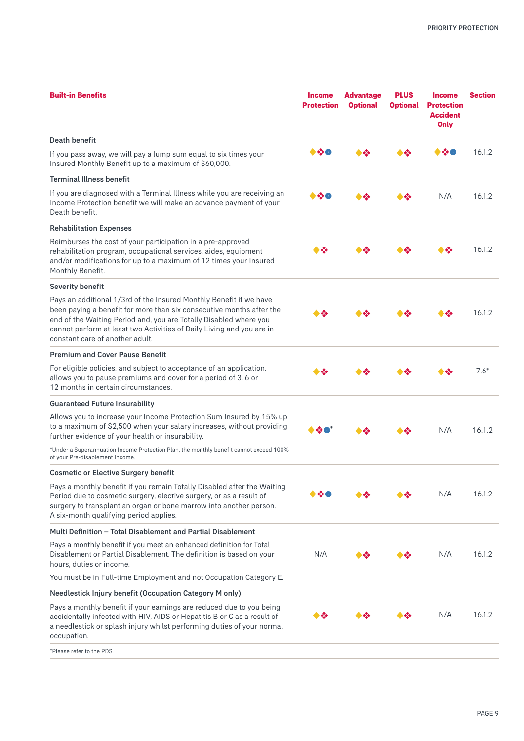| Built-in Benefits | Income Protection | Advantage Optional | PLUS Optional | Income Protection Accident Only | Section |
|---|---|---|---|---|---|
| **Death benefit**<br>If you pass away, we will pay a lump sum equal to six times your Insured Monthly Benefit up to a maximum of $60,000. | ◆❖● | ◆❖ | ◆❖ | ◆❖● | 16.1.2 |
| **Terminal Illness benefit**<br>If you are diagnosed with a Terminal Illness while you are receiving an Income Protection benefit we will make an advance payment of your Death benefit. | ◆❖● | ◆❖ | ◆❖ | N/A | 16.1.2 |
| **Rehabilitation Expenses**<br>Reimburses the cost of your participation in a pre-approved rehabilitation program, occupational services, aides, equipment and/or modifications for up to a maximum of 12 times your Insured Monthly Benefit. | ◆❖ | ◆❖ | ◆❖ | ◆❖ | 16.1.2 |
| **Severity benefit**<br>Pays an additional 1/3rd of the Insured Monthly Benefit if we have been paying a benefit for more than six consecutive months after the end of the Waiting Period and, you are Totally Disabled where you cannot perform at least two Activities of Daily Living and you are in constant care of another adult. | ◆❖ | ◆❖ | ◆❖ | ◆❖ | 16.1.2 |
| **Premium and Cover Pause Benefit**<br>For eligible policies, and subject to acceptance of an application, allows you to pause premiums and cover for a period of 3, 6 or 12 months in certain circumstances. | ◆❖ | ◆❖ | ◆❖ | ◆❖ | 7.6* |
| **Guaranteed Future Insurability**<br>Allows you to increase your Income Protection Sum Insured by 15% up to a maximum of $2,500 when your salary increases, without providing further evidence of your health or insurability.<br>*Under a Superannuation Income Protection Plan, the monthly benefit cannot exceed 100% of your Pre-disablement Income. | ◆❖●* | ◆❖ | ◆❖ | N/A | 16.1.2 |
| **Cosmetic or Elective Surgery benefit**<br>Pays a monthly benefit if you remain Totally Disabled after the Waiting Period due to cosmetic surgery, elective surgery, or as a result of surgery to transplant an organ or bone marrow into another person. A six-month qualifying period applies. | ◆❖● | ◆❖ | ◆❖ | N/A | 16.1.2 |
| **Multi Definition – Total Disablement and Partial Disablement**<br>Pays a monthly benefit if you meet an enhanced definition for Total Disablement or Partial Disablement. The definition is based on your hours, duties or income.<br>You must be in Full-time Employment and not Occupation Category E. | N/A | ◆❖ | ◆❖ | N/A | 16.1.2 |
| **Needlestick Injury benefit (Occupation Category M only)**<br>Pays a monthly benefit if your earnings are reduced due to you being accidentally infected with HIV, AIDS or Hepatitis B or C as a result of a needlestick or splash injury whilst performing duties of your normal occupation. | ◆❖ | ◆❖ | ◆❖ | N/A | 16.1.2 |

*Please refer to the PDS.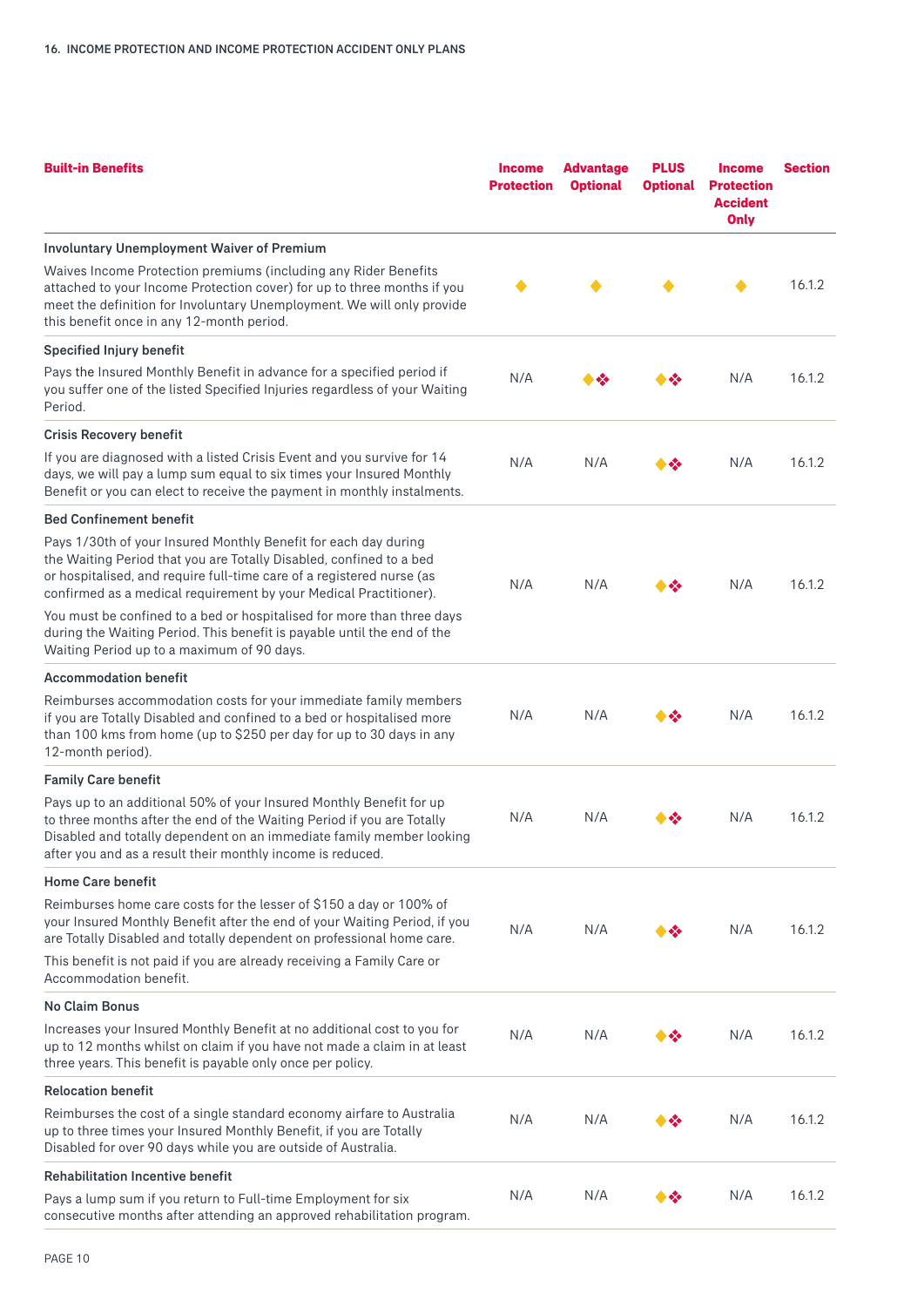| Built-in Benefits | Income Protection | Advantage Optional | PLUS Optional | Income Protection Accident Only | Section |
|---|---|---|---|---|---|
| **Involuntary Unemployment Waiver of Premium**<br>Waives Income Protection premiums (including any Rider Benefits attached to your Income Protection cover) for up to three months if you meet the definition for Involuntary Unemployment. We will only provide this benefit once in any 12-month period. | ◆ | ◆ | ◆ | ◆ | 16.1.2 |
| **Specified Injury benefit**<br>Pays the Insured Monthly Benefit in advance for a specified period if you suffer one of the listed Specified Injuries regardless of your Waiting Period. | N/A | ◆❖ | ◆❖ | N/A | 16.1.2 |
| **Crisis Recovery benefit**<br>If you are diagnosed with a listed Crisis Event and you survive for 14 days, we will pay a lump sum equal to six times your Insured Monthly Benefit or you can elect to receive the payment in monthly instalments. | N/A | N/A | ◆❖ | N/A | 16.1.2 |
| **Bed Confinement benefit**<br>Pays 1/30th of your Insured Monthly Benefit for each day during the Waiting Period that you are Totally Disabled, confined to a bed or hospitalised, and require full-time care of a registered nurse (as confirmed as a medical requirement by your Medical Practitioner).<br>You must be confined to a bed or hospitalised for more than three days during the Waiting Period. This benefit is payable until the end of the Waiting Period up to a maximum of 90 days. | N/A | N/A | ◆❖ | N/A | 16.1.2 |
| **Accommodation benefit**<br>Reimburses accommodation costs for your immediate family members if you are Totally Disabled and confined to a bed or hospitalised more than 100 kms from home (up to $250 per day for up to 30 days in any 12-month period). | N/A | N/A | ◆❖ | N/A | 16.1.2 |
| **Family Care benefit**<br>Pays up to an additional 50% of your Insured Monthly Benefit for up to three months after the end of the Waiting Period if you are Totally Disabled and totally dependent on an immediate family member looking after you and as a result their monthly income is reduced. | N/A | N/A | ◆❖ | N/A | 16.1.2 |
| **Home Care benefit**<br>Reimburses home care costs for the lesser of $150 a day or 100% of your Insured Monthly Benefit after the end of your Waiting Period, if you are Totally Disabled and totally dependent on professional home care.<br>This benefit is not paid if you are already receiving a Family Care or Accommodation benefit. | N/A | N/A | ◆❖ | N/A | 16.1.2 |
| **No Claim Bonus**<br>Increases your Insured Monthly Benefit at no additional cost to you for up to 12 months whilst on claim if you have not made a claim in at least three years. This benefit is payable only once per policy. | N/A | N/A | ◆❖ | N/A | 16.1.2 |
| **Relocation benefit**<br>Reimburses the cost of a single standard economy airfare to Australia up to three times your Insured Monthly Benefit, if you are Totally Disabled for over 90 days while you are outside of Australia. | N/A | N/A | ◆❖ | N/A | 16.1.2 |
| **Rehabilitation Incentive benefit**<br>Pays a lump sum if you return to Full-time Employment for six consecutive months after attending an approved rehabilitation program. | N/A | N/A | ◆❖ | N/A | 16.1.2 |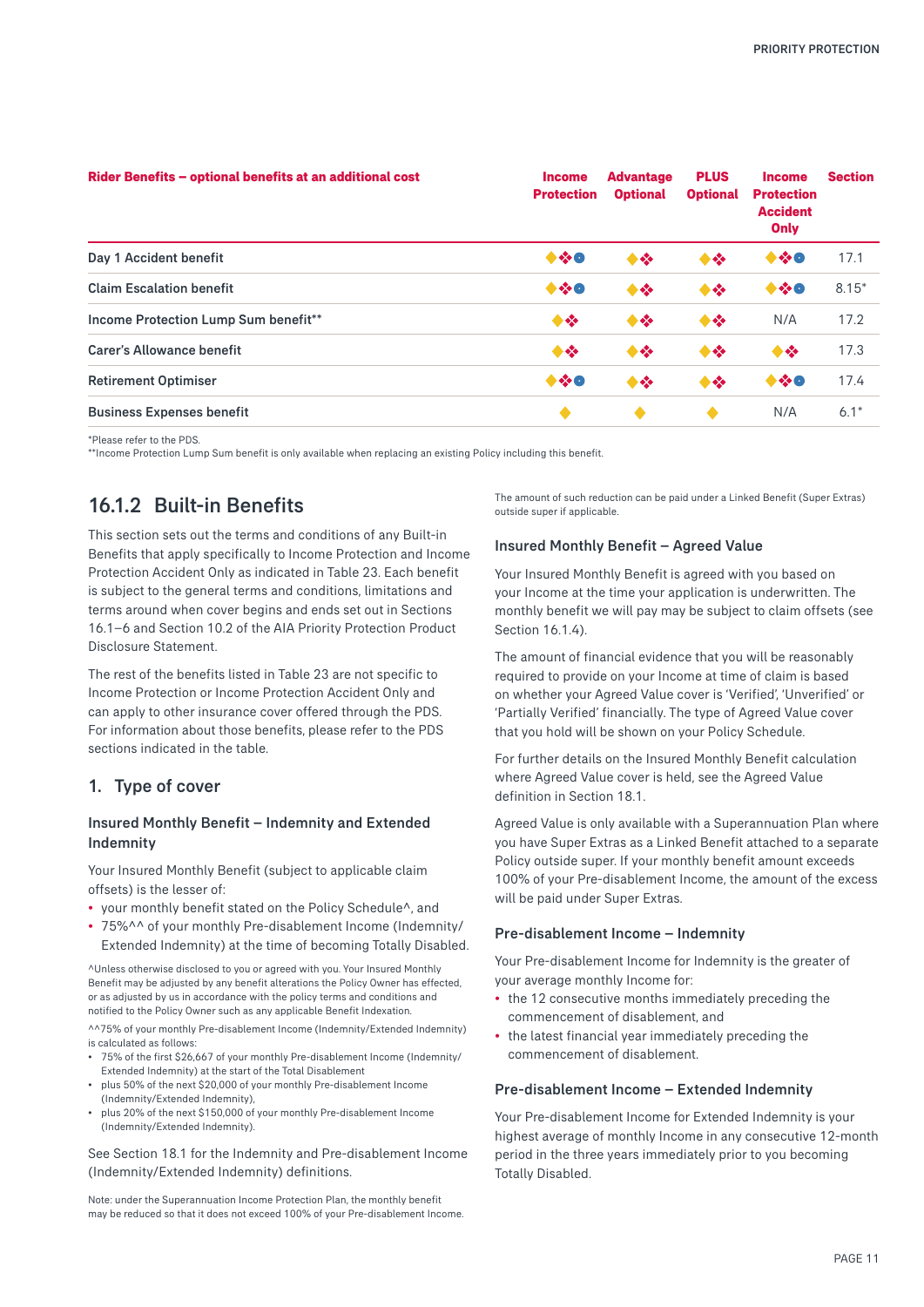| Rider Benefits – optional benefits at an additional cost | Income Protection | Advantage Optional | PLUS Optional | Income Protection Accident Only | Section |
|---|---|---|---|---|---|
| Day 1 Accident benefit | ◆❖● | ◆❖ | ◆❖ | ◆❖● | 17.1 |
| Claim Escalation benefit | ◆❖● | ◆❖ | ◆❖ | ◆❖● | 8.15* |
| Income Protection Lump Sum benefit** | ◆❖ | ◆❖ | ◆❖ | N/A | 17.2 |
| Carer's Allowance benefit | ◆❖ | ◆❖ | ◆❖ | ◆❖ | 17.3 |
| Retirement Optimiser | ◆❖● | ◆❖ | ◆❖ | ◆❖● | 17.4 |
| Business Expenses benefit | ◆ | ◆ | ◆ | N/A | 6.1* |

*Please refer to the PDS.
**Income Protection Lump Sum benefit is only available when replacing an existing Policy including this benefit.

## 16.1.2 Built-in Benefits

This section sets out the terms and conditions of any Built-in Benefits that apply specifically to Income Protection and Income Protection Accident Only as indicated in Table 23. Each benefit is subject to the general terms and conditions, limitations and terms around when cover begins and ends set out in Sections 16.1–6 and Section 10.2 of the AIA Priority Protection Product Disclosure Statement.

The rest of the benefits listed in Table 23 are not specific to Income Protection or Income Protection Accident Only and can apply to other insurance cover offered through the PDS. For information about those benefits, please refer to the PDS sections indicated in the table.

### 1. Type of cover

#### Insured Monthly Benefit – Indemnity and Extended Indemnity

Your Insured Monthly Benefit (subject to applicable claim offsets) is the lesser of:

- your monthly benefit stated on the Policy Schedule^, and
- 75%^^ of your monthly Pre-disablement Income (Indemnity/Extended Indemnity) at the time of becoming Totally Disabled.

^Unless otherwise disclosed to you or agreed with you. Your Insured Monthly Benefit may be adjusted by any benefit alterations the Policy Owner has effected, or as adjusted by us in accordance with the policy terms and conditions and notified to the Policy Owner such as any applicable Benefit Indexation.

^^75% of your monthly Pre-disablement Income (Indemnity/Extended Indemnity) is calculated as follows:

- 75% of the first $26,667 of your monthly Pre-disablement Income (Indemnity/Extended Indemnity) at the start of the Total Disablement
- plus 50% of the next $20,000 of your monthly Pre-disablement Income (Indemnity/Extended Indemnity),
- plus 20% of the next $150,000 of your monthly Pre-disablement Income (Indemnity/Extended Indemnity).

See Section 18.1 for the Indemnity and Pre-disablement Income (Indemnity/Extended Indemnity) definitions.

Note: under the Superannuation Income Protection Plan, the monthly benefit may be reduced so that it does not exceed 100% of your Pre-disablement Income. The amount of such reduction can be paid under a Linked Benefit (Super Extras) outside super if applicable.

#### Insured Monthly Benefit – Agreed Value

Your Insured Monthly Benefit is agreed with you based on your Income at the time your application is underwritten. The monthly benefit we will pay may be subject to claim offsets (see Section 16.1.4).

The amount of financial evidence that you will be reasonably required to provide on your Income at time of claim is based on whether your Agreed Value cover is 'Verified', 'Unverified' or 'Partially Verified' financially. The type of Agreed Value cover that you hold will be shown on your Policy Schedule.

For further details on the Insured Monthly Benefit calculation where Agreed Value cover is held, see the Agreed Value definition in Section 18.1.

Agreed Value is only available with a Superannuation Plan where you have Super Extras as a Linked Benefit attached to a separate Policy outside super. If your monthly benefit amount exceeds 100% of your Pre-disablement Income, the amount of the excess will be paid under Super Extras.

#### Pre-disablement Income – Indemnity

Your Pre-disablement Income for Indemnity is the greater of your average monthly Income for:

- the 12 consecutive months immediately preceding the commencement of disablement, and
- the latest financial year immediately preceding the commencement of disablement.

#### Pre-disablement Income – Extended Indemnity

Your Pre-disablement Income for Extended Indemnity is your highest average of monthly Income in any consecutive 12-month period in the three years immediately prior to you becoming Totally Disabled.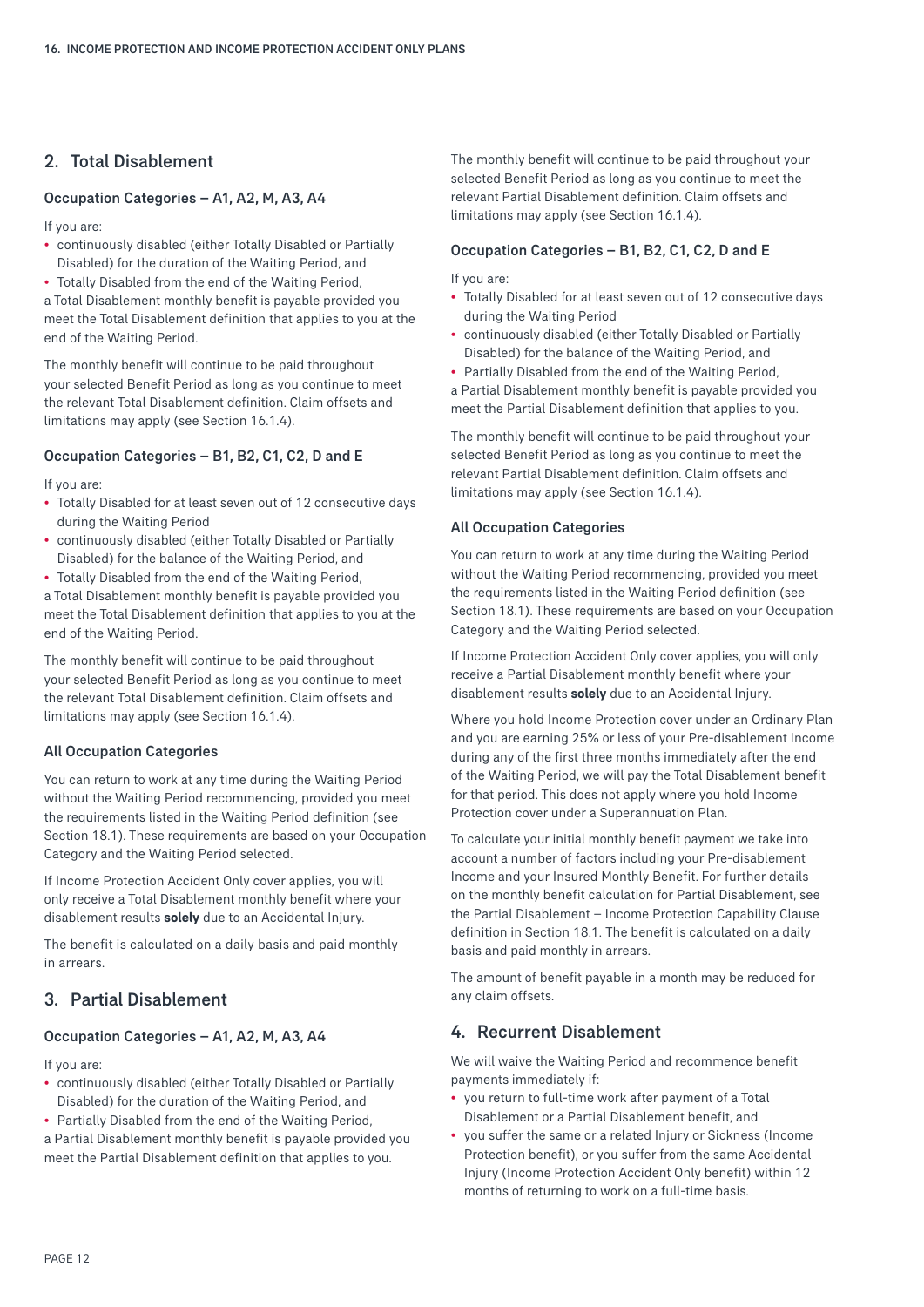## 2. Total Disablement

### Occupation Categories – A1, A2, M, A3, A4

If you are:

- continuously disabled (either Totally Disabled or Partially Disabled) for the duration of the Waiting Period, and
- Totally Disabled from the end of the Waiting Period,

a Total Disablement monthly benefit is payable provided you meet the Total Disablement definition that applies to you at the end of the Waiting Period.

The monthly benefit will continue to be paid throughout your selected Benefit Period as long as you continue to meet the relevant Total Disablement definition. Claim offsets and limitations may apply (see Section 16.1.4).

### Occupation Categories – B1, B2, C1, C2, D and E

If you are:

- Totally Disabled for at least seven out of 12 consecutive days during the Waiting Period
- continuously disabled (either Totally Disabled or Partially Disabled) for the balance of the Waiting Period, and
- Totally Disabled from the end of the Waiting Period,

a Total Disablement monthly benefit is payable provided you meet the Total Disablement definition that applies to you at the end of the Waiting Period.

The monthly benefit will continue to be paid throughout your selected Benefit Period as long as you continue to meet the relevant Total Disablement definition. Claim offsets and limitations may apply (see Section 16.1.4).

### All Occupation Categories

You can return to work at any time during the Waiting Period without the Waiting Period recommencing, provided you meet the requirements listed in the Waiting Period definition (see Section 18.1). These requirements are based on your Occupation Category and the Waiting Period selected.

If Income Protection Accident Only cover applies, you will only receive a Total Disablement monthly benefit where your disablement results **solely** due to an Accidental Injury.

The benefit is calculated on a daily basis and paid monthly in arrears.

## 3. Partial Disablement

### Occupation Categories – A1, A2, M, A3, A4

If you are:

- continuously disabled (either Totally Disabled or Partially Disabled) for the duration of the Waiting Period, and
- Partially Disabled from the end of the Waiting Period,

a Partial Disablement monthly benefit is payable provided you meet the Partial Disablement definition that applies to you.

The monthly benefit will continue to be paid throughout your selected Benefit Period as long as you continue to meet the relevant Partial Disablement definition. Claim offsets and limitations may apply (see Section 16.1.4).

### Occupation Categories – B1, B2, C1, C2, D and E

If you are:

- Totally Disabled for at least seven out of 12 consecutive days during the Waiting Period
- continuously disabled (either Totally Disabled or Partially Disabled) for the balance of the Waiting Period, and
- Partially Disabled from the end of the Waiting Period,

a Partial Disablement monthly benefit is payable provided you meet the Partial Disablement definition that applies to you.

The monthly benefit will continue to be paid throughout your selected Benefit Period as long as you continue to meet the relevant Partial Disablement definition. Claim offsets and limitations may apply (see Section 16.1.4).

### All Occupation Categories

You can return to work at any time during the Waiting Period without the Waiting Period recommencing, provided you meet the requirements listed in the Waiting Period definition (see Section 18.1). These requirements are based on your Occupation Category and the Waiting Period selected.

If Income Protection Accident Only cover applies, you will only receive a Partial Disablement monthly benefit where your disablement results **solely** due to an Accidental Injury.

Where you hold Income Protection cover under an Ordinary Plan and you are earning 25% or less of your Pre-disablement Income during any of the first three months immediately after the end of the Waiting Period, we will pay the Total Disablement benefit for that period. This does not apply where you hold Income Protection cover under a Superannuation Plan.

To calculate your initial monthly benefit payment we take into account a number of factors including your Pre-disablement Income and your Insured Monthly Benefit. For further details on the monthly benefit calculation for Partial Disablement, see the Partial Disablement – Income Protection Capability Clause definition in Section 18.1. The benefit is calculated on a daily basis and paid monthly in arrears.

The amount of benefit payable in a month may be reduced for any claim offsets.

## 4. Recurrent Disablement

We will waive the Waiting Period and recommence benefit payments immediately if:

- you return to full-time work after payment of a Total Disablement or a Partial Disablement benefit, and
- you suffer the same or a related Injury or Sickness (Income Protection benefit), or you suffer from the same Accidental Injury (Income Protection Accident Only benefit) within 12 months of returning to work on a full-time basis.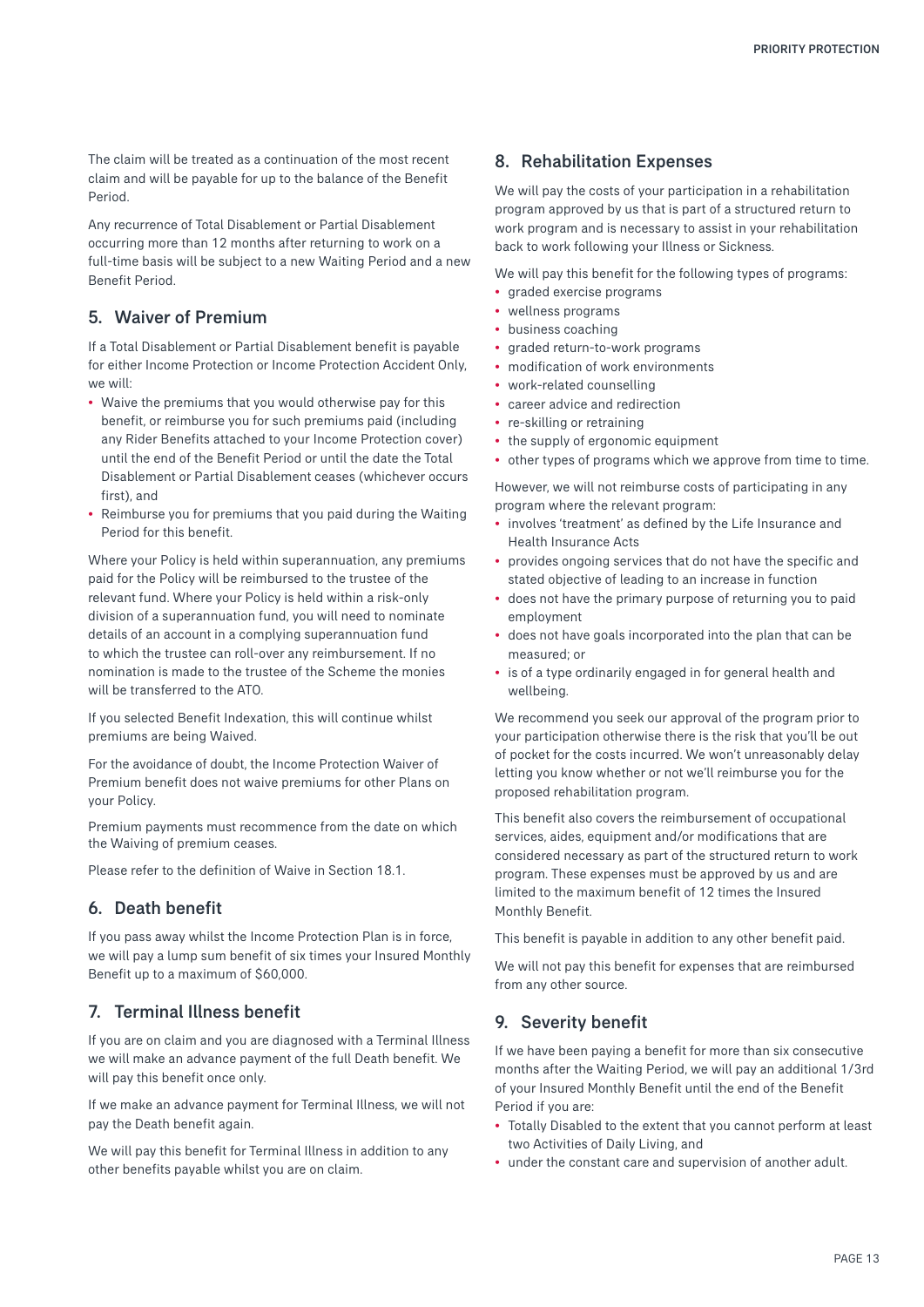The claim will be treated as a continuation of the most recent claim and will be payable for up to the balance of the Benefit Period.

Any recurrence of Total Disablement or Partial Disablement occurring more than 12 months after returning to work on a full-time basis will be subject to a new Waiting Period and a new Benefit Period.

## 5. Waiver of Premium

If a Total Disablement or Partial Disablement benefit is payable for either Income Protection or Income Protection Accident Only, we will:

- Waive the premiums that you would otherwise pay for this benefit, or reimburse you for such premiums paid (including any Rider Benefits attached to your Income Protection cover) until the end of the Benefit Period or until the date the Total Disablement or Partial Disablement ceases (whichever occurs first), and
- Reimburse you for premiums that you paid during the Waiting Period for this benefit.

Where your Policy is held within superannuation, any premiums paid for the Policy will be reimbursed to the trustee of the relevant fund. Where your Policy is held within a risk-only division of a superannuation fund, you will need to nominate details of an account in a complying superannuation fund to which the trustee can roll-over any reimbursement. If no nomination is made to the trustee of the Scheme the monies will be transferred to the ATO.

If you selected Benefit Indexation, this will continue whilst premiums are being Waived.

For the avoidance of doubt, the Income Protection Waiver of Premium benefit does not waive premiums for other Plans on your Policy.

Premium payments must recommence from the date on which the Waiving of premium ceases.

Please refer to the definition of Waive in Section 18.1.

## 6. Death benefit

If you pass away whilst the Income Protection Plan is in force, we will pay a lump sum benefit of six times your Insured Monthly Benefit up to a maximum of $60,000.

## 7. Terminal Illness benefit

If you are on claim and you are diagnosed with a Terminal Illness we will make an advance payment of the full Death benefit. We will pay this benefit once only.

If we make an advance payment for Terminal Illness, we will not pay the Death benefit again.

We will pay this benefit for Terminal Illness in addition to any other benefits payable whilst you are on claim.

## 8. Rehabilitation Expenses

We will pay the costs of your participation in a rehabilitation program approved by us that is part of a structured return to work program and is necessary to assist in your rehabilitation back to work following your Illness or Sickness.

We will pay this benefit for the following types of programs:

- graded exercise programs
- wellness programs
- business coaching
- graded return-to-work programs
- modification of work environments
- work-related counselling
- career advice and redirection
- re-skilling or retraining
- the supply of ergonomic equipment
- other types of programs which we approve from time to time.

However, we will not reimburse costs of participating in any program where the relevant program:

- involves 'treatment' as defined by the Life Insurance and Health Insurance Acts
- provides ongoing services that do not have the specific and stated objective of leading to an increase in function
- does not have the primary purpose of returning you to paid employment
- does not have goals incorporated into the plan that can be measured; or
- is of a type ordinarily engaged in for general health and wellbeing.

We recommend you seek our approval of the program prior to your participation otherwise there is the risk that you'll be out of pocket for the costs incurred. We won't unreasonably delay letting you know whether or not we'll reimburse you for the proposed rehabilitation program.

This benefit also covers the reimbursement of occupational services, aides, equipment and/or modifications that are considered necessary as part of the structured return to work program. These expenses must be approved by us and are limited to the maximum benefit of 12 times the Insured Monthly Benefit.

This benefit is payable in addition to any other benefit paid.

We will not pay this benefit for expenses that are reimbursed from any other source.

## 9. Severity benefit

If we have been paying a benefit for more than six consecutive months after the Waiting Period, we will pay an additional 1/3rd of your Insured Monthly Benefit until the end of the Benefit Period if you are:

- Totally Disabled to the extent that you cannot perform at least two Activities of Daily Living, and
- under the constant care and supervision of another adult.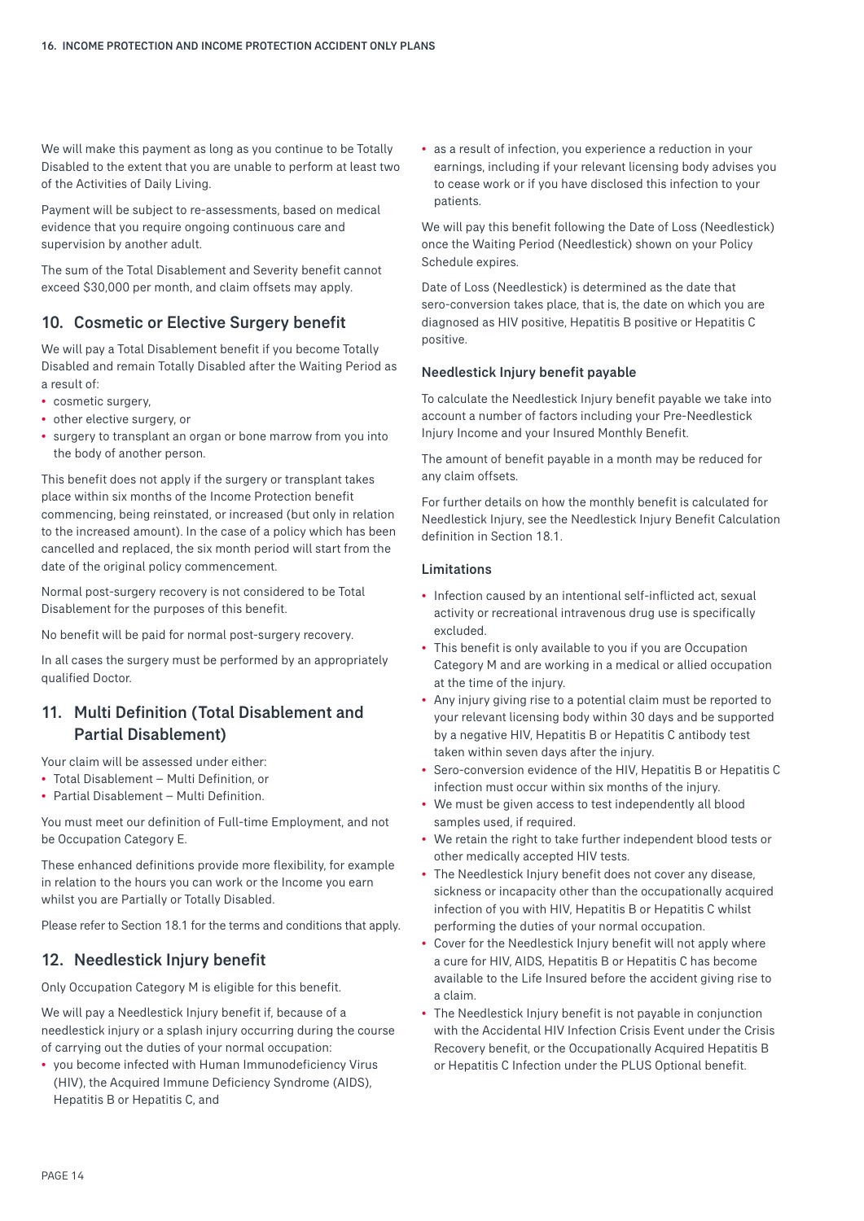We will make this payment as long as you continue to be Totally Disabled to the extent that you are unable to perform at least two of the Activities of Daily Living.

Payment will be subject to re-assessments, based on medical evidence that you require ongoing continuous care and supervision by another adult.

The sum of the Total Disablement and Severity benefit cannot exceed $30,000 per month, and claim offsets may apply.

## 10. Cosmetic or Elective Surgery benefit

We will pay a Total Disablement benefit if you become Totally Disabled and remain Totally Disabled after the Waiting Period as a result of:

- cosmetic surgery,
- other elective surgery, or
- surgery to transplant an organ or bone marrow from you into the body of another person.

This benefit does not apply if the surgery or transplant takes place within six months of the Income Protection benefit commencing, being reinstated, or increased (but only in relation to the increased amount). In the case of a policy which has been cancelled and replaced, the six month period will start from the date of the original policy commencement.

Normal post-surgery recovery is not considered to be Total Disablement for the purposes of this benefit.

No benefit will be paid for normal post-surgery recovery.

In all cases the surgery must be performed by an appropriately qualified Doctor.

## 11. Multi Definition (Total Disablement and Partial Disablement)

Your claim will be assessed under either:

- Total Disablement – Multi Definition, or
- Partial Disablement – Multi Definition.

You must meet our definition of Full-time Employment, and not be Occupation Category E.

These enhanced definitions provide more flexibility, for example in relation to the hours you can work or the Income you earn whilst you are Partially or Totally Disabled.

Please refer to Section 18.1 for the terms and conditions that apply.

## 12. Needlestick Injury benefit

Only Occupation Category M is eligible for this benefit.

We will pay a Needlestick Injury benefit if, because of a needlestick injury or a splash injury occurring during the course of carrying out the duties of your normal occupation:

- you become infected with Human Immunodeficiency Virus (HIV), the Acquired Immune Deficiency Syndrome (AIDS), Hepatitis B or Hepatitis C, and
- as a result of infection, you experience a reduction in your earnings, including if your relevant licensing body advises you to cease work or if you have disclosed this infection to your patients.

We will pay this benefit following the Date of Loss (Needlestick) once the Waiting Period (Needlestick) shown on your Policy Schedule expires.

Date of Loss (Needlestick) is determined as the date that sero-conversion takes place, that is, the date on which you are diagnosed as HIV positive, Hepatitis B positive or Hepatitis C positive.

### Needlestick Injury benefit payable

To calculate the Needlestick Injury benefit payable we take into account a number of factors including your Pre-Needlestick Injury Income and your Insured Monthly Benefit.

The amount of benefit payable in a month may be reduced for any claim offsets.

For further details on how the monthly benefit is calculated for Needlestick Injury, see the Needlestick Injury Benefit Calculation definition in Section 18.1.

### Limitations

- Infection caused by an intentional self-inflicted act, sexual activity or recreational intravenous drug use is specifically excluded.
- This benefit is only available to you if you are Occupation Category M and are working in a medical or allied occupation at the time of the injury.
- Any injury giving rise to a potential claim must be reported to your relevant licensing body within 30 days and be supported by a negative HIV, Hepatitis B or Hepatitis C antibody test taken within seven days after the injury.
- Sero-conversion evidence of the HIV, Hepatitis B or Hepatitis C infection must occur within six months of the injury.
- We must be given access to test independently all blood samples used, if required.
- We retain the right to take further independent blood tests or other medically accepted HIV tests.
- The Needlestick Injury benefit does not cover any disease, sickness or incapacity other than the occupationally acquired infection of you with HIV, Hepatitis B or Hepatitis C whilst performing the duties of your normal occupation.
- Cover for the Needlestick Injury benefit will not apply where a cure for HIV, AIDS, Hepatitis B or Hepatitis C has become available to the Life Insured before the accident giving rise to a claim.
- The Needlestick Injury benefit is not payable in conjunction with the Accidental HIV Infection Crisis Event under the Crisis Recovery benefit, or the Occupationally Acquired Hepatitis B or Hepatitis C Infection under the PLUS Optional benefit.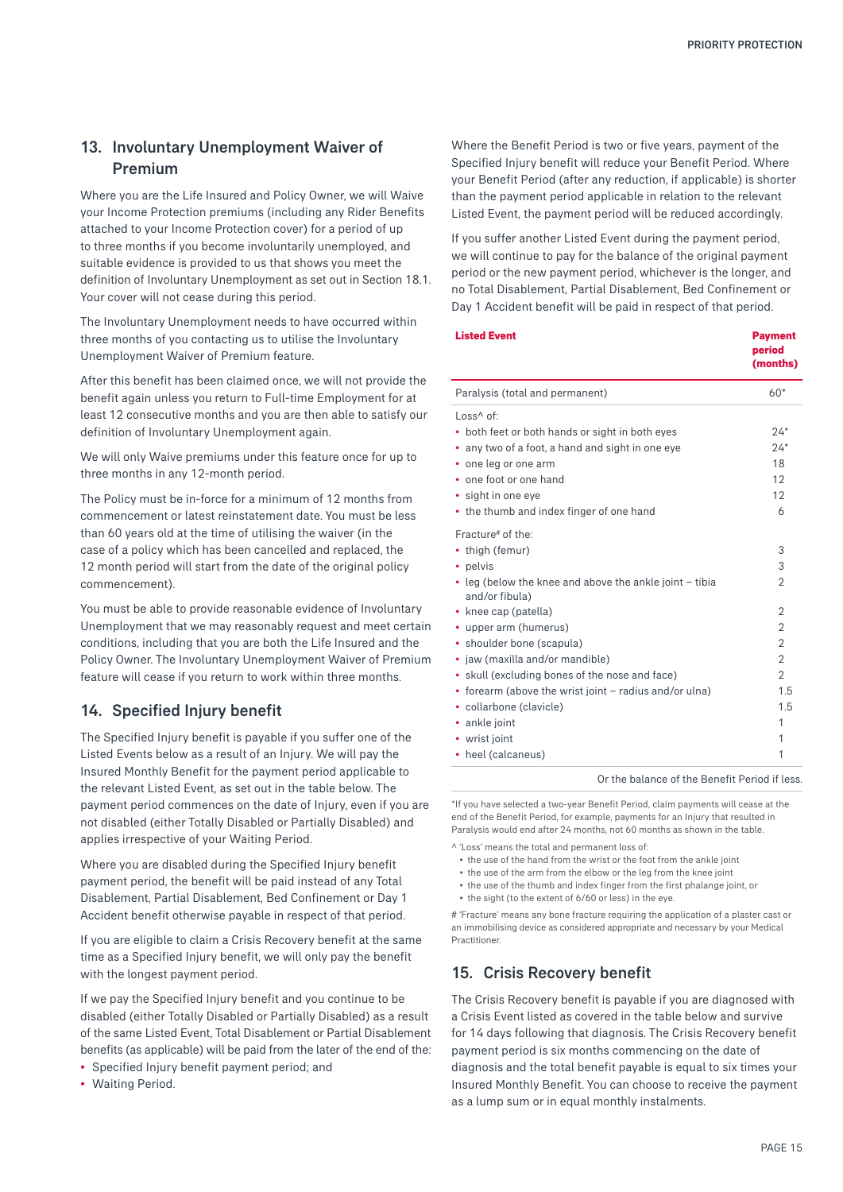## 13. Involuntary Unemployment Waiver of Premium

Where you are the Life Insured and Policy Owner, we will Waive your Income Protection premiums (including any Rider Benefits attached to your Income Protection cover) for a period of up to three months if you become involuntarily unemployed, and suitable evidence is provided to us that shows you meet the definition of Involuntary Unemployment as set out in Section 18.1. Your cover will not cease during this period.

The Involuntary Unemployment needs to have occurred within three months of you contacting us to utilise the Involuntary Unemployment Waiver of Premium feature.

After this benefit has been claimed once, we will not provide the benefit again unless you return to Full-time Employment for at least 12 consecutive months and you are then able to satisfy our definition of Involuntary Unemployment again.

We will only Waive premiums under this feature once for up to three months in any 12-month period.

The Policy must be in-force for a minimum of 12 months from commencement or latest reinstatement date. You must be less than 60 years old at the time of utilising the waiver (in the case of a policy which has been cancelled and replaced, the 12 month period will start from the date of the original policy commencement).

You must be able to provide reasonable evidence of Involuntary Unemployment that we may reasonably request and meet certain conditions, including that you are both the Life Insured and the Policy Owner. The Involuntary Unemployment Waiver of Premium feature will cease if you return to work within three months.

## 14. Specified Injury benefit

The Specified Injury benefit is payable if you suffer one of the Listed Events below as a result of an Injury. We will pay the Insured Monthly Benefit for the payment period applicable to the relevant Listed Event, as set out in the table below. The payment period commences on the date of Injury, even if you are not disabled (either Totally Disabled or Partially Disabled) and applies irrespective of your Waiting Period.

Where you are disabled during the Specified Injury benefit payment period, the benefit will be paid instead of any Total Disablement, Partial Disablement, Bed Confinement or Day 1 Accident benefit otherwise payable in respect of that period.

If you are eligible to claim a Crisis Recovery benefit at the same time as a Specified Injury benefit, we will only pay the benefit with the longest payment period.

If we pay the Specified Injury benefit and you continue to be disabled (either Totally Disabled or Partially Disabled) as a result of the same Listed Event, Total Disablement or Partial Disablement benefits (as applicable) will be paid from the later of the end of the:

- Specified Injury benefit payment period; and
- Waiting Period.

Where the Benefit Period is two or five years, payment of the Specified Injury benefit will reduce your Benefit Period. Where your Benefit Period (after any reduction, if applicable) is shorter than the payment period applicable in relation to the relevant Listed Event, the payment period will be reduced accordingly.

If you suffer another Listed Event during the payment period, we will continue to pay for the balance of the original payment period or the new payment period, whichever is the longer, and no Total Disablement, Partial Disablement, Bed Confinement or Day 1 Accident benefit will be paid in respect of that period.

| Listed Event | Payment period (months) |
|---|---|
| Paralysis (total and permanent) | 60* |
| Loss^ of: | |
| • both feet or both hands or sight in both eyes | 24* |
| • any two of a foot, a hand and sight in one eye | 24* |
| • one leg or one arm | 18 |
| • one foot or one hand | 12 |
| • sight in one eye | 12 |
| • the thumb and index finger of one hand | 6 |
| Fracture# of the: | |
| • thigh (femur) | 3 |
| • pelvis | 3 |
| • leg (below the knee and above the ankle joint – tibia and/or fibula) | 2 |
| • knee cap (patella) | 2 |
| • upper arm (humerus) | 2 |
| • shoulder bone (scapula) | 2 |
| • jaw (maxilla and/or mandible) | 2 |
| • skull (excluding bones of the nose and face) | 2 |
| • forearm (above the wrist joint – radius and/or ulna) | 1.5 |
| • collarbone (clavicle) | 1.5 |
| • ankle joint | 1 |
| • wrist joint | 1 |
| • heel (calcaneus) | 1 |

Or the balance of the Benefit Period if less.

*If you have selected a two-year Benefit Period, claim payments will cease at the end of the Benefit Period, for example, payments for an Injury that resulted in Paralysis would end after 24 months, not 60 months as shown in the table.

^ 'Loss' means the total and permanent loss of:

- the use of the hand from the wrist or the foot from the ankle joint
- the use of the arm from the elbow or the leg from the knee joint
- the use of the thumb and index finger from the first phalange joint, or
- the sight (to the extent of 6/60 or less) in the eye.

# 'Fracture' means any bone fracture requiring the application of a plaster cast or an immobilising device as considered appropriate and necessary by your Medical Practitioner.

## 15. Crisis Recovery benefit

The Crisis Recovery benefit is payable if you are diagnosed with a Crisis Event listed as covered in the table below and survive for 14 days following that diagnosis. The Crisis Recovery benefit payment period is six months commencing on the date of diagnosis and the total benefit payable is equal to six times your Insured Monthly Benefit. You can choose to receive the payment as a lump sum or in equal monthly instalments.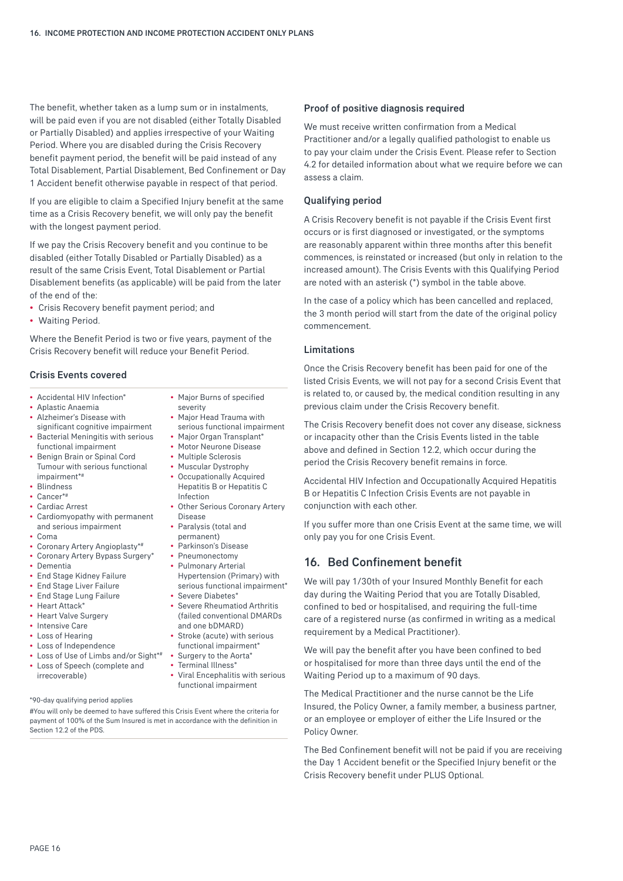The benefit, whether taken as a lump sum or in instalments, will be paid even if you are not disabled (either Totally Disabled or Partially Disabled) and applies irrespective of your Waiting Period. Where you are disabled during the Crisis Recovery benefit payment period, the benefit will be paid instead of any Total Disablement, Partial Disablement, Bed Confinement or Day 1 Accident benefit otherwise payable in respect of that period.

If you are eligible to claim a Specified Injury benefit at the same time as a Crisis Recovery benefit, we will only pay the benefit with the longest payment period.

If we pay the Crisis Recovery benefit and you continue to be disabled (either Totally Disabled or Partially Disabled) as a result of the same Crisis Event, Total Disablement or Partial Disablement benefits (as applicable) will be paid from the later of the end of the:

- Crisis Recovery benefit payment period; and
- Waiting Period.

Where the Benefit Period is two or five years, payment of the Crisis Recovery benefit will reduce your Benefit Period.

### Crisis Events covered

- Accidental HIV Infection*
- Aplastic Anaemia
- Alzheimer's Disease with significant cognitive impairment
- Bacterial Meningitis with serious functional impairment
- Benign Brain or Spinal Cord Tumour with serious functional impairment*#
- Blindness
- Cancer*#
- Cardiac Arrest
- Cardiomyopathy with permanent and serious impairment
- Coma
- Coronary Artery Angioplasty*#
- Coronary Artery Bypass Surgery*
- Dementia
- End Stage Kidney Failure
- End Stage Liver Failure
- End Stage Lung Failure
- Heart Attack*
- Heart Valve Surgery
- Intensive Care
- Loss of Hearing
- Loss of Independence
- Loss of Use of Limbs and/or Sight*#
- Loss of Speech (complete and irrecoverable)
- Major Burns of specified severity
- Major Head Trauma with serious functional impairment
- Major Organ Transplant*
- Motor Neurone Disease
- Multiple Sclerosis
- Muscular Dystrophy
- Occupationally Acquired Hepatitis B or Hepatitis C Infection
- Other Serious Coronary Artery Disease
- Paralysis (total and permanent)
- Parkinson's Disease
- Pneumonectomy
- Pulmonary Arterial Hypertension (Primary) with serious functional impairment*
- Severe Diabetes*
- Severe Rheumatiod Arthritis (failed conventional DMARDs and one bDMARD)
- Stroke (acute) with serious functional impairment*
- Surgery to the Aorta*
- Terminal Illness*
- Viral Encephalitis with serious functional impairment

*90-day qualifying period applies

#You will only be deemed to have suffered this Crisis Event where the criteria for payment of 100% of the Sum Insured is met in accordance with the definition in Section 12.2 of the PDS.

### Proof of positive diagnosis required

We must receive written confirmation from a Medical Practitioner and/or a legally qualified pathologist to enable us to pay your claim under the Crisis Event. Please refer to Section 4.2 for detailed information about what we require before we can assess a claim.

### Qualifying period

A Crisis Recovery benefit is not payable if the Crisis Event first occurs or is first diagnosed or investigated, or the symptoms are reasonably apparent within three months after this benefit commences, is reinstated or increased (but only in relation to the increased amount). The Crisis Events with this Qualifying Period are noted with an asterisk (*) symbol in the table above.

In the case of a policy which has been cancelled and replaced, the 3 month period will start from the date of the original policy commencement.

### Limitations

Once the Crisis Recovery benefit has been paid for one of the listed Crisis Events, we will not pay for a second Crisis Event that is related to, or caused by, the medical condition resulting in any previous claim under the Crisis Recovery benefit.

The Crisis Recovery benefit does not cover any disease, sickness or incapacity other than the Crisis Events listed in the table above and defined in Section 12.2, which occur during the period the Crisis Recovery benefit remains in force.

Accidental HIV Infection and Occupationally Acquired Hepatitis B or Hepatitis C Infection Crisis Events are not payable in conjunction with each other.

If you suffer more than one Crisis Event at the same time, we will only pay you for one Crisis Event.

## 16. Bed Confinement benefit

We will pay 1/30th of your Insured Monthly Benefit for each day during the Waiting Period that you are Totally Disabled, confined to bed or hospitalised, and requiring the full-time care of a registered nurse (as confirmed in writing as a medical requirement by a Medical Practitioner).

We will pay the benefit after you have been confined to bed or hospitalised for more than three days until the end of the Waiting Period up to a maximum of 90 days.

The Medical Practitioner and the nurse cannot be the Life Insured, the Policy Owner, a family member, a business partner, or an employee or employer of either the Life Insured or the Policy Owner.

The Bed Confinement benefit will not be paid if you are receiving the Day 1 Accident benefit or the Specified Injury benefit or the Crisis Recovery benefit under PLUS Optional.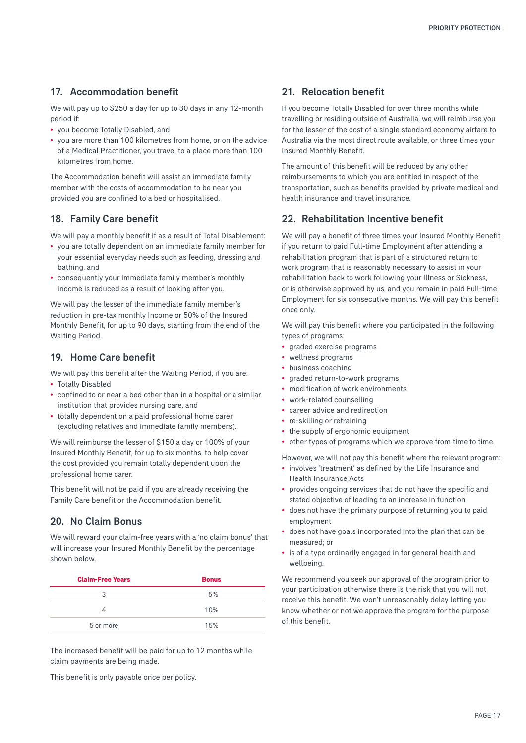## 17. Accommodation benefit

We will pay up to $250 a day for up to 30 days in any 12-month period if:

- you become Totally Disabled, and
- you are more than 100 kilometres from home, or on the advice of a Medical Practitioner, you travel to a place more than 100 kilometres from home.

The Accommodation benefit will assist an immediate family member with the costs of accommodation to be near you provided you are confined to a bed or hospitalised.

## 18. Family Care benefit

We will pay a monthly benefit if as a result of Total Disablement:

- you are totally dependent on an immediate family member for your essential everyday needs such as feeding, dressing and bathing, and
- consequently your immediate family member's monthly income is reduced as a result of looking after you.

We will pay the lesser of the immediate family member's reduction in pre-tax monthly Income or 50% of the Insured Monthly Benefit, for up to 90 days, starting from the end of the Waiting Period.

## 19. Home Care benefit

We will pay this benefit after the Waiting Period, if you are:

- Totally Disabled
- confined to or near a bed other than in a hospital or a similar institution that provides nursing care, and
- totally dependent on a paid professional home carer (excluding relatives and immediate family members).

We will reimburse the lesser of $150 a day or 100% of your Insured Monthly Benefit, for up to six months, to help cover the cost provided you remain totally dependent upon the professional home carer.

This benefit will not be paid if you are already receiving the Family Care benefit or the Accommodation benefit.

## 20. No Claim Bonus

We will reward your claim-free years with a 'no claim bonus' that will increase your Insured Monthly Benefit by the percentage shown below.

| Claim-Free Years | Bonus |
|---|---|
| 3 | 5% |
| 4 | 10% |
| 5 or more | 15% |

The increased benefit will be paid for up to 12 months while claim payments are being made.

This benefit is only payable once per policy.

## 21. Relocation benefit

If you become Totally Disabled for over three months while travelling or residing outside of Australia, we will reimburse you for the lesser of the cost of a single standard economy airfare to Australia via the most direct route available, or three times your Insured Monthly Benefit.

The amount of this benefit will be reduced by any other reimbursements to which you are entitled in respect of the transportation, such as benefits provided by private medical and health insurance and travel insurance.

## 22. Rehabilitation Incentive benefit

We will pay a benefit of three times your Insured Monthly Benefit if you return to paid Full-time Employment after attending a rehabilitation program that is part of a structured return to work program that is reasonably necessary to assist in your rehabilitation back to work following your Illness or Sickness, or is otherwise approved by us, and you remain in paid Full-time Employment for six consecutive months. We will pay this benefit once only.

We will pay this benefit where you participated in the following types of programs:

- graded exercise programs
- wellness programs
- business coaching
- graded return-to-work programs
- modification of work environments
- work-related counselling
- career advice and redirection
- re-skilling or retraining
- the supply of ergonomic equipment
- other types of programs which we approve from time to time.

However, we will not pay this benefit where the relevant program:

- involves 'treatment' as defined by the Life Insurance and Health Insurance Acts
- provides ongoing services that do not have the specific and stated objective of leading to an increase in function
- does not have the primary purpose of returning you to paid employment
- does not have goals incorporated into the plan that can be measured; or
- is of a type ordinarily engaged in for general health and wellbeing.

We recommend you seek our approval of the program prior to your participation otherwise there is the risk that you will not receive this benefit. We won't unreasonably delay letting you know whether or not we approve the program for the purpose of this benefit.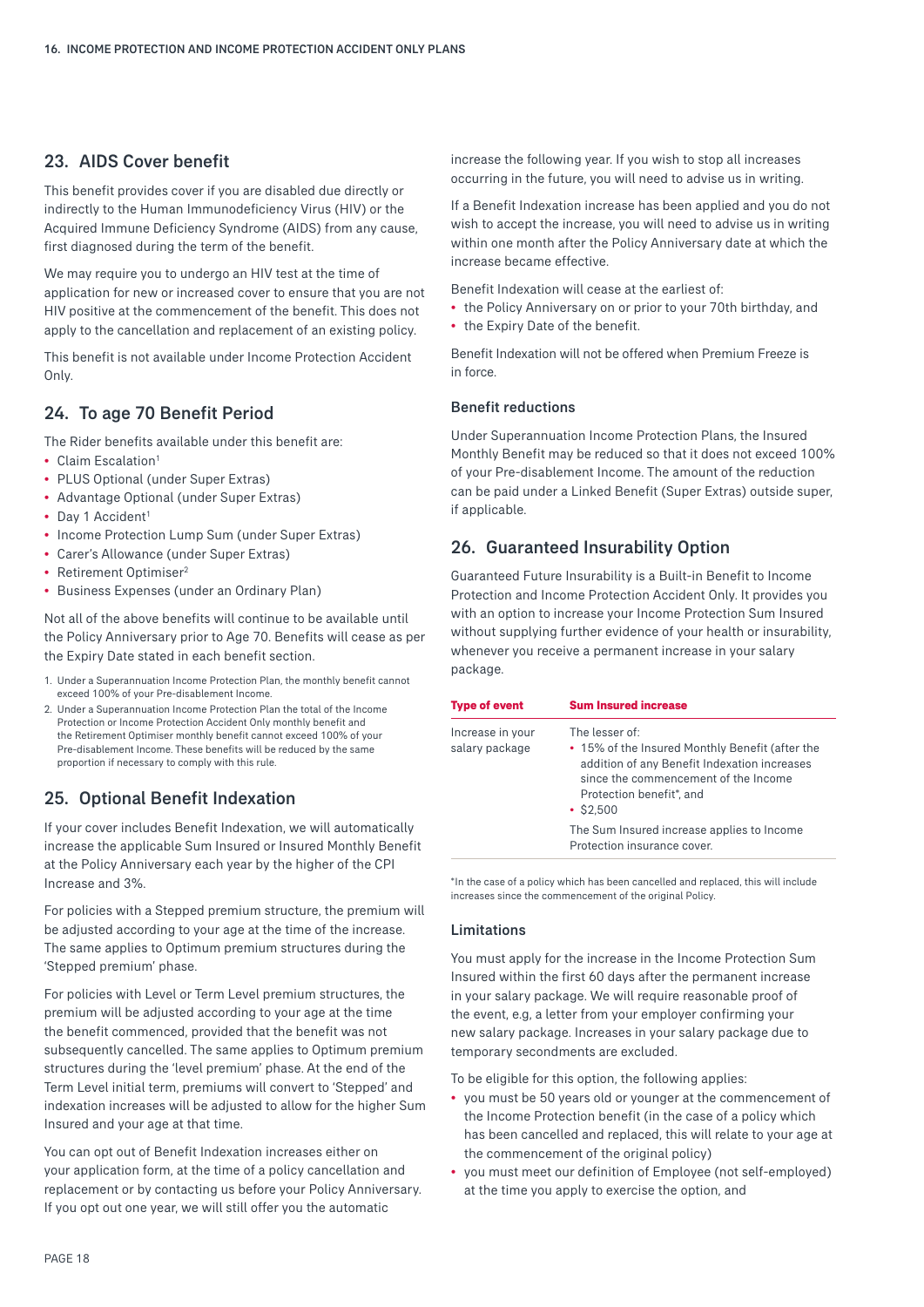## 23. AIDS Cover benefit

This benefit provides cover if you are disabled due directly or indirectly to the Human Immunodeficiency Virus (HIV) or the Acquired Immune Deficiency Syndrome (AIDS) from any cause, first diagnosed during the term of the benefit.

We may require you to undergo an HIV test at the time of application for new or increased cover to ensure that you are not HIV positive at the commencement of the benefit. This does not apply to the cancellation and replacement of an existing policy.

This benefit is not available under Income Protection Accident Only.

## 24. To age 70 Benefit Period

The Rider benefits available under this benefit are:

- Claim Escalation[1]
- PLUS Optional (under Super Extras)
- Advantage Optional (under Super Extras)
- Day 1 Accident[1]
- Income Protection Lump Sum (under Super Extras)
- Carer's Allowance (under Super Extras)
- Retirement Optimiser[2]
- Business Expenses (under an Ordinary Plan)

Not all of the above benefits will continue to be available until the Policy Anniversary prior to Age 70. Benefits will cease as per the Expiry Date stated in each benefit section.

1. Under a Superannuation Income Protection Plan, the monthly benefit cannot exceed 100% of your Pre-disablement Income.
2. Under a Superannuation Income Protection Plan the total of the Income Protection or Income Protection Accident Only monthly benefit and the Retirement Optimiser monthly benefit cannot exceed 100% of your Pre-disablement Income. These benefits will be reduced by the same proportion if necessary to comply with this rule.

## 25. Optional Benefit Indexation

If your cover includes Benefit Indexation, we will automatically increase the applicable Sum Insured or Insured Monthly Benefit at the Policy Anniversary each year by the higher of the CPI Increase and 3%.

For policies with a Stepped premium structure, the premium will be adjusted according to your age at the time of the increase. The same applies to Optimum premium structures during the 'Stepped premium' phase.

For policies with Level or Term Level premium structures, the premium will be adjusted according to your age at the time the benefit commenced, provided that the benefit was not subsequently cancelled. The same applies to Optimum premium structures during the 'level premium' phase. At the end of the Term Level initial term, premiums will convert to 'Stepped' and indexation increases will be adjusted to allow for the higher Sum Insured and your age at that time.

You can opt out of Benefit Indexation increases either on your application form, at the time of a policy cancellation and replacement or by contacting us before your Policy Anniversary. If you opt out one year, we will still offer you the automatic increase the following year. If you wish to stop all increases occurring in the future, you will need to advise us in writing.

If a Benefit Indexation increase has been applied and you do not wish to accept the increase, you will need to advise us in writing within one month after the Policy Anniversary date at which the increase became effective.

Benefit Indexation will cease at the earliest of:

- the Policy Anniversary on or prior to your 70th birthday, and
- the Expiry Date of the benefit.

Benefit Indexation will not be offered when Premium Freeze is in force.

### Benefit reductions

Under Superannuation Income Protection Plans, the Insured Monthly Benefit may be reduced so that it does not exceed 100% of your Pre-disablement Income. The amount of the reduction can be paid under a Linked Benefit (Super Extras) outside super, if applicable.

## 26. Guaranteed Insurability Option

Guaranteed Future Insurability is a Built-in Benefit to Income Protection and Income Protection Accident Only. It provides you with an option to increase your Income Protection Sum Insured without supplying further evidence of your health or insurability, whenever you receive a permanent increase in your salary package.

| Type of event | Sum Insured increase |
|---|---|
| Increase in your salary package | The lesser of:<br>• 15% of the Insured Monthly Benefit (after the addition of any Benefit Indexation increases since the commencement of the Income Protection benefit*, and<br>• $2,500<br><br>The Sum Insured increase applies to Income Protection insurance cover. |

*In the case of a policy which has been cancelled and replaced, this will include increases since the commencement of the original Policy.

### Limitations

You must apply for the increase in the Income Protection Sum Insured within the first 60 days after the permanent increase in your salary package. We will require reasonable proof of the event, e.g, a letter from your employer confirming your new salary package. Increases in your salary package due to temporary secondments are excluded.

To be eligible for this option, the following applies:

- you must be 50 years old or younger at the commencement of the Income Protection benefit (in the case of a policy which has been cancelled and replaced, this will relate to your age at the commencement of the original policy)
- you must meet our definition of Employee (not self-employed) at the time you apply to exercise the option, and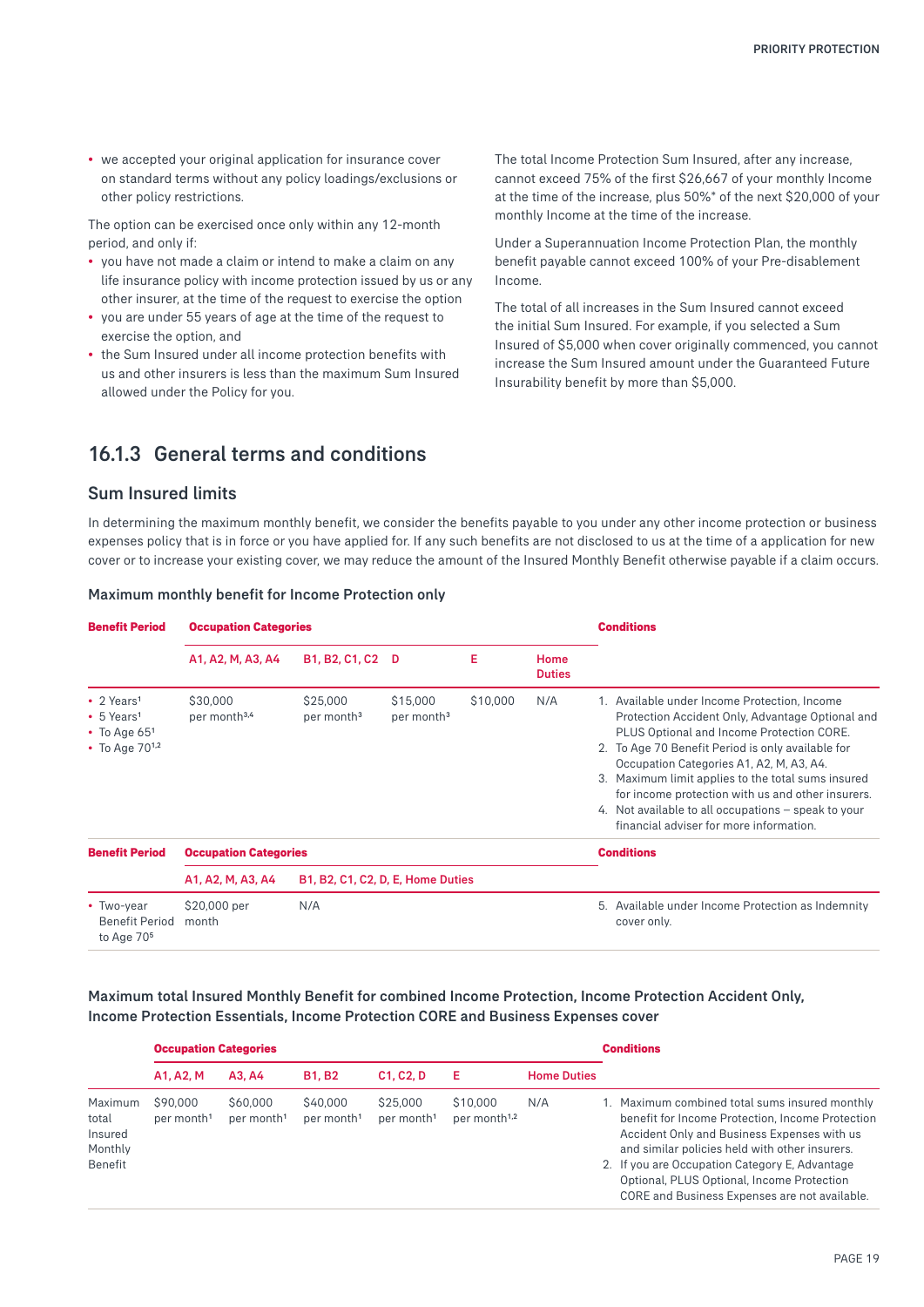- we accepted your original application for insurance cover on standard terms without any policy loadings/exclusions or other policy restrictions.

The option can be exercised once only within any 12-month period, and only if:

- you have not made a claim or intend to make a claim on any life insurance policy with income protection issued by us or any other insurer, at the time of the request to exercise the option
- you are under 55 years of age at the time of the request to exercise the option, and
- the Sum Insured under all income protection benefits with us and other insurers is less than the maximum Sum Insured allowed under the Policy for you.

The total Income Protection Sum Insured, after any increase, cannot exceed 75% of the first $26,667 of your monthly Income at the time of the increase, plus 50%* of the next $20,000 of your monthly Income at the time of the increase.

Under a Superannuation Income Protection Plan, the monthly benefit payable cannot exceed 100% of your Pre-disablement Income.

The total of all increases in the Sum Insured cannot exceed the initial Sum Insured. For example, if you selected a Sum Insured of $5,000 when cover originally commenced, you cannot increase the Sum Insured amount under the Guaranteed Future Insurability benefit by more than $5,000.

## 16.1.3 General terms and conditions

### Sum Insured limits

In determining the maximum monthly benefit, we consider the benefits payable to you under any other income protection or business expenses policy that is in force or you have applied for. If any such benefits are not disclosed to us at the time of a application for new cover or to increase your existing cover, we may reduce the amount of the Insured Monthly Benefit otherwise payable if a claim occurs.

#### Maximum monthly benefit for Income Protection only

| Benefit Period | Occupation Categories | | | | | Conditions |
|---|---|---|---|---|---|---|
| | A1, A2, M, A3, A4 | B1, B2, C1, C2 | D | E | Home Duties | |
| • 2 Years[1]<br>• 5 Years[1]<br>• To Age 65[1]<br>• To Age 70[1,2] | $30,000 per month[3,4] | $25,000 per month[3] | $15,000 per month[3] | $10,000 | N/A | 1. Available under Income Protection, Income Protection Accident Only, Advantage Optional and PLUS Optional and Income Protection CORE.<br>2. To Age 70 Benefit Period is only available for Occupation Categories A1, A2, M, A3, A4.<br>3. Maximum limit applies to the total sums insured for income protection with us and other insurers.<br>4. Not available to all occupations – speak to your financial adviser for more information. |

| Benefit Period | Occupation Categories | | Conditions |
|---|---|---|---|
| | A1, A2, M, A3, A4 | B1, B2, C1, C2, D, E, Home Duties | |
| • Two-year Benefit Period to Age 70[5] | $20,000 per month | N/A | 5. Available under Income Protection as Indemnity cover only. |

#### Maximum total Insured Monthly Benefit for combined Income Protection, Income Protection Accident Only, Income Protection Essentials, Income Protection CORE and Business Expenses cover

| | Occupation Categories | | | | | | Conditions |
|---|---|---|---|---|---|---|---|
| | A1, A2, M | A3, A4 | B1, B2 | C1, C2, D | E | Home Duties | |
| Maximum total Insured Monthly Benefit | $90,000 per month[1] | $60,000 per month[1] | $40,000 per month[1] | $25,000 per month[1] | $10,000 per month[1,2] | N/A | 1. Maximum combined total sums insured monthly benefit for Income Protection, Income Protection Accident Only and Business Expenses with us and similar policies held with other insurers.<br>2. If you are Occupation Category E, Advantage Optional, PLUS Optional, Income Protection CORE and Business Expenses are not available. |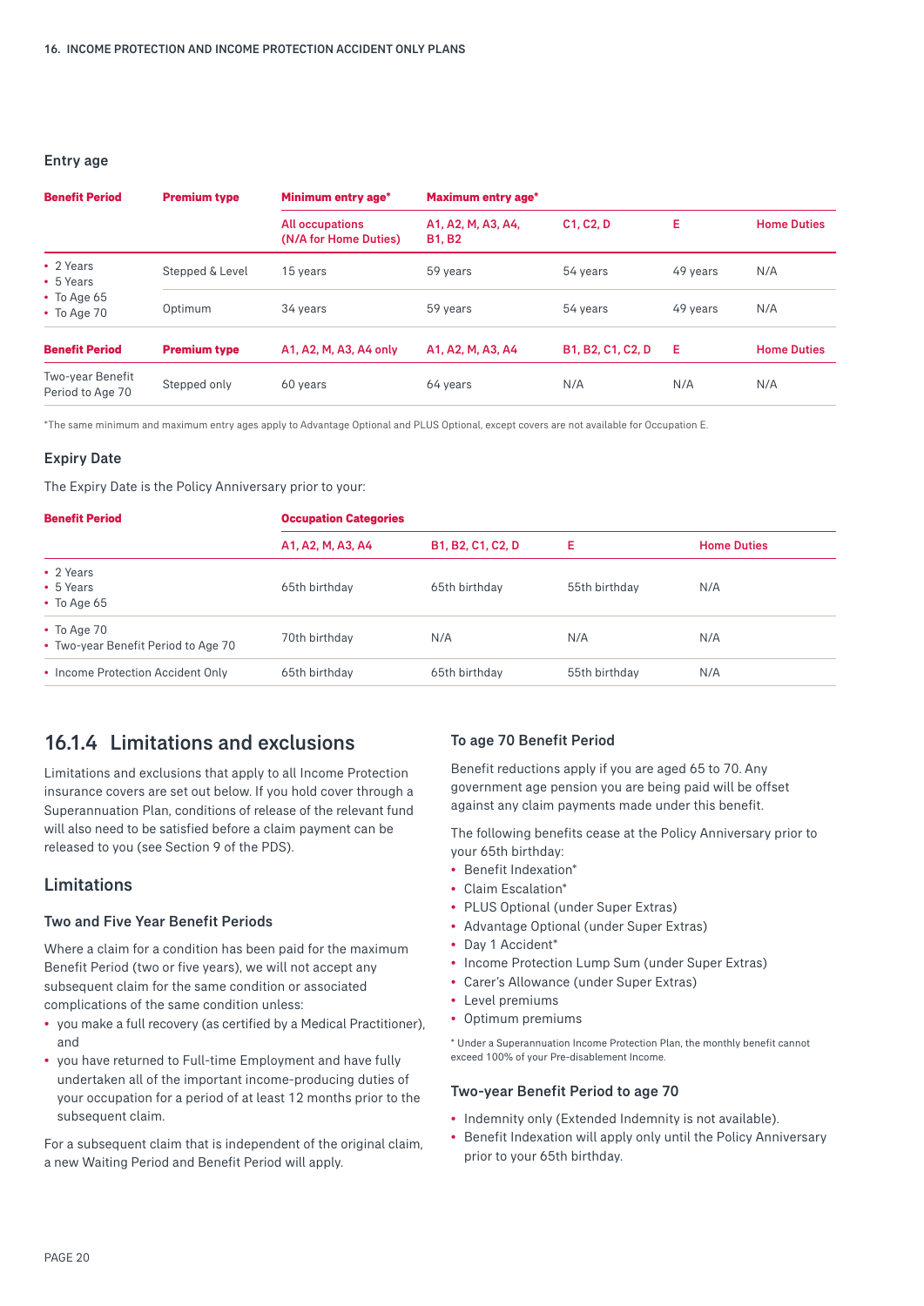### Entry age

| Benefit Period | Premium type | Minimum entry age* | Maximum entry age* | | | |
|---|---|---|---|---|---|---|
| | | All occupations (N/A for Home Duties) | A1, A2, M, A3, A4, B1, B2 | C1, C2, D | E | Home Duties |
| • 2 Years<br>• 5 Years<br>• To Age 65<br>• To Age 70 | Stepped & Level | 15 years | 59 years | 54 years | 49 years | N/A |
| | Optimum | 34 years | 59 years | 54 years | 49 years | N/A |
| **Benefit Period** | **Premium type** | **A1, A2, M, A3, A4 only** | **A1, A2, M, A3, A4** | **B1, B2, C1, C2, D** | **E** | **Home Duties** |
| Two-year Benefit Period to Age 70 | Stepped only | 60 years | 64 years | N/A | N/A | N/A |

*The same minimum and maximum entry ages apply to Advantage Optional and PLUS Optional, except covers are not available for Occupation E.

### Expiry Date

The Expiry Date is the Policy Anniversary prior to your:

| Benefit Period | Occupation Categories | | | |
|---|---|---|---|---|
| | A1, A2, M, A3, A4 | B1, B2, C1, C2, D | E | Home Duties |
| • 2 Years<br>• 5 Years<br>• To Age 65 | 65th birthday | 65th birthday | 55th birthday | N/A |
| • To Age 70<br>• Two-year Benefit Period to Age 70 | 70th birthday | N/A | N/A | N/A |
| • Income Protection Accident Only | 65th birthday | 65th birthday | 55th birthday | N/A |

## 16.1.4 Limitations and exclusions

Limitations and exclusions that apply to all Income Protection insurance covers are set out below. If you hold cover through a Superannuation Plan, conditions of release of the relevant fund will also need to be satisfied before a claim payment can be released to you (see Section 9 of the PDS).

### Limitations

#### Two and Five Year Benefit Periods

Where a claim for a condition has been paid for the maximum Benefit Period (two or five years), we will not accept any subsequent claim for the same condition or associated complications of the same condition unless:

- you make a full recovery (as certified by a Medical Practitioner), and
- you have returned to Full-time Employment and have fully undertaken all of the important income-producing duties of your occupation for a period of at least 12 months prior to the subsequent claim.

For a subsequent claim that is independent of the original claim, a new Waiting Period and Benefit Period will apply.

#### To age 70 Benefit Period

Benefit reductions apply if you are aged 65 to 70. Any government age pension you are being paid will be offset against any claim payments made under this benefit.

The following benefits cease at the Policy Anniversary prior to your 65th birthday:

- Benefit Indexation*
- Claim Escalation*
- PLUS Optional (under Super Extras)
- Advantage Optional (under Super Extras)
- Day 1 Accident*
- Income Protection Lump Sum (under Super Extras)
- Carer's Allowance (under Super Extras)
- Level premiums
- Optimum premiums

* Under a Superannuation Income Protection Plan, the monthly benefit cannot exceed 100% of your Pre-disablement Income.

#### Two-year Benefit Period to age 70

- Indemnity only (Extended Indemnity is not available).
- Benefit Indexation will apply only until the Policy Anniversary prior to your 65th birthday.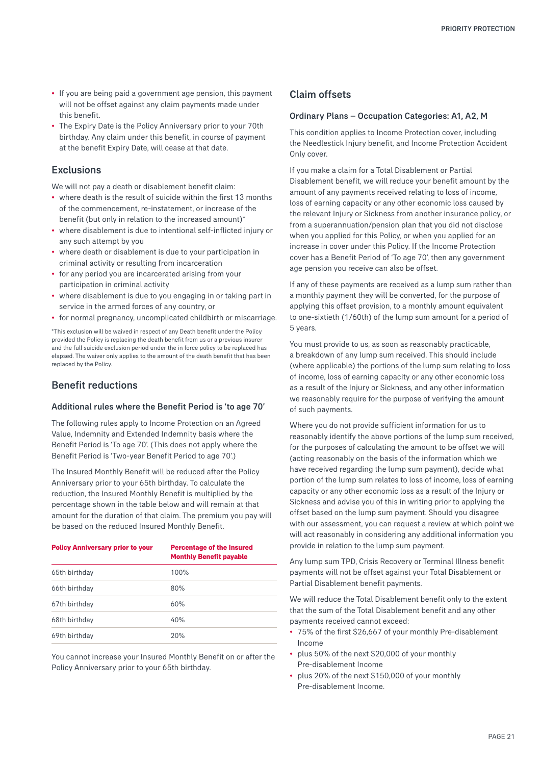- If you are being paid a government age pension, this payment will not be offset against any claim payments made under this benefit.
- The Expiry Date is the Policy Anniversary prior to your 70th birthday. Any claim under this benefit, in course of payment at the benefit Expiry Date, will cease at that date.

## Exclusions

We will not pay a death or disablement benefit claim:

- where death is the result of suicide within the first 13 months of the commencement, re-instatement, or increase of the benefit (but only in relation to the increased amount)*
- where disablement is due to intentional self-inflicted injury or any such attempt by you
- where death or disablement is due to your participation in criminal activity or resulting from incarceration
- for any period you are incarcerated arising from your participation in criminal activity
- where disablement is due to you engaging in or taking part in service in the armed forces of any country, or
- for normal pregnancy, uncomplicated childbirth or miscarriage.

*This exclusion will be waived in respect of any Death benefit under the Policy provided the Policy is replacing the death benefit from us or a previous insurer and the full suicide exclusion period under the in force policy to be replaced has elapsed. The waiver only applies to the amount of the death benefit that has been replaced by the Policy.

## Benefit reductions

### Additional rules where the Benefit Period is 'to age 70'

The following rules apply to Income Protection on an Agreed Value, Indemnity and Extended Indemnity basis where the Benefit Period is 'To age 70'. (This does not apply where the Benefit Period is 'Two-year Benefit Period to age 70'.)

The Insured Monthly Benefit will be reduced after the Policy Anniversary prior to your 65th birthday. To calculate the reduction, the Insured Monthly Benefit is multiplied by the percentage shown in the table below and will remain at that amount for the duration of that claim. The premium you pay will be based on the reduced Insured Monthly Benefit.

| Policy Anniversary prior to your | Percentage of the Insured Monthly Benefit payable |
|---|---|
| 65th birthday | 100% |
| 66th birthday | 80% |
| 67th birthday | 60% |
| 68th birthday | 40% |
| 69th birthday | 20% |

You cannot increase your Insured Monthly Benefit on or after the Policy Anniversary prior to your 65th birthday.

## Claim offsets

### Ordinary Plans – Occupation Categories: A1, A2, M

This condition applies to Income Protection cover, including the Needlestick Injury benefit, and Income Protection Accident Only cover.

If you make a claim for a Total Disablement or Partial Disablement benefit, we will reduce your benefit amount by the amount of any payments received relating to loss of income, loss of earning capacity or any other economic loss caused by the relevant Injury or Sickness from another insurance policy, or from a superannuation/pension plan that you did not disclose when you applied for this Policy, or when you applied for an increase in cover under this Policy. If the Income Protection cover has a Benefit Period of 'To age 70', then any government age pension you receive can also be offset.

If any of these payments are received as a lump sum rather than a monthly payment they will be converted, for the purpose of applying this offset provision, to a monthly amount equivalent to one-sixtieth (1/60th) of the lump sum amount for a period of 5 years.

You must provide to us, as soon as reasonably practicable, a breakdown of any lump sum received. This should include (where applicable) the portions of the lump sum relating to loss of income, loss of earning capacity or any other economic loss as a result of the Injury or Sickness, and any other information we reasonably require for the purpose of verifying the amount of such payments.

Where you do not provide sufficient information for us to reasonably identify the above portions of the lump sum received, for the purposes of calculating the amount to be offset we will (acting reasonably on the basis of the information which we have received regarding the lump sum payment), decide what portion of the lump sum relates to loss of income, loss of earning capacity or any other economic loss as a result of the Injury or Sickness and advise you of this in writing prior to applying the offset based on the lump sum payment. Should you disagree with our assessment, you can request a review at which point we will act reasonably in considering any additional information you provide in relation to the lump sum payment.

Any lump sum TPD, Crisis Recovery or Terminal Illness benefit payments will not be offset against your Total Disablement or Partial Disablement benefit payments.

We will reduce the Total Disablement benefit only to the extent that the sum of the Total Disablement benefit and any other payments received cannot exceed:

- 75% of the first $26,667 of your monthly Pre-disablement Income
- plus 50% of the next $20,000 of your monthly Pre-disablement Income
- plus 20% of the next $150,000 of your monthly Pre-disablement Income.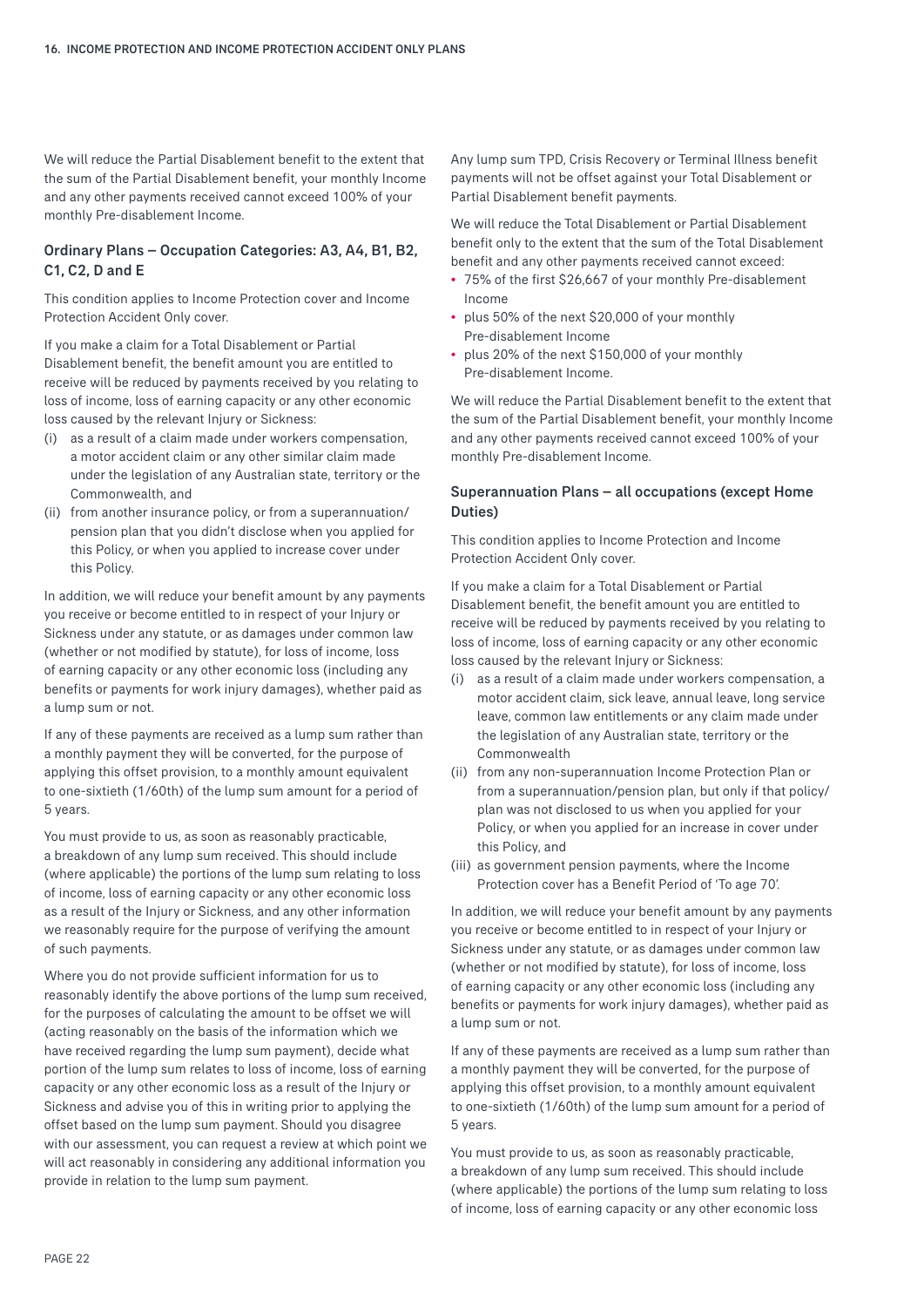We will reduce the Partial Disablement benefit to the extent that the sum of the Partial Disablement benefit, your monthly Income and any other payments received cannot exceed 100% of your monthly Pre-disablement Income.

### Ordinary Plans – Occupation Categories: A3, A4, B1, B2, C1, C2, D and E

This condition applies to Income Protection cover and Income Protection Accident Only cover.

If you make a claim for a Total Disablement or Partial Disablement benefit, the benefit amount you are entitled to receive will be reduced by payments received by you relating to loss of income, loss of earning capacity or any other economic loss caused by the relevant Injury or Sickness:

(i) as a result of a claim made under workers compensation, a motor accident claim or any other similar claim made under the legislation of any Australian state, territory or the Commonwealth, and

(ii) from another insurance policy, or from a superannuation/pension plan that you didn't disclose when you applied for this Policy, or when you applied to increase cover under this Policy.

In addition, we will reduce your benefit amount by any payments you receive or become entitled to in respect of your Injury or Sickness under any statute, or as damages under common law (whether or not modified by statute), for loss of income, loss of earning capacity or any other economic loss (including any benefits or payments for work injury damages), whether paid as a lump sum or not.

If any of these payments are received as a lump sum rather than a monthly payment they will be converted, for the purpose of applying this offset provision, to a monthly amount equivalent to one-sixtieth (1/60th) of the lump sum amount for a period of 5 years.

You must provide to us, as soon as reasonably practicable, a breakdown of any lump sum received. This should include (where applicable) the portions of the lump sum relating to loss of income, loss of earning capacity or any other economic loss as a result of the Injury or Sickness, and any other information we reasonably require for the purpose of verifying the amount of such payments.

Where you do not provide sufficient information for us to reasonably identify the above portions of the lump sum received, for the purposes of calculating the amount to be offset we will (acting reasonably on the basis of the information which we have received regarding the lump sum payment), decide what portion of the lump sum relates to loss of income, loss of earning capacity or any other economic loss as a result of the Injury or Sickness and advise you of this in writing prior to applying the offset based on the lump sum payment. Should you disagree with our assessment, you can request a review at which point we will act reasonably in considering any additional information you provide in relation to the lump sum payment.

Any lump sum TPD, Crisis Recovery or Terminal Illness benefit payments will not be offset against your Total Disablement or Partial Disablement benefit payments.

We will reduce the Total Disablement or Partial Disablement benefit only to the extent that the sum of the Total Disablement benefit and any other payments received cannot exceed:

- 75% of the first $26,667 of your monthly Pre-disablement Income
- plus 50% of the next $20,000 of your monthly Pre-disablement Income
- plus 20% of the next $150,000 of your monthly Pre-disablement Income.

We will reduce the Partial Disablement benefit to the extent that the sum of the Partial Disablement benefit, your monthly Income and any other payments received cannot exceed 100% of your monthly Pre-disablement Income.

### Superannuation Plans – all occupations (except Home Duties)

This condition applies to Income Protection and Income Protection Accident Only cover.

If you make a claim for a Total Disablement or Partial Disablement benefit, the benefit amount you are entitled to receive will be reduced by payments received by you relating to loss of income, loss of earning capacity or any other economic loss caused by the relevant Injury or Sickness:

(i) as a result of a claim made under workers compensation, a motor accident claim, sick leave, annual leave, long service leave, common law entitlements or any claim made under the legislation of any Australian state, territory or the Commonwealth

(ii) from any non-superannuation Income Protection Plan or from a superannuation/pension plan, but only if that policy/plan was not disclosed to us when you applied for your Policy, or when you applied for an increase in cover under this Policy, and

(iii) as government pension payments, where the Income Protection cover has a Benefit Period of 'To age 70'.

In addition, we will reduce your benefit amount by any payments you receive or become entitled to in respect of your Injury or Sickness under any statute, or as damages under common law (whether or not modified by statute), for loss of income, loss of earning capacity or any other economic loss (including any benefits or payments for work injury damages), whether paid as a lump sum or not.

If any of these payments are received as a lump sum rather than a monthly payment they will be converted, for the purpose of applying this offset provision, to a monthly amount equivalent to one-sixtieth (1/60th) of the lump sum amount for a period of 5 years.

You must provide to us, as soon as reasonably practicable, a breakdown of any lump sum received. This should include (where applicable) the portions of the lump sum relating to loss of income, loss of earning capacity or any other economic loss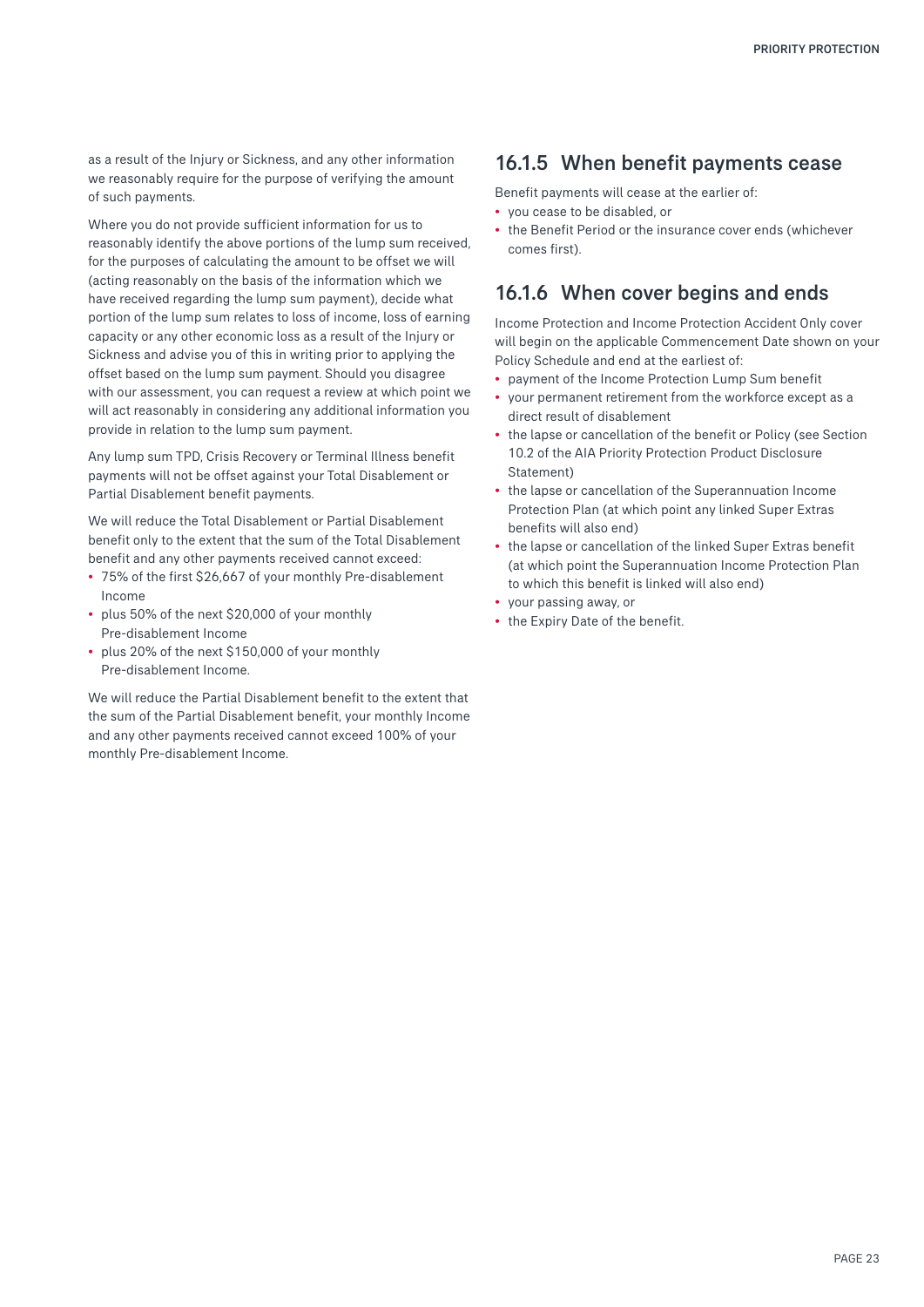as a result of the Injury or Sickness, and any other information we reasonably require for the purpose of verifying the amount of such payments.

Where you do not provide sufficient information for us to reasonably identify the above portions of the lump sum received, for the purposes of calculating the amount to be offset we will (acting reasonably on the basis of the information which we have received regarding the lump sum payment), decide what portion of the lump sum relates to loss of income, loss of earning capacity or any other economic loss as a result of the Injury or Sickness and advise you of this in writing prior to applying the offset based on the lump sum payment. Should you disagree with our assessment, you can request a review at which point we will act reasonably in considering any additional information you provide in relation to the lump sum payment.

Any lump sum TPD, Crisis Recovery or Terminal Illness benefit payments will not be offset against your Total Disablement or Partial Disablement benefit payments.

We will reduce the Total Disablement or Partial Disablement benefit only to the extent that the sum of the Total Disablement benefit and any other payments received cannot exceed:

- 75% of the first $26,667 of your monthly Pre-disablement Income
- plus 50% of the next $20,000 of your monthly Pre-disablement Income
- plus 20% of the next $150,000 of your monthly Pre-disablement Income.

We will reduce the Partial Disablement benefit to the extent that the sum of the Partial Disablement benefit, your monthly Income and any other payments received cannot exceed 100% of your monthly Pre-disablement Income.

## 16.1.5 When benefit payments cease

Benefit payments will cease at the earlier of:

- you cease to be disabled, or
- the Benefit Period or the insurance cover ends (whichever comes first).

## 16.1.6 When cover begins and ends

Income Protection and Income Protection Accident Only cover will begin on the applicable Commencement Date shown on your Policy Schedule and end at the earliest of:

- payment of the Income Protection Lump Sum benefit
- your permanent retirement from the workforce except as a direct result of disablement
- the lapse or cancellation of the benefit or Policy (see Section 10.2 of the AIA Priority Protection Product Disclosure Statement)
- the lapse or cancellation of the Superannuation Income Protection Plan (at which point any linked Super Extras benefits will also end)
- the lapse or cancellation of the linked Super Extras benefit (at which point the Superannuation Income Protection Plan to which this benefit is linked will also end)
- your passing away, or
- the Expiry Date of the benefit.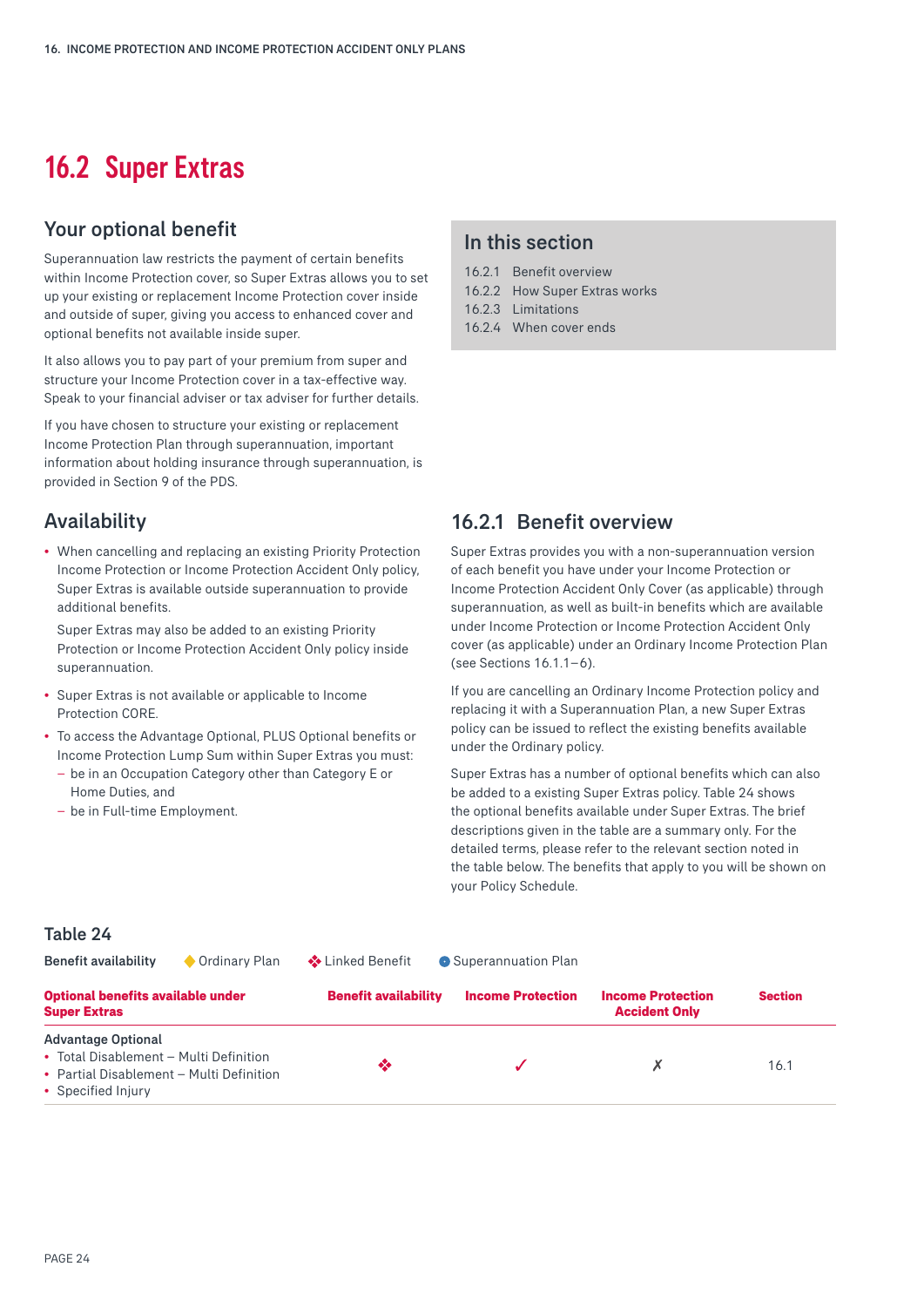## 16.2 Super Extras

### Your optional benefit

Superannuation law restricts the payment of certain benefits within Income Protection cover, so Super Extras allows you to set up your existing or replacement Income Protection cover inside and outside of super, giving you access to enhanced cover and optional benefits not available inside super.

It also allows you to pay part of your premium from super and structure your Income Protection cover in a tax-effective way. Speak to your financial adviser or tax adviser for further details.

If you have chosen to structure your existing or replacement Income Protection Plan through superannuation, important information about holding insurance through superannuation, is provided in Section 9 of the PDS.

**In this section**

- 16.2.1 Benefit overview
- 16.2.2 How Super Extras works
- 16.2.3 Limitations
- 16.2.4 When cover ends

### Availability

- When cancelling and replacing an existing Priority Protection Income Protection or Income Protection Accident Only policy, Super Extras is available outside superannuation to provide additional benefits.

  Super Extras may also be added to an existing Priority Protection or Income Protection Accident Only policy inside superannuation.
- Super Extras is not available or applicable to Income Protection CORE.
- To access the Advantage Optional, PLUS Optional benefits or Income Protection Lump Sum within Super Extras you must:
  - be in an Occupation Category other than Category E or Home Duties, and
  - be in Full-time Employment.

### 16.2.1 Benefit overview

Super Extras provides you with a non-superannuation version of each benefit you have under your Income Protection or Income Protection Accident Only Cover (as applicable) through superannuation, as well as built-in benefits which are available under Income Protection or Income Protection Accident Only cover (as applicable) under an Ordinary Income Protection Plan (see Sections 16.1.1–6).

If you are cancelling an Ordinary Income Protection policy and replacing it with a Superannuation Plan, a new Super Extras policy can be issued to reflect the existing benefits available under the Ordinary policy.

Super Extras has a number of optional benefits which can also be added to a existing Super Extras policy. Table 24 shows the optional benefits available under Super Extras. The brief descriptions given in the table are a summary only. For the detailed terms, please refer to the relevant section noted in the table below. The benefits that apply to you will be shown on your Policy Schedule.

**Table 24**

**Benefit availability** ◆ Ordinary Plan ❖ Linked Benefit ● Superannuation Plan

| Optional benefits available under Super Extras | Benefit availability | Income Protection | Income Protection Accident Only | Section |
|---|---|---|---|---|
| **Advantage Optional**<br>• Total Disablement – Multi Definition<br>• Partial Disablement – Multi Definition<br>• Specified Injury | ❖ | ✓ | ✗ | 16.1 |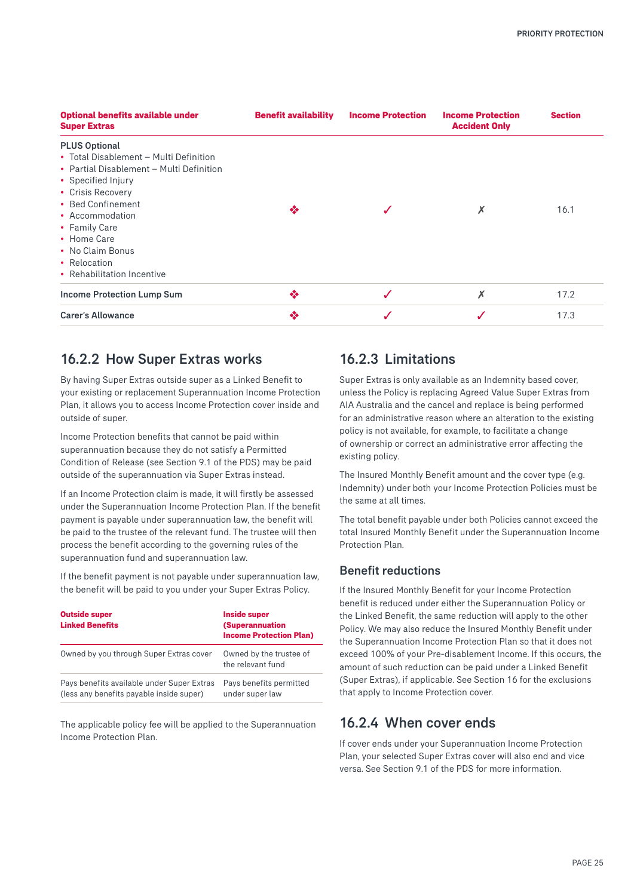| Optional benefits available under Super Extras | Benefit availability | Income Protection | Income Protection Accident Only | Section |
|---|---|---|---|---|
| **PLUS Optional**<br>• Total Disablement – Multi Definition<br>• Partial Disablement – Multi Definition<br>• Specified Injury<br>• Crisis Recovery<br>• Bed Confinement<br>• Accommodation<br>• Family Care<br>• Home Care<br>• No Claim Bonus<br>• Relocation<br>• Rehabilitation Incentive | ❖ | ✓ | ✗ | 16.1 |
| **Income Protection Lump Sum** | ❖ | ✓ | ✗ | 17.2 |
| **Carer's Allowance** | ❖ | ✓ | ✓ | 17.3 |

## 16.2.2 How Super Extras works

By having Super Extras outside super as a Linked Benefit to your existing or replacement Superannuation Income Protection Plan, it allows you to access Income Protection cover inside and outside of super.

Income Protection benefits that cannot be paid within superannuation because they do not satisfy a Permitted Condition of Release (see Section 9.1 of the PDS) may be paid outside of the superannuation via Super Extras instead.

If an Income Protection claim is made, it will firstly be assessed under the Superannuation Income Protection Plan. If the benefit payment is payable under superannuation law, the benefit will be paid to the trustee of the relevant fund. The trustee will then process the benefit according to the governing rules of the superannuation fund and superannuation law.

If the benefit payment is not payable under superannuation law, the benefit will be paid to you under your Super Extras Policy.

| Outside super Linked Benefits | Inside super (Superannuation Income Protection Plan) |
|---|---|
| Owned by you through Super Extras cover | Owned by the trustee of the relevant fund |
| Pays benefits available under Super Extras (less any benefits payable inside super) | Pays benefits permitted under super law |

The applicable policy fee will be applied to the Superannuation Income Protection Plan.

## 16.2.3 Limitations

Super Extras is only available as an Indemnity based cover, unless the Policy is replacing Agreed Value Super Extras from AIA Australia and the cancel and replace is being performed for an administrative reason where an alteration to the existing policy is not available, for example, to facilitate a change of ownership or correct an administrative error affecting the existing policy.

The Insured Monthly Benefit amount and the cover type (e.g. Indemnity) under both your Income Protection Policies must be the same at all times.

The total benefit payable under both Policies cannot exceed the total Insured Monthly Benefit under the Superannuation Income Protection Plan.

### Benefit reductions

If the Insured Monthly Benefit for your Income Protection benefit is reduced under either the Superannuation Policy or the Linked Benefit, the same reduction will apply to the other Policy. We may also reduce the Insured Monthly Benefit under the Superannuation Income Protection Plan so that it does not exceed 100% of your Pre-disablement Income. If this occurs, the amount of such reduction can be paid under a Linked Benefit (Super Extras), if applicable. See Section 16 for the exclusions that apply to Income Protection cover.

## 16.2.4 When cover ends

If cover ends under your Superannuation Income Protection Plan, your selected Super Extras cover will also end and vice versa. See Section 9.1 of the PDS for more information.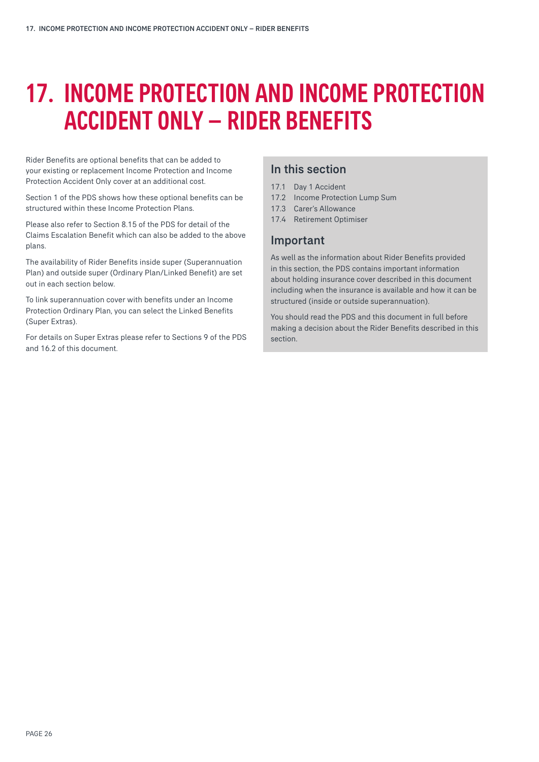# 17. INCOME PROTECTION AND INCOME PROTECTION ACCIDENT ONLY – RIDER BENEFITS

Rider Benefits are optional benefits that can be added to your existing or replacement Income Protection and Income Protection Accident Only cover at an additional cost.

Section 1 of the PDS shows how these optional benefits can be structured within these Income Protection Plans.

Please also refer to Section 8.15 of the PDS for detail of the Claims Escalation Benefit which can also be added to the above plans.

The availability of Rider Benefits inside super (Superannuation Plan) and outside super (Ordinary Plan/Linked Benefit) are set out in each section below.

To link superannuation cover with benefits under an Income Protection Ordinary Plan, you can select the Linked Benefits (Super Extras).

For details on Super Extras please refer to Sections 9 of the PDS and 16.2 of this document.

## In this section

17.1 Day 1 Accident
17.2 Income Protection Lump Sum
17.3 Carer's Allowance
17.4 Retirement Optimiser

## Important

As well as the information about Rider Benefits provided in this section, the PDS contains important information about holding insurance cover described in this document including when the insurance is available and how it can be structured (inside or outside superannuation).

You should read the PDS and this document in full before making a decision about the Rider Benefits described in this section.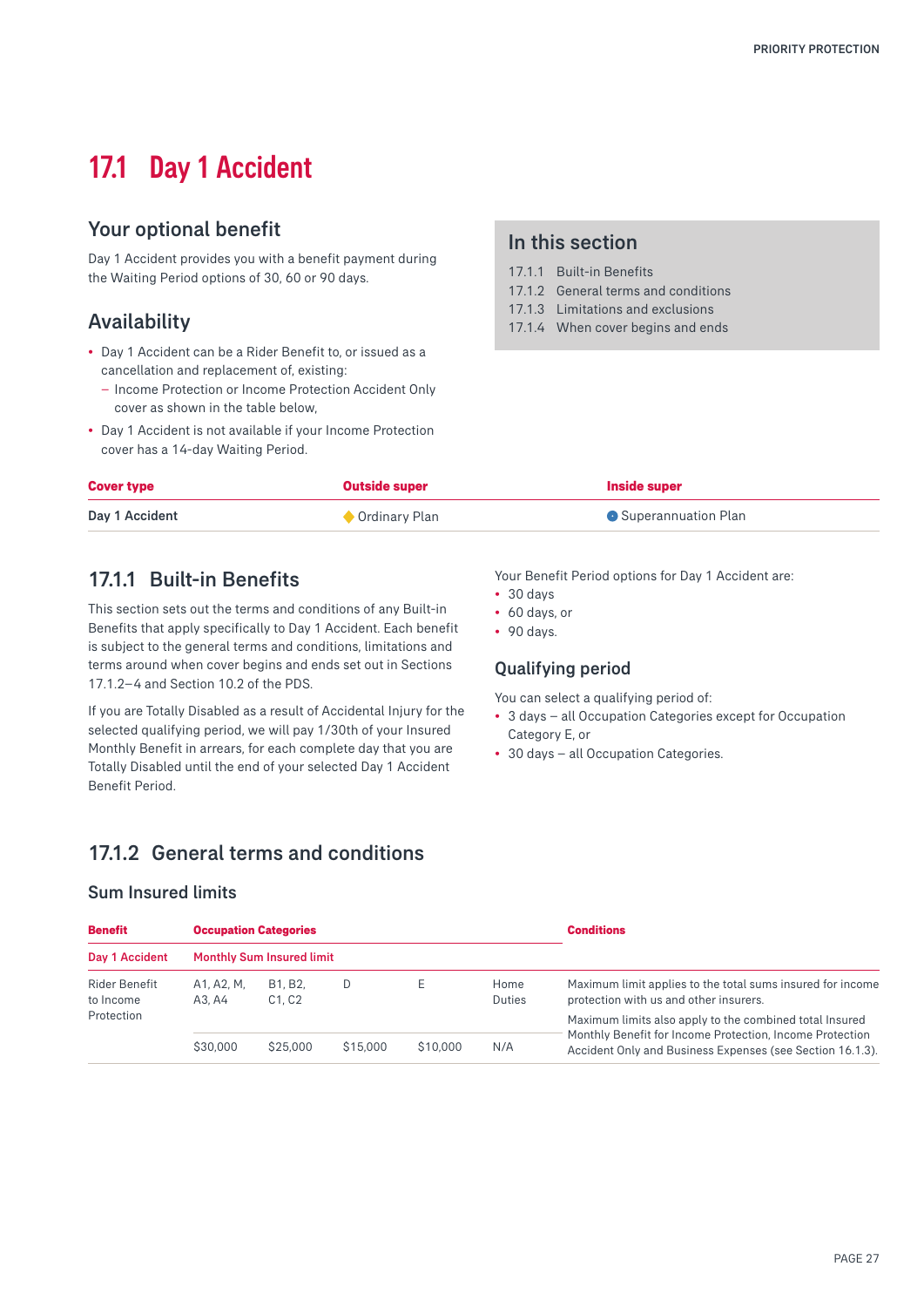# 17.1 Day 1 Accident

## Your optional benefit

Day 1 Accident provides you with a benefit payment during the Waiting Period options of 30, 60 or 90 days.

## Availability

- Day 1 Accident can be a Rider Benefit to, or issued as a cancellation and replacement of, existing:
  - Income Protection or Income Protection Accident Only cover as shown in the table below,
- Day 1 Accident is not available if your Income Protection cover has a 14-day Waiting Period.

## In this section

17.1.1 Built-in Benefits
17.1.2 General terms and conditions
17.1.3 Limitations and exclusions
17.1.4 When cover begins and ends

| Cover type | Outside super | Inside super |
|---|---|---|
| Day 1 Accident | Ordinary Plan | Superannuation Plan |

## 17.1.1 Built-in Benefits

This section sets out the terms and conditions of any Built-in Benefits that apply specifically to Day 1 Accident. Each benefit is subject to the general terms and conditions, limitations and terms around when cover begins and ends set out in Sections 17.1.2–4 and Section 10.2 of the PDS.

If you are Totally Disabled as a result of Accidental Injury for the selected qualifying period, we will pay 1/30th of your Insured Monthly Benefit in arrears, for each complete day that you are Totally Disabled until the end of your selected Day 1 Accident Benefit Period.

Your Benefit Period options for Day 1 Accident are:

- 30 days
- 60 days, or
- 90 days.

### Qualifying period

You can select a qualifying period of:

- 3 days – all Occupation Categories except for Occupation Category E, or
- 30 days – all Occupation Categories.

## 17.1.2 General terms and conditions

### Sum Insured limits

| Benefit | Occupation Categories | | | | | Conditions |
|---|---|---|---|---|---|---|
| Day 1 Accident | Monthly Sum Insured limit | | | | | |
| Rider Benefit to Income Protection | A1, A2, M, A3, A4 | B1, B2, C1, C2 | D | E | Home Duties | Maximum limit applies to the total sums insured for income protection with us and other insurers. Maximum limits also apply to the combined total Insured Monthly Benefit for Income Protection, Income Protection Accident Only and Business Expenses (see Section 16.1.3). |
| | $30,000 | $25,000 | $15,000 | $10,000 | N/A | |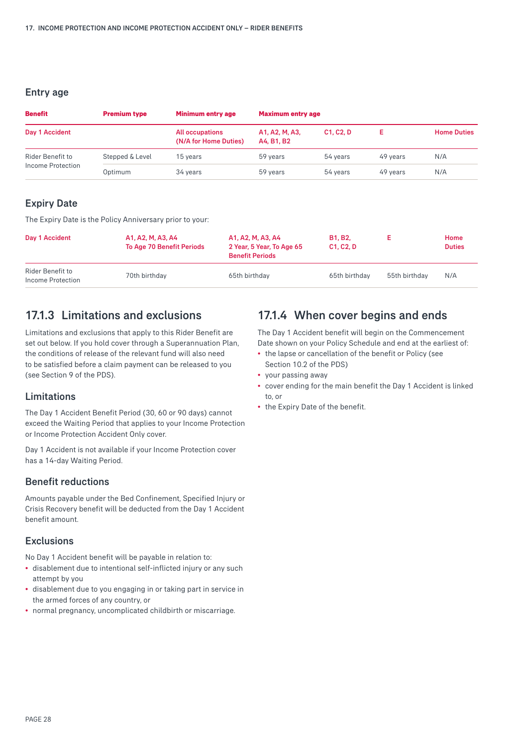## Entry age

| Benefit | Premium type | Minimum entry age | Maximum entry age | | | |
|---|---|---|---|---|---|---|
| **Day 1 Accident** | | **All occupations (N/A for Home Duties)** | **A1, A2, M, A3, A4, B1, B2** | **C1, C2, D** | **E** | **Home Duties** |
| Rider Benefit to Income Protection | Stepped & Level | 15 years | 59 years | 54 years | 49 years | N/A |
| | Optimum | 34 years | 59 years | 54 years | 49 years | N/A |

## Expiry Date

The Expiry Date is the Policy Anniversary prior to your:

| Day 1 Accident | A1, A2, M, A3, A4 To Age 70 Benefit Periods | A1, A2, M, A3, A4 2 Year, 5 Year, To Age 65 Benefit Periods | B1, B2, C1, C2, D | E | Home Duties |
|---|---|---|---|---|---|
| Rider Benefit to Income Protection | 70th birthday | 65th birthday | 65th birthday | 55th birthday | N/A |

## 17.1.3 Limitations and exclusions

Limitations and exclusions that apply to this Rider Benefit are set out below. If you hold cover through a Superannuation Plan, the conditions of release of the relevant fund will also need to be satisfied before a claim payment can be released to you (see Section 9 of the PDS).

### Limitations

The Day 1 Accident Benefit Period (30, 60 or 90 days) cannot exceed the Waiting Period that applies to your Income Protection or Income Protection Accident Only cover.

Day 1 Accident is not available if your Income Protection cover has a 14-day Waiting Period.

### Benefit reductions

Amounts payable under the Bed Confinement, Specified Injury or Crisis Recovery benefit will be deducted from the Day 1 Accident benefit amount.

### Exclusions

No Day 1 Accident benefit will be payable in relation to:

- disablement due to intentional self-inflicted injury or any such attempt by you
- disablement due to you engaging in or taking part in service in the armed forces of any country, or
- normal pregnancy, uncomplicated childbirth or miscarriage.

## 17.1.4 When cover begins and ends

The Day 1 Accident benefit will begin on the Commencement Date shown on your Policy Schedule and end at the earliest of:

- the lapse or cancellation of the benefit or Policy (see Section 10.2 of the PDS)
- your passing away
- cover ending for the main benefit the Day 1 Accident is linked to, or
- the Expiry Date of the benefit.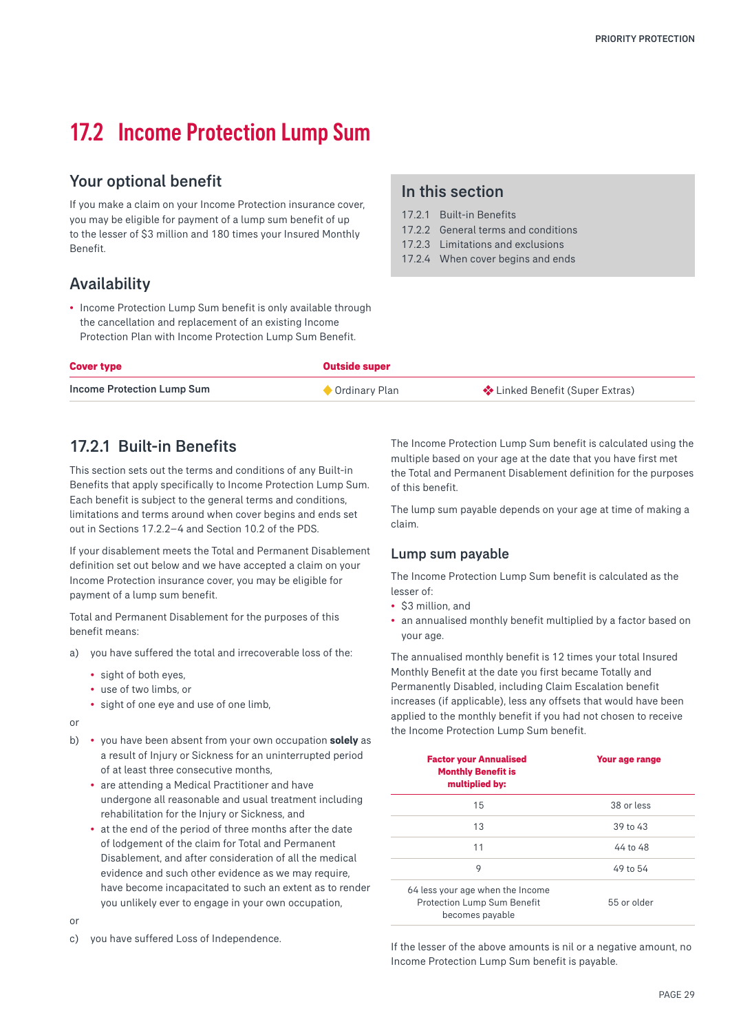# 17.2 Income Protection Lump Sum

## Your optional benefit

If you make a claim on your Income Protection insurance cover, you may be eligible for payment of a lump sum benefit of up to the lesser of $3 million and 180 times your Insured Monthly Benefit.

## Availability

- Income Protection Lump Sum benefit is only available through the cancellation and replacement of an existing Income Protection Plan with Income Protection Lump Sum Benefit.

## In this section

17.2.1 Built-in Benefits
17.2.2 General terms and conditions
17.2.3 Limitations and exclusions
17.2.4 When cover begins and ends

| Cover type | Outside super | |
|---|---|---|
| Income Protection Lump Sum | ◆ Ordinary Plan | ❖ Linked Benefit (Super Extras) |

## 17.2.1 Built-in Benefits

This section sets out the terms and conditions of any Built-in Benefits that apply specifically to Income Protection Lump Sum. Each benefit is subject to the general terms and conditions, limitations and terms around when cover begins and ends set out in Sections 17.2.2–4 and Section 10.2 of the PDS.

If your disablement meets the Total and Permanent Disablement definition set out below and we have accepted a claim on your Income Protection insurance cover, you may be eligible for payment of a lump sum benefit.

Total and Permanent Disablement for the purposes of this benefit means:

a) you have suffered the total and irrecoverable loss of the:
   - sight of both eyes,
   - use of two limbs, or
   - sight of one eye and use of one limb,

or

b) 
   - you have been absent from your own occupation **solely** as a result of Injury or Sickness for an uninterrupted period of at least three consecutive months,
   - are attending a Medical Practitioner and have undergone all reasonable and usual treatment including rehabilitation for the Injury or Sickness, and
   - at the end of the period of three months after the date of lodgement of the claim for Total and Permanent Disablement, and after consideration of all the medical evidence and such other evidence as we may require, have become incapacitated to such an extent as to render you unlikely ever to engage in your own occupation,

or

c) you have suffered Loss of Independence.

The Income Protection Lump Sum benefit is calculated using the multiple based on your age at the date that you have first met the Total and Permanent Disablement definition for the purposes of this benefit.

The lump sum payable depends on your age at time of making a claim.

### Lump sum payable

The Income Protection Lump Sum benefit is calculated as the lesser of:

- $3 million, and
- an annualised monthly benefit multiplied by a factor based on your age.

The annualised monthly benefit is 12 times your total Insured Monthly Benefit at the date you first became Totally and Permanently Disabled, including Claim Escalation benefit increases (if applicable), less any offsets that would have been applied to the monthly benefit if you had not chosen to receive the Income Protection Lump Sum benefit.

| Factor your Annualised Monthly Benefit is multiplied by: | Your age range |
|---|---|
| 15 | 38 or less |
| 13 | 39 to 43 |
| 11 | 44 to 48 |
| 9 | 49 to 54 |
| 64 less your age when the Income Protection Lump Sum Benefit becomes payable | 55 or older |

If the lesser of the above amounts is nil or a negative amount, no Income Protection Lump Sum benefit is payable.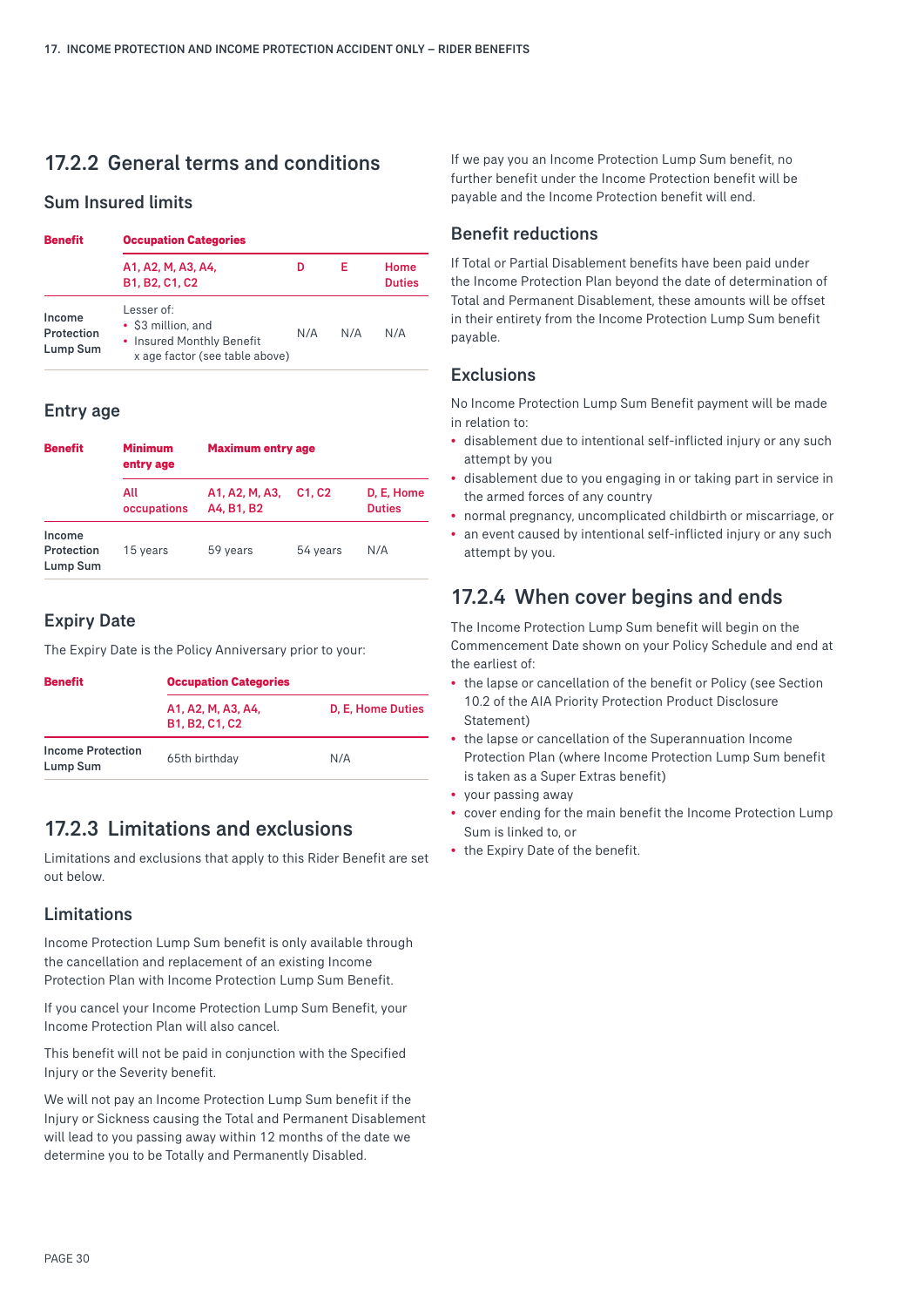## 17.2.2 General terms and conditions

### Sum Insured limits

| Benefit | Occupation Categories | | | |
|---|---|---|---|---|
| | A1, A2, M, A3, A4, B1, B2, C1, C2 | D | E | Home Duties |
| Income Protection Lump Sum | Lesser of:<br>• $3 million, and<br>• Insured Monthly Benefit x age factor (see table above) | N/A | N/A | N/A |

### Entry age

| Benefit | Minimum entry age | Maximum entry age | | |
|---|---|---|---|---|
| | All occupations | A1, A2, M, A3, A4, B1, B2 | C1, C2 | D, E, Home Duties |
| Income Protection Lump Sum | 15 years | 59 years | 54 years | N/A |

### Expiry Date

The Expiry Date is the Policy Anniversary prior to your:

| Benefit | Occupation Categories | |
|---|---|---|
| | A1, A2, M, A3, A4, B1, B2, C1, C2 | D, E, Home Duties |
| Income Protection Lump Sum | 65th birthday | N/A |

## 17.2.3 Limitations and exclusions

Limitations and exclusions that apply to this Rider Benefit are set out below.

### Limitations

Income Protection Lump Sum benefit is only available through the cancellation and replacement of an existing Income Protection Plan with Income Protection Lump Sum Benefit.

If you cancel your Income Protection Lump Sum Benefit, your Income Protection Plan will also cancel.

This benefit will not be paid in conjunction with the Specified Injury or the Severity benefit.

We will not pay an Income Protection Lump Sum benefit if the Injury or Sickness causing the Total and Permanent Disablement will lead to you passing away within 12 months of the date we determine you to be Totally and Permanently Disabled.

If we pay you an Income Protection Lump Sum benefit, no further benefit under the Income Protection benefit will be payable and the Income Protection benefit will end.

### Benefit reductions

If Total or Partial Disablement benefits have been paid under the Income Protection Plan beyond the date of determination of Total and Permanent Disablement, these amounts will be offset in their entirety from the Income Protection Lump Sum benefit payable.

### Exclusions

No Income Protection Lump Sum Benefit payment will be made in relation to:

- disablement due to intentional self-inflicted injury or any such attempt by you
- disablement due to you engaging in or taking part in service in the armed forces of any country
- normal pregnancy, uncomplicated childbirth or miscarriage, or
- an event caused by intentional self-inflicted injury or any such attempt by you.

## 17.2.4 When cover begins and ends

The Income Protection Lump Sum benefit will begin on the Commencement Date shown on your Policy Schedule and end at the earliest of:

- the lapse or cancellation of the benefit or Policy (see Section 10.2 of the AIA Priority Protection Product Disclosure Statement)
- the lapse or cancellation of the Superannuation Income Protection Plan (where Income Protection Lump Sum benefit is taken as a Super Extras benefit)
- your passing away
- cover ending for the main benefit the Income Protection Lump Sum is linked to, or
- the Expiry Date of the benefit.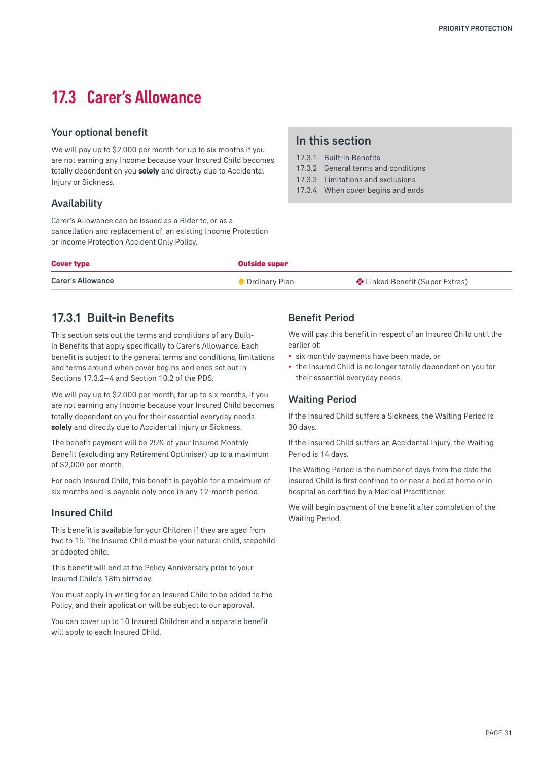# 17.3 Carer's Allowance

## Your optional benefit

We will pay up to $2,000 per month for up to six months if you are not earning any Income because your Insured Child becomes totally dependent on you **solely** and directly due to Accidental Injury or Sickness.

## Availability

Carer's Allowance can be issued as a Rider to, or as a cancellation and replacement of, an existing Income Protection or Income Protection Accident Only Policy.

## In this section

17.3.1 Built-in Benefits
17.3.2 General terms and conditions
17.3.3 Limitations and exclusions
17.3.4 When cover begins and ends

| Cover type | Outside super | |
|---|---|---|
| Carer's Allowance | ◆ Ordinary Plan | ❖ Linked Benefit (Super Extras) |

## 17.3.1 Built-in Benefits

This section sets out the terms and conditions of any Built-in Benefits that apply specifically to Carer's Allowance. Each benefit is subject to the general terms and conditions, limitations and terms around when cover begins and ends set out in Sections 17.3.2–4 and Section 10.2 of the PDS.

We will pay up to $2,000 per month, for up to six months, if you are not earning any Income because your Insured Child becomes totally dependent on you for their essential everyday needs **solely** and directly due to Accidental Injury or Sickness.

The benefit payment will be 25% of your Insured Monthly Benefit (excluding any Retirement Optimiser) up to a maximum of $2,000 per month.

For each Insured Child, this benefit is payable for a maximum of six months and is payable only once in any 12-month period.

### Insured Child

This benefit is available for your Children if they are aged from two to 15. The Insured Child must be your natural child, stepchild or adopted child.

This benefit will end at the Policy Anniversary prior to your Insured Child's 18th birthday.

You must apply in writing for an Insured Child to be added to the Policy, and their application will be subject to our approval.

You can cover up to 10 Insured Children and a separate benefit will apply to each Insured Child.

### Benefit Period

We will pay this benefit in respect of an Insured Child until the earlier of:

- six monthly payments have been made, or
- the Insured Child is no longer totally dependent on you for their essential everyday needs.

### Waiting Period

If the Insured Child suffers a Sickness, the Waiting Period is 30 days.

If the Insured Child suffers an Accidental Injury, the Waiting Period is 14 days.

The Waiting Period is the number of days from the date the insured Child is first confined to or near a bed at home or in hospital as certified by a Medical Practitioner.

We will begin payment of the benefit after completion of the Waiting Period.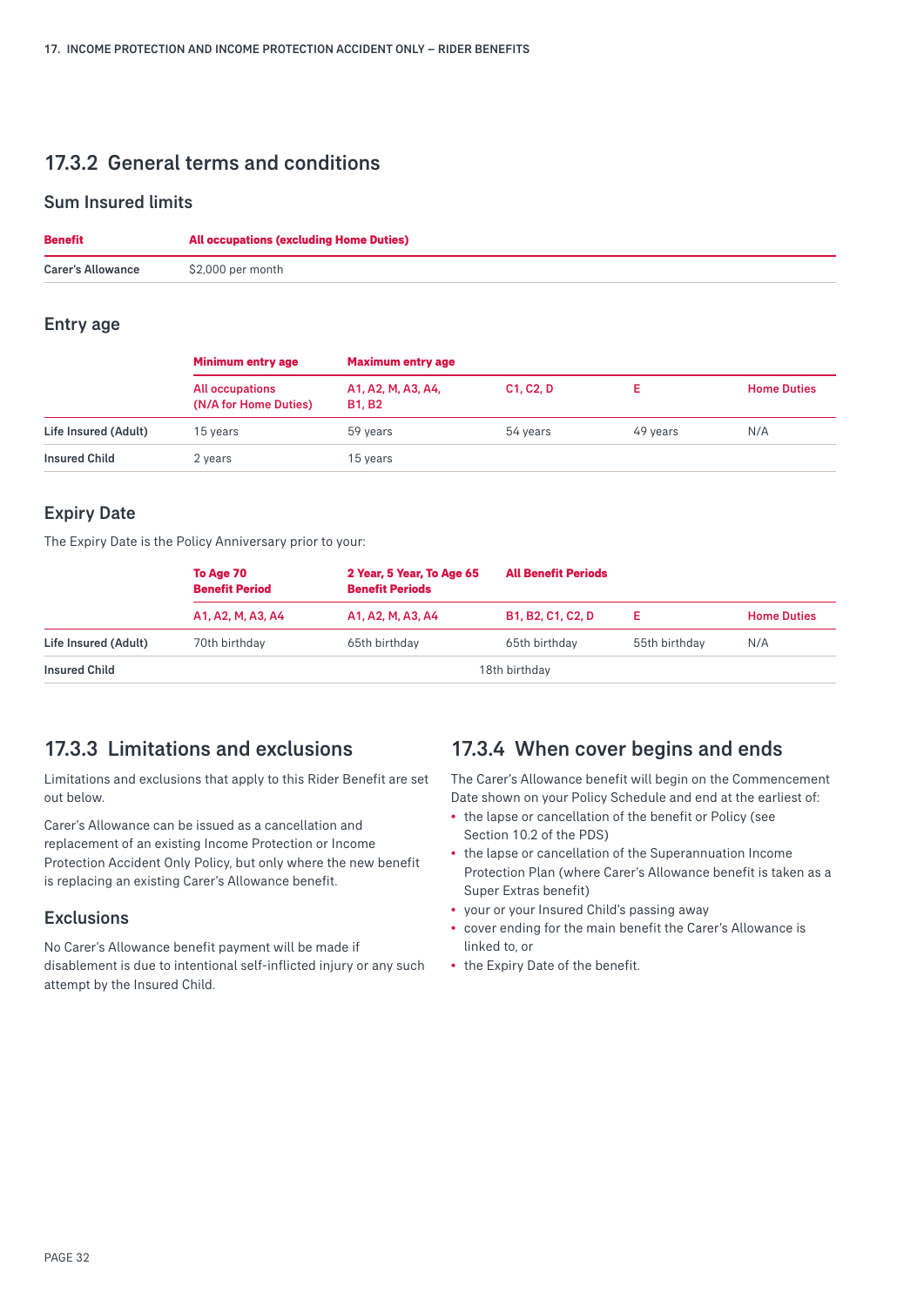## 17.3.2 General terms and conditions

### Sum Insured limits

| Benefit | All occupations (excluding Home Duties) |
|---|---|
| Carer's Allowance | $2,000 per month |

### Entry age

| | Minimum entry age | Maximum entry age | | | |
|---|---|---|---|---|---|
| | All occupations (N/A for Home Duties) | A1, A2, M, A3, A4, B1, B2 | C1, C2, D | E | Home Duties |
| Life Insured (Adult) | 15 years | 59 years | 54 years | 49 years | N/A |
| Insured Child | 2 years | 15 years | | | |

### Expiry Date

The Expiry Date is the Policy Anniversary prior to your:

| | To Age 70 Benefit Period | 2 Year, 5 Year, To Age 65 Benefit Periods | All Benefit Periods | | |
|---|---|---|---|---|---|
| | A1, A2, M, A3, A4 | A1, A2, M, A3, A4 | B1, B2, C1, C2, D | E | Home Duties |
| Life Insured (Adult) | 70th birthday | 65th birthday | 65th birthday | 55th birthday | N/A |
| Insured Child | 18th birthday | | | | |

## 17.3.3 Limitations and exclusions

Limitations and exclusions that apply to this Rider Benefit are set out below.

Carer's Allowance can be issued as a cancellation and replacement of an existing Income Protection or Income Protection Accident Only Policy, but only where the new benefit is replacing an existing Carer's Allowance benefit.

### Exclusions

No Carer's Allowance benefit payment will be made if disablement is due to intentional self-inflicted injury or any such attempt by the Insured Child.

## 17.3.4 When cover begins and ends

The Carer's Allowance benefit will begin on the Commencement Date shown on your Policy Schedule and end at the earliest of:

- the lapse or cancellation of the benefit or Policy (see Section 10.2 of the PDS)
- the lapse or cancellation of the Superannuation Income Protection Plan (where Carer's Allowance benefit is taken as a Super Extras benefit)
- your or your Insured Child's passing away
- cover ending for the main benefit the Carer's Allowance is linked to, or
- the Expiry Date of the benefit.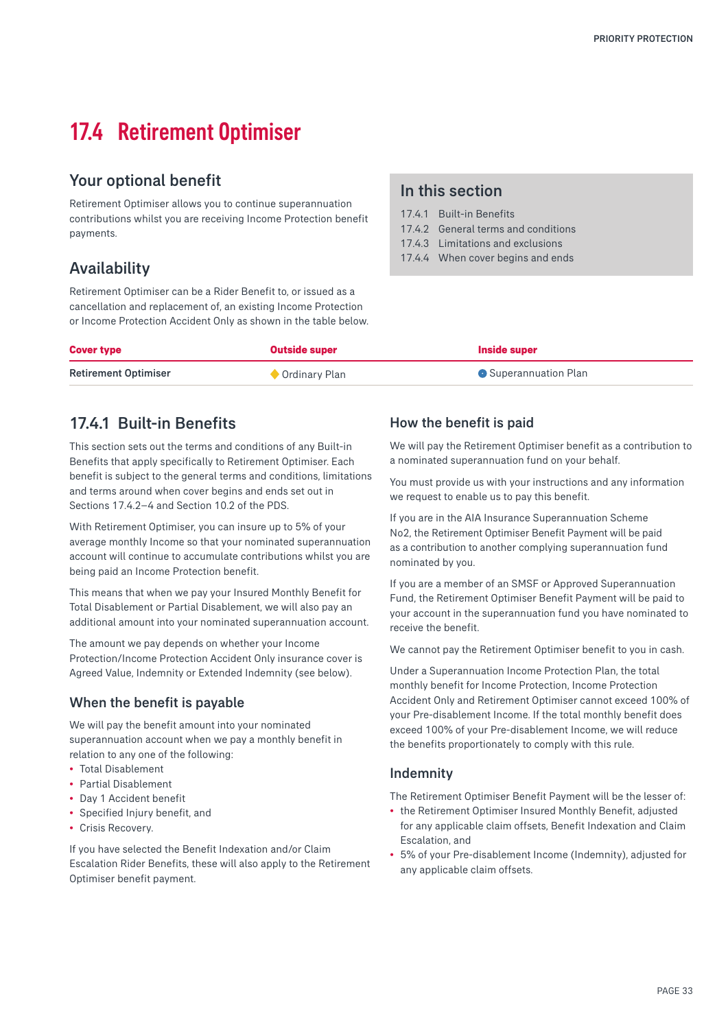# 17.4 Retirement Optimiser

## Your optional benefit

Retirement Optimiser allows you to continue superannuation contributions whilst you are receiving Income Protection benefit payments.

## Availability

Retirement Optimiser can be a Rider Benefit to, or issued as a cancellation and replacement of, an existing Income Protection or Income Protection Accident Only as shown in the table below.

## In this section

17.4.1 Built-in Benefits
17.4.2 General terms and conditions
17.4.3 Limitations and exclusions
17.4.4 When cover begins and ends

| Cover type | Outside super | Inside super |
|---|---|---|
| Retirement Optimiser | ◆ Ordinary Plan | ● Superannuation Plan |

## 17.4.1 Built-in Benefits

This section sets out the terms and conditions of any Built-in Benefits that apply specifically to Retirement Optimiser. Each benefit is subject to the general terms and conditions, limitations and terms around when cover begins and ends set out in Sections 17.4.2–4 and Section 10.2 of the PDS.

With Retirement Optimiser, you can insure up to 5% of your average monthly Income so that your nominated superannuation account will continue to accumulate contributions whilst you are being paid an Income Protection benefit.

This means that when we pay your Insured Monthly Benefit for Total Disablement or Partial Disablement, we will also pay an additional amount into your nominated superannuation account.

The amount we pay depends on whether your Income Protection/Income Protection Accident Only insurance cover is Agreed Value, Indemnity or Extended Indemnity (see below).

### When the benefit is payable

We will pay the benefit amount into your nominated superannuation account when we pay a monthly benefit in relation to any one of the following:

- Total Disablement
- Partial Disablement
- Day 1 Accident benefit
- Specified Injury benefit, and
- Crisis Recovery.

If you have selected the Benefit Indexation and/or Claim Escalation Rider Benefits, these will also apply to the Retirement Optimiser benefit payment.

### How the benefit is paid

We will pay the Retirement Optimiser benefit as a contribution to a nominated superannuation fund on your behalf.

You must provide us with your instructions and any information we request to enable us to pay this benefit.

If you are in the AIA Insurance Superannuation Scheme No2, the Retirement Optimiser Benefit Payment will be paid as a contribution to another complying superannuation fund nominated by you.

If you are a member of an SMSF or Approved Superannuation Fund, the Retirement Optimiser Benefit Payment will be paid to your account in the superannuation fund you have nominated to receive the benefit.

We cannot pay the Retirement Optimiser benefit to you in cash.

Under a Superannuation Income Protection Plan, the total monthly benefit for Income Protection, Income Protection Accident Only and Retirement Optimiser cannot exceed 100% of your Pre-disablement Income. If the total monthly benefit does exceed 100% of your Pre-disablement Income, we will reduce the benefits proportionately to comply with this rule.

### Indemnity

The Retirement Optimiser Benefit Payment will be the lesser of:

- the Retirement Optimiser Insured Monthly Benefit, adjusted for any applicable claim offsets, Benefit Indexation and Claim Escalation, and
- 5% of your Pre-disablement Income (Indemnity), adjusted for any applicable claim offsets.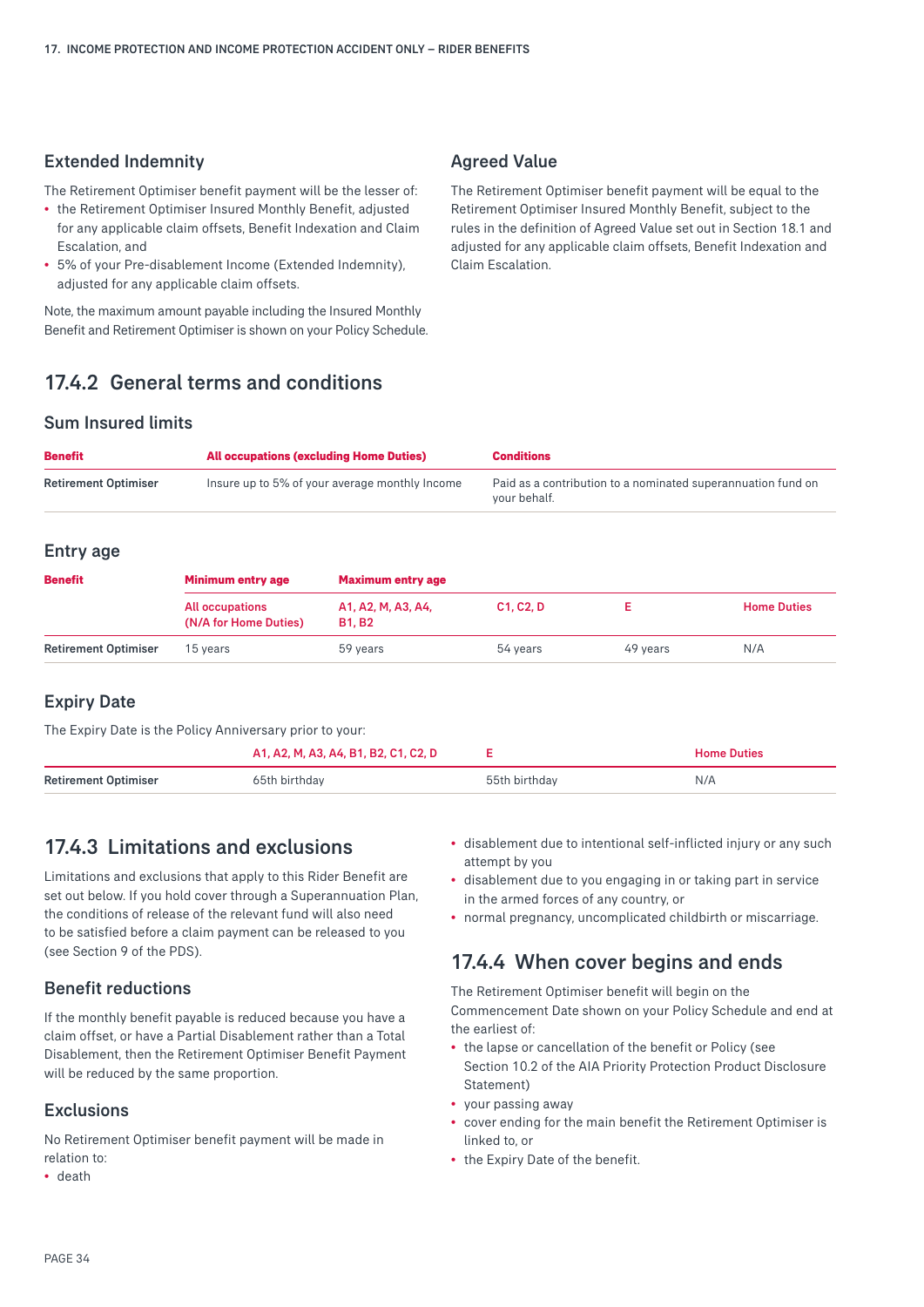### Extended Indemnity

The Retirement Optimiser benefit payment will be the lesser of:

- the Retirement Optimiser Insured Monthly Benefit, adjusted for any applicable claim offsets, Benefit Indexation and Claim Escalation, and
- 5% of your Pre-disablement Income (Extended Indemnity), adjusted for any applicable claim offsets.

Note, the maximum amount payable including the Insured Monthly Benefit and Retirement Optimiser is shown on your Policy Schedule.

### Agreed Value

The Retirement Optimiser benefit payment will be equal to the Retirement Optimiser Insured Monthly Benefit, subject to the rules in the definition of Agreed Value set out in Section 18.1 and adjusted for any applicable claim offsets, Benefit Indexation and Claim Escalation.

## 17.4.2 General terms and conditions

### Sum Insured limits

| Benefit | All occupations (excluding Home Duties) | Conditions |
|---|---|---|
| Retirement Optimiser | Insure up to 5% of your average monthly Income | Paid as a contribution to a nominated superannuation fund on your behalf. |

### Entry age

| Benefit | Minimum entry age | Maximum entry age | | | |
|---|---|---|---|---|---|
| | All occupations (N/A for Home Duties) | A1, A2, M, A3, A4, B1, B2 | C1, C2, D | E | Home Duties |
| Retirement Optimiser | 15 years | 59 years | 54 years | 49 years | N/A |

### Expiry Date

The Expiry Date is the Policy Anniversary prior to your:

| | A1, A2, M, A3, A4, B1, B2, C1, C2, D | E | Home Duties |
|---|---|---|---|
| Retirement Optimiser | 65th birthday | 55th birthday | N/A |

## 17.4.3 Limitations and exclusions

Limitations and exclusions that apply to this Rider Benefit are set out below. If you hold cover through a Superannuation Plan, the conditions of release of the relevant fund will also need to be satisfied before a claim payment can be released to you (see Section 9 of the PDS).

### Benefit reductions

If the monthly benefit payable is reduced because you have a claim offset, or have a Partial Disablement rather than a Total Disablement, then the Retirement Optimiser Benefit Payment will be reduced by the same proportion.

### Exclusions

No Retirement Optimiser benefit payment will be made in relation to:

- death
- disablement due to intentional self-inflicted injury or any such attempt by you
- disablement due to you engaging in or taking part in service in the armed forces of any country, or
- normal pregnancy, uncomplicated childbirth or miscarriage.

## 17.4.4 When cover begins and ends

The Retirement Optimiser benefit will begin on the Commencement Date shown on your Policy Schedule and end at the earliest of:

- the lapse or cancellation of the benefit or Policy (see Section 10.2 of the AIA Priority Protection Product Disclosure Statement)
- your passing away
- cover ending for the main benefit the Retirement Optimiser is linked to, or
- the Expiry Date of the benefit.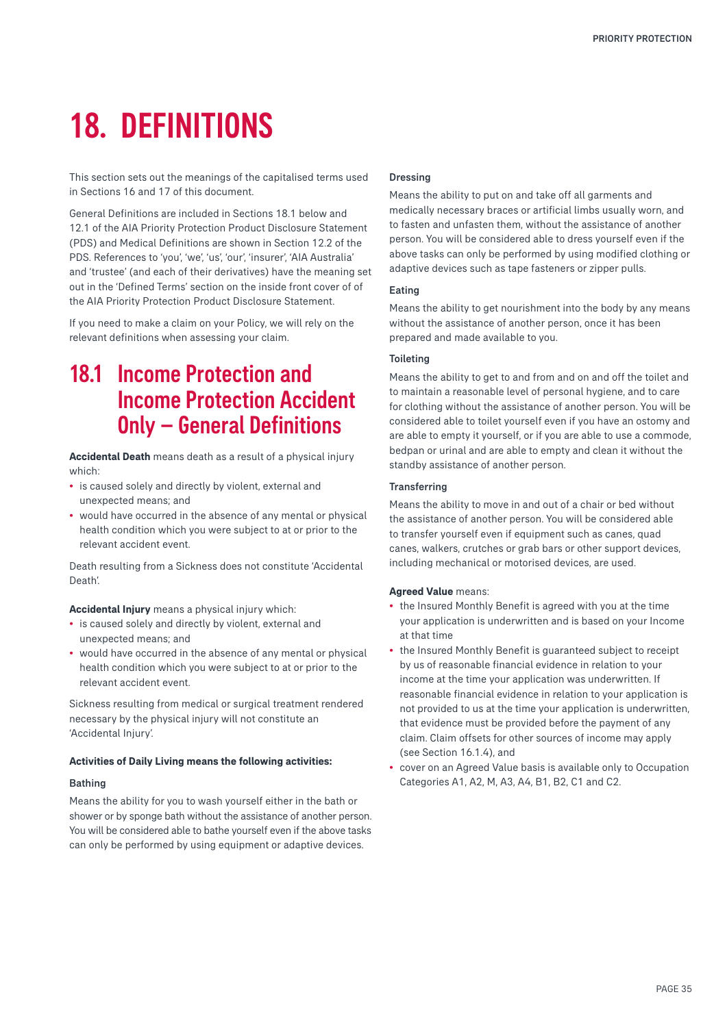# 18. DEFINITIONS

This section sets out the meanings of the capitalised terms used in Sections 16 and 17 of this document.

General Definitions are included in Sections 18.1 below and 12.1 of the AIA Priority Protection Product Disclosure Statement (PDS) and Medical Definitions are shown in Section 12.2 of the PDS. References to 'you', 'we', 'us', 'our', 'insurer', 'AIA Australia' and 'trustee' (and each of their derivatives) have the meaning set out in the 'Defined Terms' section on the inside front cover of of the AIA Priority Protection Product Disclosure Statement.

If you need to make a claim on your Policy, we will rely on the relevant definitions when assessing your claim.

## 18.1 Income Protection and Income Protection Accident Only – General Definitions

**Accidental Death** means death as a result of a physical injury which:

- is caused solely and directly by violent, external and unexpected means; and
- would have occurred in the absence of any mental or physical health condition which you were subject to at or prior to the relevant accident event.

Death resulting from a Sickness does not constitute 'Accidental Death'.

**Accidental Injury** means a physical injury which:

- is caused solely and directly by violent, external and unexpected means; and
- would have occurred in the absence of any mental or physical health condition which you were subject to at or prior to the relevant accident event.

Sickness resulting from medical or surgical treatment rendered necessary by the physical injury will not constitute an 'Accidental Injury'.

**Activities of Daily Living means the following activities:**

#### Bathing

Means the ability for you to wash yourself either in the bath or shower or by sponge bath without the assistance of another person. You will be considered able to bathe yourself even if the above tasks can only be performed by using equipment or adaptive devices.

#### Dressing

Means the ability to put on and take off all garments and medically necessary braces or artificial limbs usually worn, and to fasten and unfasten them, without the assistance of another person. You will be considered able to dress yourself even if the above tasks can only be performed by using modified clothing or adaptive devices such as tape fasteners or zipper pulls.

#### Eating

Means the ability to get nourishment into the body by any means without the assistance of another person, once it has been prepared and made available to you.

#### Toileting

Means the ability to get to and from and on and off the toilet and to maintain a reasonable level of personal hygiene, and to care for clothing without the assistance of another person. You will be considered able to toilet yourself even if you have an ostomy and are able to empty it yourself, or if you are able to use a commode, bedpan or urinal and are able to empty and clean it without the standby assistance of another person.

#### Transferring

Means the ability to move in and out of a chair or bed without the assistance of another person. You will be considered able to transfer yourself even if equipment such as canes, quad canes, walkers, crutches or grab bars or other support devices, including mechanical or motorised devices, are used.

**Agreed Value** means:

- the Insured Monthly Benefit is agreed with you at the time your application is underwritten and is based on your Income at that time
- the Insured Monthly Benefit is guaranteed subject to receipt by us of reasonable financial evidence in relation to your income at the time your application was underwritten. If reasonable financial evidence in relation to your application is not provided to us at the time your application is underwritten, that evidence must be provided before the payment of any claim. Claim offsets for other sources of income may apply (see Section 16.1.4), and
- cover on an Agreed Value basis is available only to Occupation Categories A1, A2, M, A3, A4, B1, B2, C1 and C2.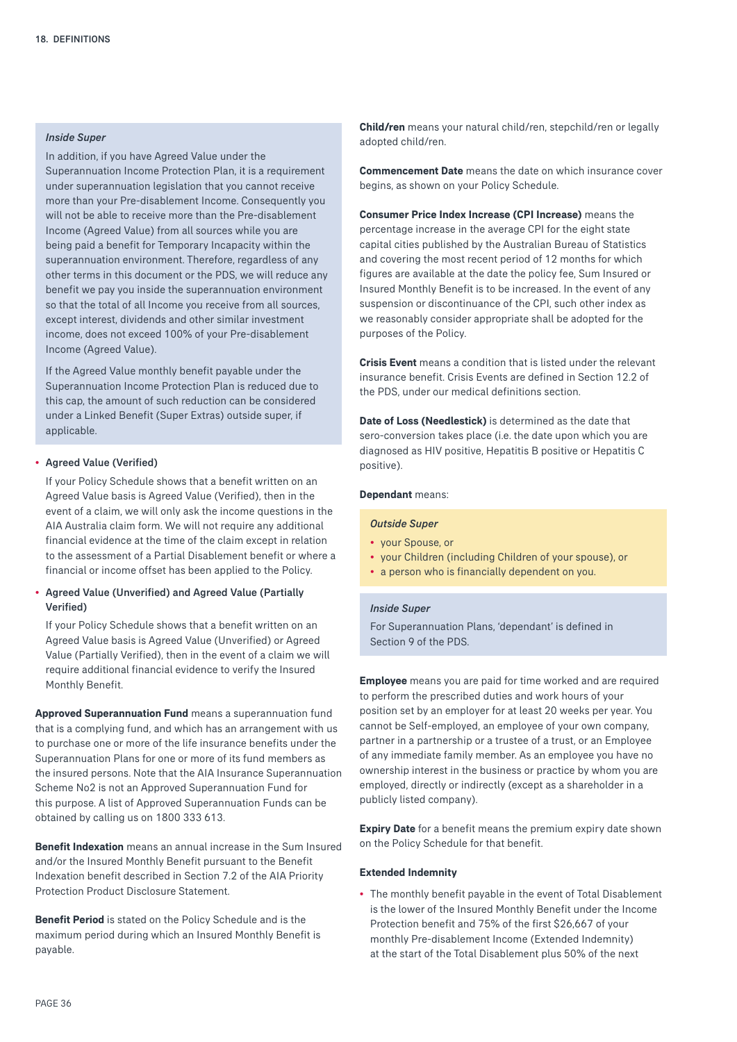*Inside Super*

In addition, if you have Agreed Value under the Superannuation Income Protection Plan, it is a requirement under superannuation legislation that you cannot receive more than your Pre-disablement Income. Consequently you will not be able to receive more than the Pre-disablement Income (Agreed Value) from all sources while you are being paid a benefit for Temporary Incapacity within the superannuation environment. Therefore, regardless of any other terms in this document or the PDS, we will reduce any benefit we pay you inside the superannuation environment so that the total of all Income you receive from all sources, except interest, dividends and other similar investment income, does not exceed 100% of your Pre-disablement Income (Agreed Value).

If the Agreed Value monthly benefit payable under the Superannuation Income Protection Plan is reduced due to this cap, the amount of such reduction can be considered under a Linked Benefit (Super Extras) outside super, if applicable.

- **Agreed Value (Verified)**

  If your Policy Schedule shows that a benefit written on an Agreed Value basis is Agreed Value (Verified), then in the event of a claim, we will only ask the income questions in the AIA Australia claim form. We will not require any additional financial evidence at the time of the claim except in relation to the assessment of a Partial Disablement benefit or where a financial or income offset has been applied to the Policy.

- **Agreed Value (Unverified) and Agreed Value (Partially Verified)**

  If your Policy Schedule shows that a benefit written on an Agreed Value basis is Agreed Value (Unverified) or Agreed Value (Partially Verified), then in the event of a claim we will require additional financial evidence to verify the Insured Monthly Benefit.

**Approved Superannuation Fund** means a superannuation fund that is a complying fund, and which has an arrangement with us to purchase one or more of the life insurance benefits under the Superannuation Plans for one or more of its fund members as the insured persons. Note that the AIA Insurance Superannuation Scheme No2 is not an Approved Superannuation Fund for this purpose. A list of Approved Superannuation Funds can be obtained by calling us on 1800 333 613.

**Benefit Indexation** means an annual increase in the Sum Insured and/or the Insured Monthly Benefit pursuant to the Benefit Indexation benefit described in Section 7.2 of the AIA Priority Protection Product Disclosure Statement.

**Benefit Period** is stated on the Policy Schedule and is the maximum period during which an Insured Monthly Benefit is payable.

**Child/ren** means your natural child/ren, stepchild/ren or legally adopted child/ren.

**Commencement Date** means the date on which insurance cover begins, as shown on your Policy Schedule.

**Consumer Price Index Increase (CPI Increase)** means the percentage increase in the average CPI for the eight state capital cities published by the Australian Bureau of Statistics and covering the most recent period of 12 months for which figures are available at the date the policy fee, Sum Insured or Insured Monthly Benefit is to be increased. In the event of any suspension or discontinuance of the CPI, such other index as we reasonably consider appropriate shall be adopted for the purposes of the Policy.

**Crisis Event** means a condition that is listed under the relevant insurance benefit. Crisis Events are defined in Section 12.2 of the PDS, under our medical definitions section.

**Date of Loss (Needlestick)** is determined as the date that sero-conversion takes place (i.e. the date upon which you are diagnosed as HIV positive, Hepatitis B positive or Hepatitis C positive).

**Dependant** means:

*Outside Super*

- your Spouse, or
- your Children (including Children of your spouse), or
- a person who is financially dependent on you.

*Inside Super*

For Superannuation Plans, 'dependant' is defined in Section 9 of the PDS.

**Employee** means you are paid for time worked and are required to perform the prescribed duties and work hours of your position set by an employer for at least 20 weeks per year. You cannot be Self-employed, an employee of your own company, partner in a partnership or a trustee of a trust, or an Employee of any immediate family member. As an employee you have no ownership interest in the business or practice by whom you are employed, directly or indirectly (except as a shareholder in a publicly listed company).

**Expiry Date** for a benefit means the premium expiry date shown on the Policy Schedule for that benefit.

**Extended Indemnity**

- The monthly benefit payable in the event of Total Disablement is the lower of the Insured Monthly Benefit under the Income Protection benefit and 75% of the first $26,667 of your monthly Pre-disablement Income (Extended Indemnity) at the start of the Total Disablement plus 50% of the next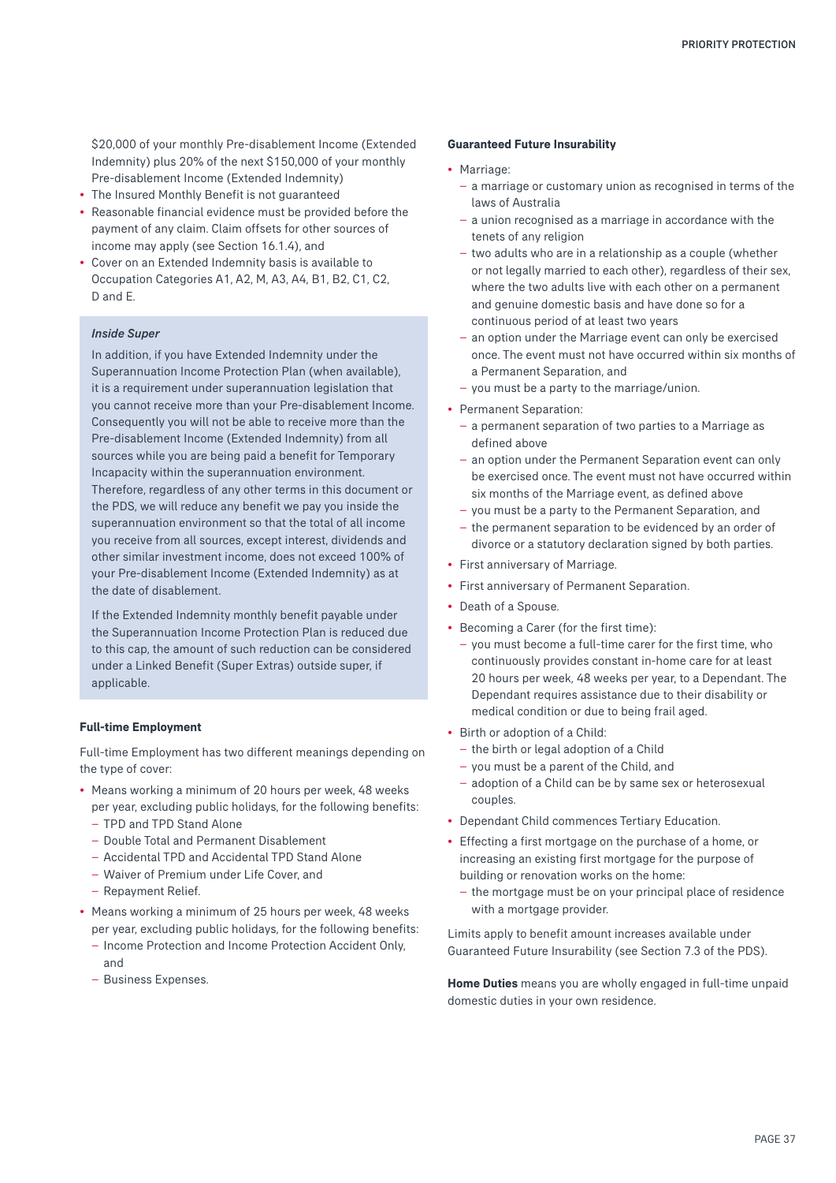$20,000 of your monthly Pre-disablement Income (Extended Indemnity) plus 20% of the next $150,000 of your monthly Pre-disablement Income (Extended Indemnity)

- The Insured Monthly Benefit is not guaranteed
- Reasonable financial evidence must be provided before the payment of any claim. Claim offsets for other sources of income may apply (see Section 16.1.4), and
- Cover on an Extended Indemnity basis is available to Occupation Categories A1, A2, M, A3, A4, B1, B2, C1, C2, D and E.

*Inside Super*

In addition, if you have Extended Indemnity under the Superannuation Income Protection Plan (when available), it is a requirement under superannuation legislation that you cannot receive more than your Pre-disablement Income. Consequently you will not be able to receive more than the Pre-disablement Income (Extended Indemnity) from all sources while you are being paid a benefit for Temporary Incapacity within the superannuation environment. Therefore, regardless of any other terms in this document or the PDS, we will reduce any benefit we pay you inside the superannuation environment so that the total of all income you receive from all sources, except interest, dividends and other similar investment income, does not exceed 100% of your Pre-disablement Income (Extended Indemnity) as at the date of disablement.

If the Extended Indemnity monthly benefit payable under the Superannuation Income Protection Plan is reduced due to this cap, the amount of such reduction can be considered under a Linked Benefit (Super Extras) outside super, if applicable.

**Full-time Employment**

Full-time Employment has two different meanings depending on the type of cover:

- Means working a minimum of 20 hours per week, 48 weeks per year, excluding public holidays, for the following benefits:
  - TPD and TPD Stand Alone
  - Double Total and Permanent Disablement
  - Accidental TPD and Accidental TPD Stand Alone
  - Waiver of Premium under Life Cover, and
  - Repayment Relief.
- Means working a minimum of 25 hours per week, 48 weeks per year, excluding public holidays, for the following benefits:
  - Income Protection and Income Protection Accident Only, and
  - Business Expenses.

**Guaranteed Future Insurability**

- Marriage:
  - a marriage or customary union as recognised in terms of the laws of Australia
  - a union recognised as a marriage in accordance with the tenets of any religion
  - two adults who are in a relationship as a couple (whether or not legally married to each other), regardless of their sex, where the two adults live with each other on a permanent and genuine domestic basis and have done so for a continuous period of at least two years
  - an option under the Marriage event can only be exercised once. The event must not have occurred within six months of a Permanent Separation, and
  - you must be a party to the marriage/union.
- Permanent Separation:
  - a permanent separation of two parties to a Marriage as defined above
  - an option under the Permanent Separation event can only be exercised once. The event must not have occurred within six months of the Marriage event, as defined above
  - you must be a party to the Permanent Separation, and
  - the permanent separation to be evidenced by an order of divorce or a statutory declaration signed by both parties.
- First anniversary of Marriage.
- First anniversary of Permanent Separation.
- Death of a Spouse.
- Becoming a Carer (for the first time):
  - you must become a full-time carer for the first time, who continuously provides constant in-home care for at least 20 hours per week, 48 weeks per year, to a Dependant. The Dependant requires assistance due to their disability or medical condition or due to being frail aged.
- Birth or adoption of a Child:
  - the birth or legal adoption of a Child
  - you must be a parent of the Child, and
  - adoption of a Child can be by same sex or heterosexual couples.
- Dependant Child commences Tertiary Education.
- Effecting a first mortgage on the purchase of a home, or increasing an existing first mortgage for the purpose of building or renovation works on the home:
  - the mortgage must be on your principal place of residence with a mortgage provider.

Limits apply to benefit amount increases available under Guaranteed Future Insurability (see Section 7.3 of the PDS).

**Home Duties** means you are wholly engaged in full-time unpaid domestic duties in your own residence.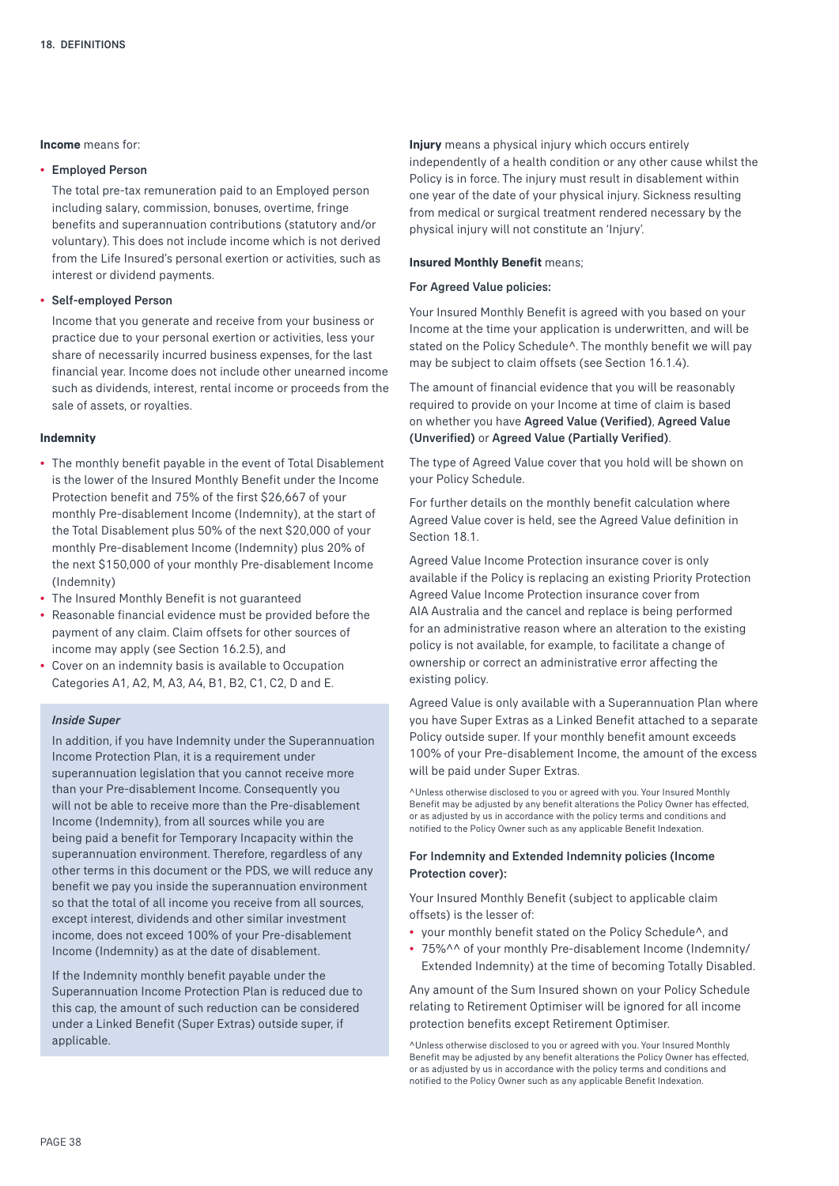**Income** means for:

- **Employed Person**

  The total pre-tax remuneration paid to an Employed person including salary, commission, bonuses, overtime, fringe benefits and superannuation contributions (statutory and/or voluntary). This does not include income which is not derived from the Life Insured's personal exertion or activities, such as interest or dividend payments.

- **Self-employed Person**

  Income that you generate and receive from your business or practice due to your personal exertion or activities, less your share of necessarily incurred business expenses, for the last financial year. Income does not include other unearned income such as dividends, interest, rental income or proceeds from the sale of assets, or royalties.

**Indemnity**

- The monthly benefit payable in the event of Total Disablement is the lower of the Insured Monthly Benefit under the Income Protection benefit and 75% of the first $26,667 of your monthly Pre-disablement Income (Indemnity), at the start of the Total Disablement plus 50% of the next $20,000 of your monthly Pre-disablement Income (Indemnity) plus 20% of the next $150,000 of your monthly Pre-disablement Income (Indemnity)
- The Insured Monthly Benefit is not guaranteed
- Reasonable financial evidence must be provided before the payment of any claim. Claim offsets for other sources of income may apply (see Section 16.2.5), and
- Cover on an indemnity basis is available to Occupation Categories A1, A2, M, A3, A4, B1, B2, C1, C2, D and E.

*Inside Super*

In addition, if you have Indemnity under the Superannuation Income Protection Plan, it is a requirement under superannuation legislation that you cannot receive more than your Pre-disablement Income. Consequently you will not be able to receive more than the Pre-disablement Income (Indemnity), from all sources while you are being paid a benefit for Temporary Incapacity within the superannuation environment. Therefore, regardless of any other terms in this document or the PDS, we will reduce any benefit we pay you inside the superannuation environment so that the total of all income you receive from all sources, except interest, dividends and other similar investment income, does not exceed 100% of your Pre-disablement Income (Indemnity) as at the date of disablement.

If the Indemnity monthly benefit payable under the Superannuation Income Protection Plan is reduced due to this cap, the amount of such reduction can be considered under a Linked Benefit (Super Extras) outside super, if applicable.

**Injury** means a physical injury which occurs entirely independently of a health condition or any other cause whilst the Policy is in force. The injury must result in disablement within one year of the date of your physical injury. Sickness resulting from medical or surgical treatment rendered necessary by the physical injury will not constitute an 'Injury'.

**Insured Monthly Benefit** means;

**For Agreed Value policies:**

Your Insured Monthly Benefit is agreed with you based on your Income at the time your application is underwritten, and will be stated on the Policy Schedule^. The monthly benefit we will pay may be subject to claim offsets (see Section 16.1.4).

The amount of financial evidence that you will be reasonably required to provide on your Income at time of claim is based on whether you have **Agreed Value (Verified)**, **Agreed Value (Unverified)** or **Agreed Value (Partially Verified)**.

The type of Agreed Value cover that you hold will be shown on your Policy Schedule.

For further details on the monthly benefit calculation where Agreed Value cover is held, see the Agreed Value definition in Section 18.1.

Agreed Value Income Protection insurance cover is only available if the Policy is replacing an existing Priority Protection Agreed Value Income Protection insurance cover from AIA Australia and the cancel and replace is being performed for an administrative reason where an alteration to the existing policy is not available, for example, to facilitate a change of ownership or correct an administrative error affecting the existing policy.

Agreed Value is only available with a Superannuation Plan where you have Super Extras as a Linked Benefit attached to a separate Policy outside super. If your monthly benefit amount exceeds 100% of your Pre-disablement Income, the amount of the excess will be paid under Super Extras.

^Unless otherwise disclosed to you or agreed with you. Your Insured Monthly Benefit may be adjusted by any benefit alterations the Policy Owner has effected, or as adjusted by us in accordance with the policy terms and conditions and notified to the Policy Owner such as any applicable Benefit Indexation.

**For Indemnity and Extended Indemnity policies (Income Protection cover):**

Your Insured Monthly Benefit (subject to applicable claim offsets) is the lesser of:

- your monthly benefit stated on the Policy Schedule^, and
- 75%^^ of your monthly Pre-disablement Income (Indemnity/Extended Indemnity) at the time of becoming Totally Disabled.

Any amount of the Sum Insured shown on your Policy Schedule relating to Retirement Optimiser will be ignored for all income protection benefits except Retirement Optimiser.

^Unless otherwise disclosed to you or agreed with you. Your Insured Monthly Benefit may be adjusted by any benefit alterations the Policy Owner has effected, or as adjusted by us in accordance with the policy terms and conditions and notified to the Policy Owner such as any applicable Benefit Indexation.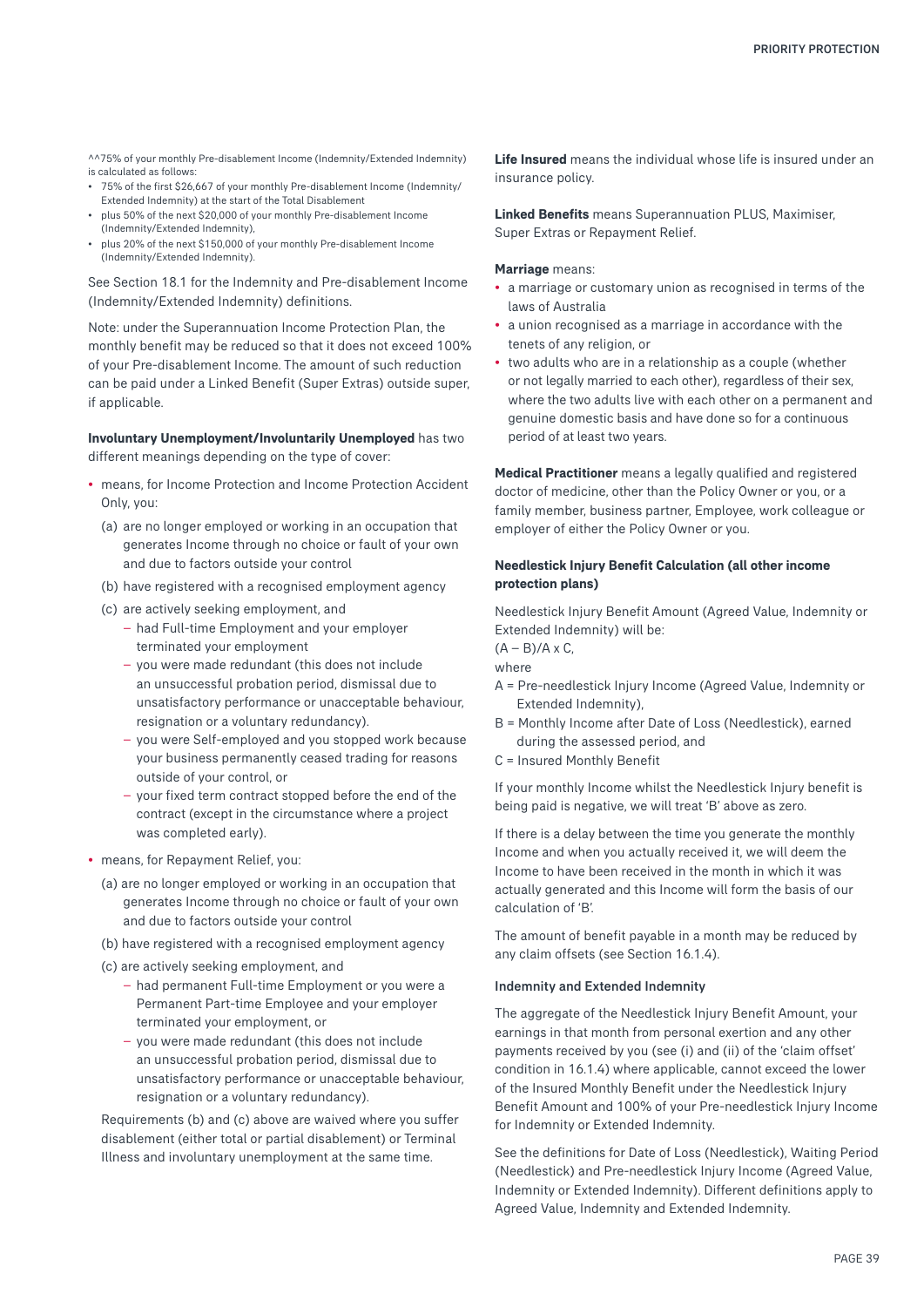^^75% of your monthly Pre-disablement Income (Indemnity/Extended Indemnity) is calculated as follows:

- 75% of the first $26,667 of your monthly Pre-disablement Income (Indemnity/Extended Indemnity) at the start of the Total Disablement
- plus 50% of the next $20,000 of your monthly Pre-disablement Income (Indemnity/Extended Indemnity),
- plus 20% of the next $150,000 of your monthly Pre-disablement Income (Indemnity/Extended Indemnity).

See Section 18.1 for the Indemnity and Pre-disablement Income (Indemnity/Extended Indemnity) definitions.

Note: under the Superannuation Income Protection Plan, the monthly benefit may be reduced so that it does not exceed 100% of your Pre-disablement Income. The amount of such reduction can be paid under a Linked Benefit (Super Extras) outside super, if applicable.

**Involuntary Unemployment/Involuntarily Unemployed** has two different meanings depending on the type of cover:

- means, for Income Protection and Income Protection Accident Only, you:
  - (a) are no longer employed or working in an occupation that generates Income through no choice or fault of your own and due to factors outside your control
  - (b) have registered with a recognised employment agency
  - (c) are actively seeking employment, and
    - had Full-time Employment and your employer terminated your employment
    - you were made redundant (this does not include an unsuccessful probation period, dismissal due to unsatisfactory performance or unacceptable behaviour, resignation or a voluntary redundancy).
    - you were Self-employed and you stopped work because your business permanently ceased trading for reasons outside of your control, or
    - your fixed term contract stopped before the end of the contract (except in the circumstance where a project was completed early).
- means, for Repayment Relief, you:
  - (a) are no longer employed or working in an occupation that generates Income through no choice or fault of your own and due to factors outside your control
  - (b) have registered with a recognised employment agency
  - (c) are actively seeking employment, and
    - had permanent Full-time Employment or you were a Permanent Part-time Employee and your employer terminated your employment, or
    - you were made redundant (this does not include an unsuccessful probation period, dismissal due to unsatisfactory performance or unacceptable behaviour, resignation or a voluntary redundancy).

  Requirements (b) and (c) above are waived where you suffer disablement (either total or partial disablement) or Terminal Illness and involuntary unemployment at the same time.

**Life Insured** means the individual whose life is insured under an insurance policy.

**Linked Benefits** means Superannuation PLUS, Maximiser, Super Extras or Repayment Relief.

**Marriage** means:

- a marriage or customary union as recognised in terms of the laws of Australia
- a union recognised as a marriage in accordance with the tenets of any religion, or
- two adults who are in a relationship as a couple (whether or not legally married to each other), regardless of their sex, where the two adults live with each other on a permanent and genuine domestic basis and have done so for a continuous period of at least two years.

**Medical Practitioner** means a legally qualified and registered doctor of medicine, other than the Policy Owner or you, or a family member, business partner, Employee, work colleague or employer of either the Policy Owner or you.

**Needlestick Injury Benefit Calculation (all other income protection plans)**

Needlestick Injury Benefit Amount (Agreed Value, Indemnity or Extended Indemnity) will be:

$(A – B)/A \times C$,

where

A = Pre-needlestick Injury Income (Agreed Value, Indemnity or Extended Indemnity),

B = Monthly Income after Date of Loss (Needlestick), earned during the assessed period, and

C = Insured Monthly Benefit

If your monthly Income whilst the Needlestick Injury benefit is being paid is negative, we will treat 'B' above as zero.

If there is a delay between the time you generate the monthly Income and when you actually received it, we will deem the Income to have been received in the month in which it was actually generated and this Income will form the basis of our calculation of 'B'.

The amount of benefit payable in a month may be reduced by any claim offsets (see Section 16.1.4).

**Indemnity and Extended Indemnity**

The aggregate of the Needlestick Injury Benefit Amount, your earnings in that month from personal exertion and any other payments received by you (see (i) and (ii) of the 'claim offset' condition in 16.1.4) where applicable, cannot exceed the lower of the Insured Monthly Benefit under the Needlestick Injury Benefit Amount and 100% of your Pre-needlestick Injury Income for Indemnity or Extended Indemnity.

See the definitions for Date of Loss (Needlestick), Waiting Period (Needlestick) and Pre-needlestick Injury Income (Agreed Value, Indemnity or Extended Indemnity). Different definitions apply to Agreed Value, Indemnity and Extended Indemnity.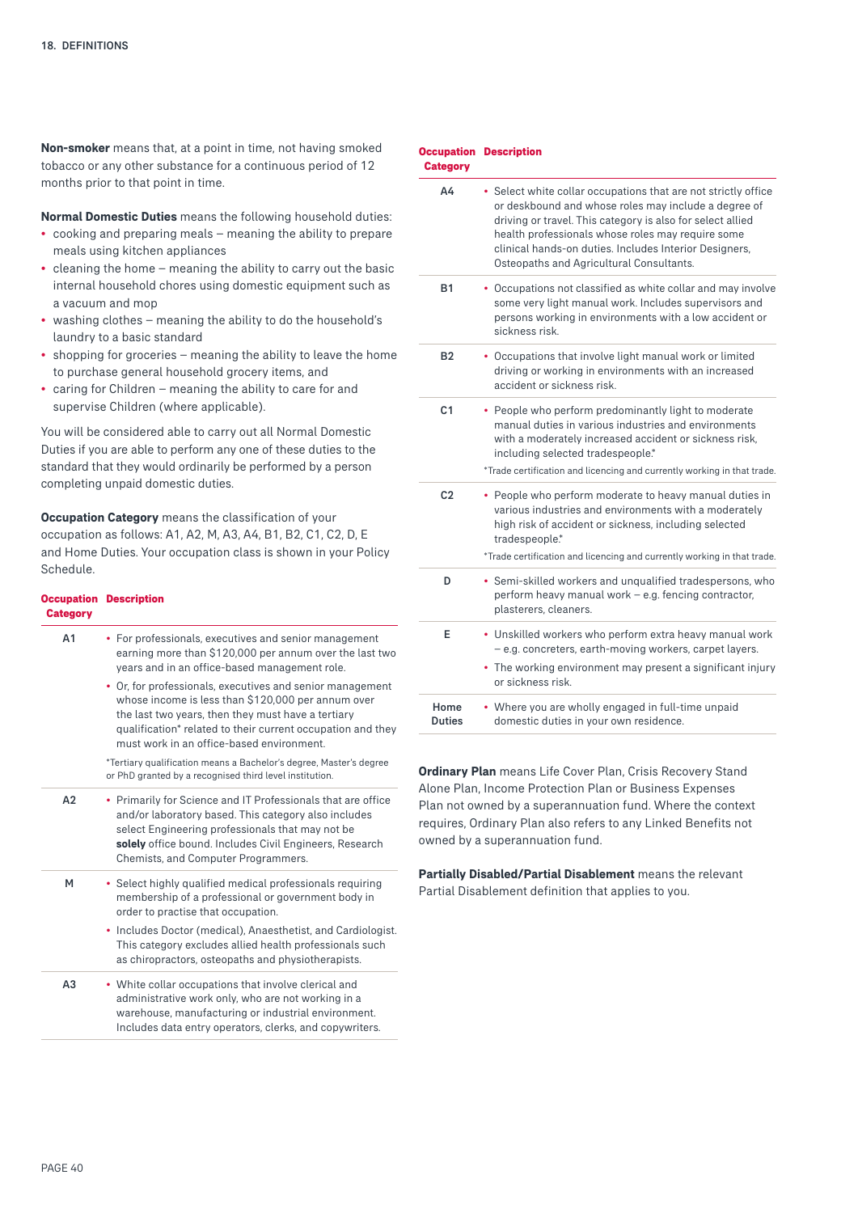## 18. DEFINITIONS

**Non-smoker** means that, at a point in time, not having smoked tobacco or any other substance for a continuous period of 12 months prior to that point in time.

**Normal Domestic Duties** means the following household duties:

- cooking and preparing meals – meaning the ability to prepare meals using kitchen appliances
- cleaning the home – meaning the ability to carry out the basic internal household chores using domestic equipment such as a vacuum and mop
- washing clothes – meaning the ability to do the household's laundry to a basic standard
- shopping for groceries – meaning the ability to leave the home to purchase general household grocery items, and
- caring for Children – meaning the ability to care for and supervise Children (where applicable).

You will be considered able to carry out all Normal Domestic Duties if you are able to perform any one of these duties to the standard that they would ordinarily be performed by a person completing unpaid domestic duties.

**Occupation Category** means the classification of your occupation as follows: A1, A2, M, A3, A4, B1, B2, C1, C2, D, E and Home Duties. Your occupation class is shown in your Policy Schedule.

| Occupation Category | Description |
|---|---|
| A1 | • For professionals, executives and senior management earning more than $120,000 per annum over the last two years and in an office-based management role.<br>• Or, for professionals, executives and senior management whose income is less than $120,000 per annum over the last two years, then they must have a tertiary qualification* related to their current occupation and they must work in an office-based environment.<br>*Tertiary qualification means a Bachelor's degree, Master's degree or PhD granted by a recognised third level institution. |
| A2 | • Primarily for Science and IT Professionals that are office and/or laboratory based. This category also includes select Engineering professionals that may not be **solely** office bound. Includes Civil Engineers, Research Chemists, and Computer Programmers. |
| M | • Select highly qualified medical professionals requiring membership of a professional or government body in order to practise that occupation.<br>• Includes Doctor (medical), Anaesthetist, and Cardiologist. This category excludes allied health professionals such as chiropractors, osteopaths and physiotherapists. |
| A3 | • White collar occupations that involve clerical and administrative work only, who are not working in a warehouse, manufacturing or industrial environment. Includes data entry operators, clerks, and copywriters. |
| A4 | • Select white collar occupations that are not strictly office or deskbound and whose roles may include a degree of driving or travel. This category is also for select allied health professionals whose roles may require some clinical hands-on duties. Includes Interior Designers, Osteopaths and Agricultural Consultants. |
| B1 | • Occupations not classified as white collar and may involve some very light manual work. Includes supervisors and persons working in environments with a low accident or sickness risk. |
| B2 | • Occupations that involve light manual work or limited driving or working in environments with an increased accident or sickness risk. |
| C1 | • People who perform predominantly light to moderate manual duties in various industries and environments with a moderately increased accident or sickness risk, including selected tradespeople.*<br>*Trade certification and licencing and currently working in that trade. |
| C2 | • People who perform moderate to heavy manual duties in various industries and environments with a moderately high risk of accident or sickness, including selected tradespeople.*<br>*Trade certification and licencing and currently working in that trade. |
| D | • Semi-skilled workers and unqualified tradespersons, who perform heavy manual work – e.g. fencing contractor, plasterers, cleaners. |
| E | • Unskilled workers who perform extra heavy manual work – e.g. concreters, earth-moving workers, carpet layers.<br>• The working environment may present a significant injury or sickness risk. |
| Home Duties | • Where you are wholly engaged in full-time unpaid domestic duties in your own residence. |

**Ordinary Plan** means Life Cover Plan, Crisis Recovery Stand Alone Plan, Income Protection Plan or Business Expenses Plan not owned by a superannuation fund. Where the context requires, Ordinary Plan also refers to any Linked Benefits not owned by a superannuation fund.

**Partially Disabled/Partial Disablement** means the relevant Partial Disablement definition that applies to you.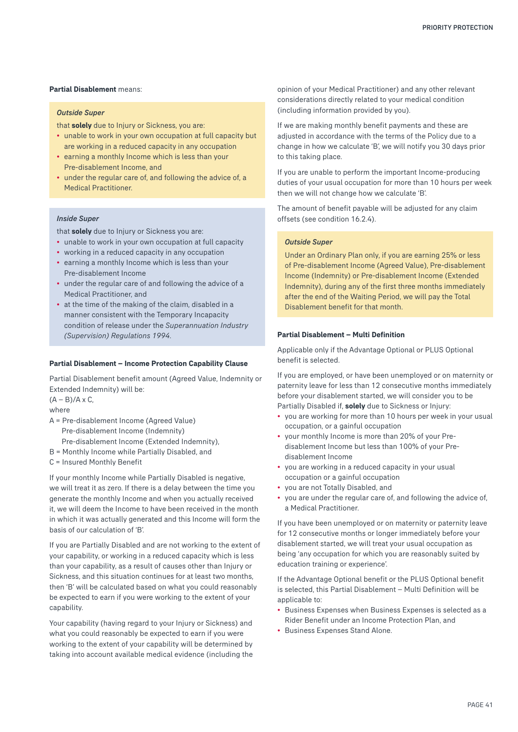**Partial Disablement** means:

***Outside Super***

that **solely** due to Injury or Sickness, you are:

- unable to work in your own occupation at full capacity but are working in a reduced capacity in any occupation
- earning a monthly Income which is less than your Pre-disablement Income, and
- under the regular care of, and following the advice of, a Medical Practitioner.

***Inside Super***

that **solely** due to Injury or Sickness you are:

- unable to work in your own occupation at full capacity
- working in a reduced capacity in any occupation
- earning a monthly Income which is less than your Pre-disablement Income
- under the regular care of and following the advice of a Medical Practitioner, and
- at the time of the making of the claim, disabled in a manner consistent with the Temporary Incapacity condition of release under the *Superannuation Industry (Supervision) Regulations 1994.*

**Partial Disablement – Income Protection Capability Clause**

Partial Disablement benefit amount (Agreed Value, Indemnity or Extended Indemnity) will be:

$(A – B)/A \times C$,

where

A = Pre-disablement Income (Agreed Value)
Pre-disablement Income (Indemnity)
Pre-disablement Income (Extended Indemnity),

B = Monthly Income while Partially Disabled, and

C = Insured Monthly Benefit

If your monthly Income while Partially Disabled is negative, we will treat it as zero. If there is a delay between the time you generate the monthly Income and when you actually received it, we will deem the Income to have been received in the month in which it was actually generated and this Income will form the basis of our calculation of 'B'.

If you are Partially Disabled and are not working to the extent of your capability, or working in a reduced capacity which is less than your capability, as a result of causes other than Injury or Sickness, and this situation continues for at least two months, then 'B' will be calculated based on what you could reasonably be expected to earn if you were working to the extent of your capability.

Your capability (having regard to your Injury or Sickness) and what you could reasonably be expected to earn if you were working to the extent of your capability will be determined by taking into account available medical evidence (including the opinion of your Medical Practitioner) and any other relevant considerations directly related to your medical condition (including information provided by you).

If we are making monthly benefit payments and these are adjusted in accordance with the terms of the Policy due to a change in how we calculate 'B', we will notify you 30 days prior to this taking place.

If you are unable to perform the important Income-producing duties of your usual occupation for more than 10 hours per week then we will not change how we calculate 'B'.

The amount of benefit payable will be adjusted for any claim offsets (see condition 16.2.4).

***Outside Super***

Under an Ordinary Plan only, if you are earning 25% or less of Pre-disablement Income (Agreed Value), Pre-disablement Income (Indemnity) or Pre-disablement Income (Extended Indemnity), during any of the first three months immediately after the end of the Waiting Period, we will pay the Total Disablement benefit for that month.

**Partial Disablement – Multi Definition**

Applicable only if the Advantage Optional or PLUS Optional benefit is selected.

If you are employed, or have been unemployed or on maternity or paternity leave for less than 12 consecutive months immediately before your disablement started, we will consider you to be Partially Disabled if, **solely** due to Sickness or Injury:

- you are working for more than 10 hours per week in your usual occupation, or a gainful occupation
- your monthly Income is more than 20% of your Pre-disablement Income but less than 100% of your Pre-disablement Income
- you are working in a reduced capacity in your usual occupation or a gainful occupation
- you are not Totally Disabled, and
- you are under the regular care of, and following the advice of, a Medical Practitioner.

If you have been unemployed or on maternity or paternity leave for 12 consecutive months or longer immediately before your disablement started, we will treat your usual occupation as being 'any occupation for which you are reasonably suited by education training or experience'.

If the Advantage Optional benefit or the PLUS Optional benefit is selected, this Partial Disablement – Multi Definition will be applicable to:

- Business Expenses when Business Expenses is selected as a Rider Benefit under an Income Protection Plan, and
- Business Expenses Stand Alone.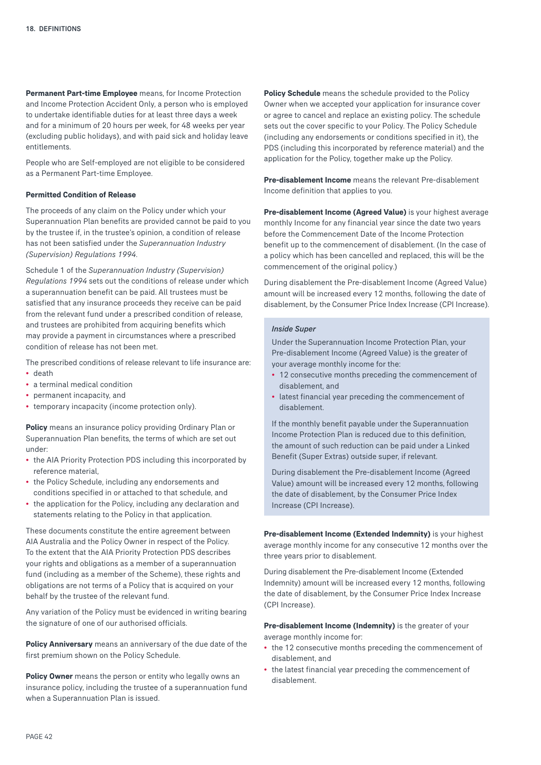**Permanent Part-time Employee** means, for Income Protection and Income Protection Accident Only, a person who is employed to undertake identifiable duties for at least three days a week and for a minimum of 20 hours per week, for 48 weeks per year (excluding public holidays), and with paid sick and holiday leave entitlements.

People who are Self-employed are not eligible to be considered as a Permanent Part-time Employee.

**Permitted Condition of Release**

The proceeds of any claim on the Policy under which your Superannuation Plan benefits are provided cannot be paid to you by the trustee if, in the trustee's opinion, a condition of release has not been satisfied under the *Superannuation Industry (Supervision) Regulations 1994.*

Schedule 1 of the *Superannuation Industry (Supervision) Regulations 1994* sets out the conditions of release under which a superannuation benefit can be paid. All trustees must be satisfied that any insurance proceeds they receive can be paid from the relevant fund under a prescribed condition of release, and trustees are prohibited from acquiring benefits which may provide a payment in circumstances where a prescribed condition of release has not been met.

The prescribed conditions of release relevant to life insurance are:

- death
- a terminal medical condition
- permanent incapacity, and
- temporary incapacity (income protection only).

**Policy** means an insurance policy providing Ordinary Plan or Superannuation Plan benefits, the terms of which are set out under:

- the AIA Priority Protection PDS including this incorporated by reference material,
- the Policy Schedule, including any endorsements and conditions specified in or attached to that schedule, and
- the application for the Policy, including any declaration and statements relating to the Policy in that application.

These documents constitute the entire agreement between AIA Australia and the Policy Owner in respect of the Policy. To the extent that the AIA Priority Protection PDS describes your rights and obligations as a member of a superannuation fund (including as a member of the Scheme), these rights and obligations are not terms of a Policy that is acquired on your behalf by the trustee of the relevant fund.

Any variation of the Policy must be evidenced in writing bearing the signature of one of our authorised officials.

**Policy Anniversary** means an anniversary of the due date of the first premium shown on the Policy Schedule.

**Policy Owner** means the person or entity who legally owns an insurance policy, including the trustee of a superannuation fund when a Superannuation Plan is issued.

**Policy Schedule** means the schedule provided to the Policy Owner when we accepted your application for insurance cover or agree to cancel and replace an existing policy. The schedule sets out the cover specific to your Policy. The Policy Schedule (including any endorsements or conditions specified in it), the PDS (including this incorporated by reference material) and the application for the Policy, together make up the Policy.

**Pre-disablement Income** means the relevant Pre-disablement Income definition that applies to you.

**Pre-disablement Income (Agreed Value)** is your highest average monthly Income for any financial year since the date two years before the Commencement Date of the Income Protection benefit up to the commencement of disablement. (In the case of a policy which has been cancelled and replaced, this will be the commencement of the original policy.)

During disablement the Pre-disablement Income (Agreed Value) amount will be increased every 12 months, following the date of disablement, by the Consumer Price Index Increase (CPI Increase).

*Inside Super*

Under the Superannuation Income Protection Plan, your Pre-disablement Income (Agreed Value) is the greater of your average monthly income for the:

- 12 consecutive months preceding the commencement of disablement, and
- latest financial year preceding the commencement of disablement.

If the monthly benefit payable under the Superannuation Income Protection Plan is reduced due to this definition, the amount of such reduction can be paid under a Linked Benefit (Super Extras) outside super, if relevant.

During disablement the Pre-disablement Income (Agreed Value) amount will be increased every 12 months, following the date of disablement, by the Consumer Price Index Increase (CPI Increase).

**Pre-disablement Income (Extended Indemnity)** is your highest average monthly income for any consecutive 12 months over the three years prior to disablement.

During disablement the Pre-disablement Income (Extended Indemnity) amount will be increased every 12 months, following the date of disablement, by the Consumer Price Index Increase (CPI Increase).

**Pre-disablement Income (Indemnity)** is the greater of your average monthly income for:

- the 12 consecutive months preceding the commencement of disablement, and
- the latest financial year preceding the commencement of disablement.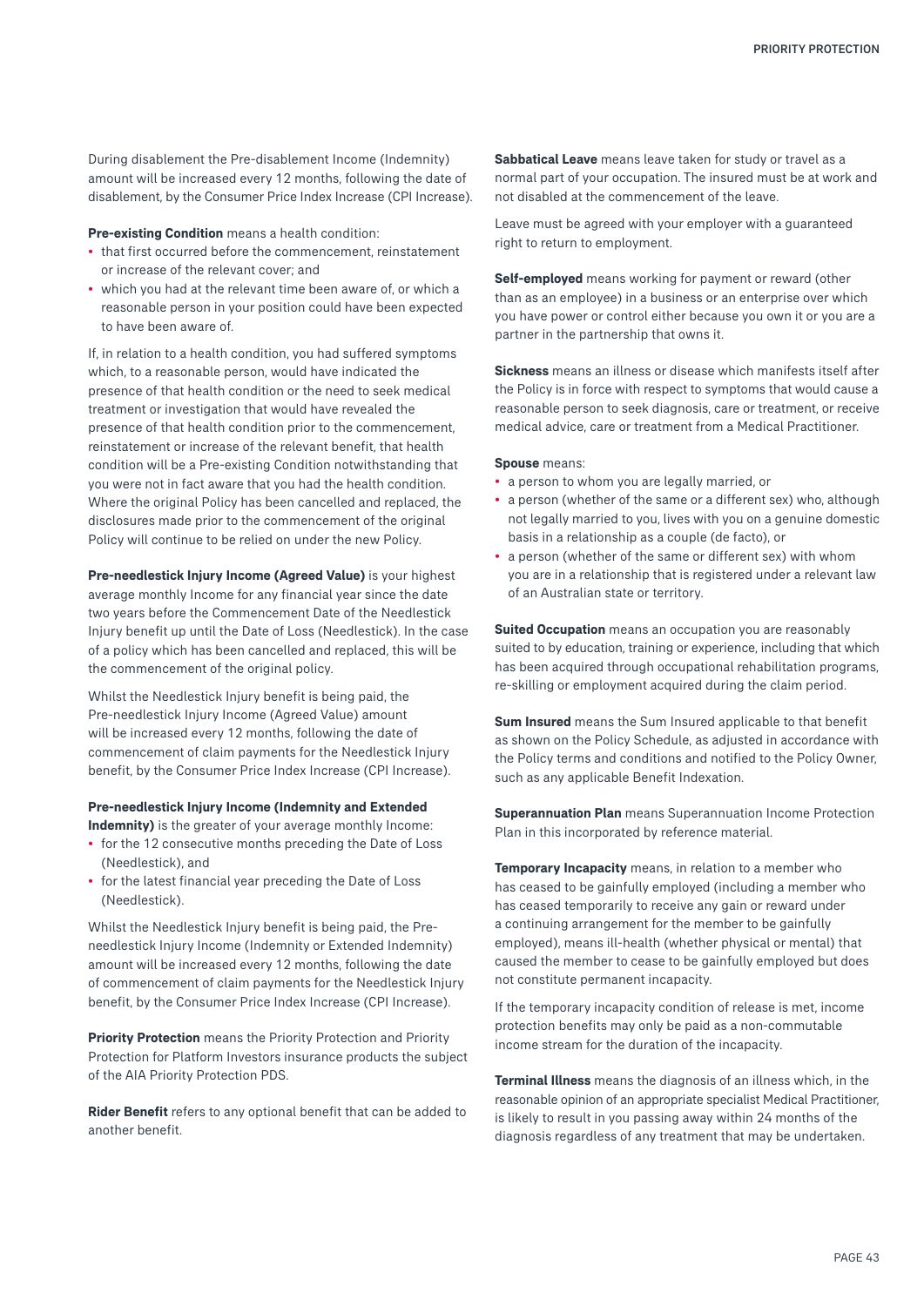During disablement the Pre-disablement Income (Indemnity) amount will be increased every 12 months, following the date of disablement, by the Consumer Price Index Increase (CPI Increase).

**Pre-existing Condition** means a health condition:

- that first occurred before the commencement, reinstatement or increase of the relevant cover; and
- which you had at the relevant time been aware of, or which a reasonable person in your position could have been expected to have been aware of.

If, in relation to a health condition, you had suffered symptoms which, to a reasonable person, would have indicated the presence of that health condition or the need to seek medical treatment or investigation that would have revealed the presence of that health condition prior to the commencement, reinstatement or increase of the relevant benefit, that health condition will be a Pre-existing Condition notwithstanding that you were not in fact aware that you had the health condition. Where the original Policy has been cancelled and replaced, the disclosures made prior to the commencement of the original Policy will continue to be relied on under the new Policy.

**Pre-needlestick Injury Income (Agreed Value)** is your highest average monthly Income for any financial year since the date two years before the Commencement Date of the Needlestick Injury benefit up until the Date of Loss (Needlestick). In the case of a policy which has been cancelled and replaced, this will be the commencement of the original policy.

Whilst the Needlestick Injury benefit is being paid, the Pre-needlestick Injury Income (Agreed Value) amount will be increased every 12 months, following the date of commencement of claim payments for the Needlestick Injury benefit, by the Consumer Price Index Increase (CPI Increase).

**Pre-needlestick Injury Income (Indemnity and Extended Indemnity)** is the greater of your average monthly Income:

- for the 12 consecutive months preceding the Date of Loss (Needlestick), and
- for the latest financial year preceding the Date of Loss (Needlestick).

Whilst the Needlestick Injury benefit is being paid, the Pre-needlestick Injury Income (Indemnity or Extended Indemnity) amount will be increased every 12 months, following the date of commencement of claim payments for the Needlestick Injury benefit, by the Consumer Price Index Increase (CPI Increase).

**Priority Protection** means the Priority Protection and Priority Protection for Platform Investors insurance products the subject of the AIA Priority Protection PDS.

**Rider Benefit** refers to any optional benefit that can be added to another benefit.

**Sabbatical Leave** means leave taken for study or travel as a normal part of your occupation. The insured must be at work and not disabled at the commencement of the leave.

Leave must be agreed with your employer with a guaranteed right to return to employment.

**Self-employed** means working for payment or reward (other than as an employee) in a business or an enterprise over which you have power or control either because you own it or you are a partner in the partnership that owns it.

**Sickness** means an illness or disease which manifests itself after the Policy is in force with respect to symptoms that would cause a reasonable person to seek diagnosis, care or treatment, or receive medical advice, care or treatment from a Medical Practitioner.

**Spouse** means:

- a person to whom you are legally married, or
- a person (whether of the same or a different sex) who, although not legally married to you, lives with you on a genuine domestic basis in a relationship as a couple (de facto), or
- a person (whether of the same or different sex) with whom you are in a relationship that is registered under a relevant law of an Australian state or territory.

**Suited Occupation** means an occupation you are reasonably suited to by education, training or experience, including that which has been acquired through occupational rehabilitation programs, re-skilling or employment acquired during the claim period.

**Sum Insured** means the Sum Insured applicable to that benefit as shown on the Policy Schedule, as adjusted in accordance with the Policy terms and conditions and notified to the Policy Owner, such as any applicable Benefit Indexation.

**Superannuation Plan** means Superannuation Income Protection Plan in this incorporated by reference material.

**Temporary Incapacity** means, in relation to a member who has ceased to be gainfully employed (including a member who has ceased temporarily to receive any gain or reward under a continuing arrangement for the member to be gainfully employed), means ill-health (whether physical or mental) that caused the member to cease to be gainfully employed but does not constitute permanent incapacity.

If the temporary incapacity condition of release is met, income protection benefits may only be paid as a non-commutable income stream for the duration of the incapacity.

**Terminal Illness** means the diagnosis of an illness which, in the reasonable opinion of an appropriate specialist Medical Practitioner, is likely to result in you passing away within 24 months of the diagnosis regardless of any treatment that may be undertaken.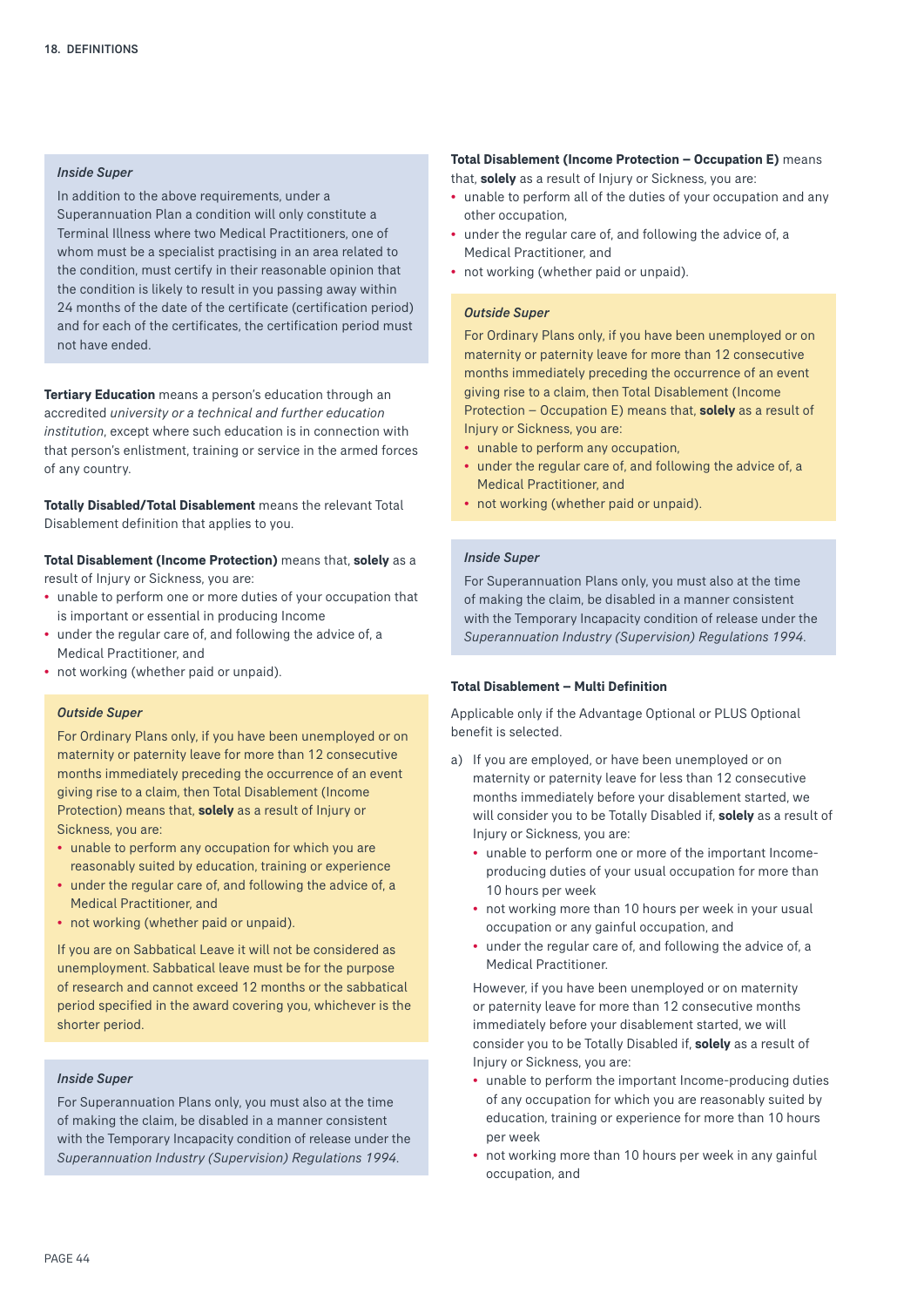*Inside Super*

In addition to the above requirements, under a Superannuation Plan a condition will only constitute a Terminal Illness where two Medical Practitioners, one of whom must be a specialist practising in an area related to the condition, must certify in their reasonable opinion that the condition is likely to result in you passing away within 24 months of the date of the certificate (certification period) and for each of the certificates, the certification period must not have ended.

**Tertiary Education** means a person's education through an accredited *university or a technical and further education institution*, except where such education is in connection with that person's enlistment, training or service in the armed forces of any country.

**Totally Disabled/Total Disablement** means the relevant Total Disablement definition that applies to you.

**Total Disablement (Income Protection)** means that, **solely** as a result of Injury or Sickness, you are:

- unable to perform one or more duties of your occupation that is important or essential in producing Income
- under the regular care of, and following the advice of, a Medical Practitioner, and
- not working (whether paid or unpaid).

*Outside Super*

For Ordinary Plans only, if you have been unemployed or on maternity or paternity leave for more than 12 consecutive months immediately preceding the occurrence of an event giving rise to a claim, then Total Disablement (Income Protection) means that, **solely** as a result of Injury or Sickness, you are:

- unable to perform any occupation for which you are reasonably suited by education, training or experience
- under the regular care of, and following the advice of, a Medical Practitioner, and
- not working (whether paid or unpaid).

If you are on Sabbatical Leave it will not be considered as unemployment. Sabbatical leave must be for the purpose of research and cannot exceed 12 months or the sabbatical period specified in the award covering you, whichever is the shorter period.

*Inside Super*

For Superannuation Plans only, you must also at the time of making the claim, be disabled in a manner consistent with the Temporary Incapacity condition of release under the *Superannuation Industry (Supervision) Regulations 1994*.

**Total Disablement (Income Protection – Occupation E)** means that, **solely** as a result of Injury or Sickness, you are:

- unable to perform all of the duties of your occupation and any other occupation,
- under the regular care of, and following the advice of, a Medical Practitioner, and
- not working (whether paid or unpaid).

*Outside Super*

For Ordinary Plans only, if you have been unemployed or on maternity or paternity leave for more than 12 consecutive months immediately preceding the occurrence of an event giving rise to a claim, then Total Disablement (Income Protection – Occupation E) means that, **solely** as a result of Injury or Sickness, you are:

- unable to perform any occupation,
- under the regular care of, and following the advice of, a Medical Practitioner, and
- not working (whether paid or unpaid).

*Inside Super*

For Superannuation Plans only, you must also at the time of making the claim, be disabled in a manner consistent with the Temporary Incapacity condition of release under the *Superannuation Industry (Supervision) Regulations 1994*.

**Total Disablement – Multi Definition**

Applicable only if the Advantage Optional or PLUS Optional benefit is selected.

a) If you are employed, or have been unemployed or on maternity or paternity leave for less than 12 consecutive months immediately before your disablement started, we will consider you to be Totally Disabled if, **solely** as a result of Injury or Sickness, you are:

   - unable to perform one or more of the important Income-producing duties of your usual occupation for more than 10 hours per week
   - not working more than 10 hours per week in your usual occupation or any gainful occupation, and
   - under the regular care of, and following the advice of, a Medical Practitioner.

   However, if you have been unemployed or on maternity or paternity leave for more than 12 consecutive months immediately before your disablement started, we will consider you to be Totally Disabled if, **solely** as a result of Injury or Sickness, you are:

   - unable to perform the important Income-producing duties of any occupation for which you are reasonably suited by education, training or experience for more than 10 hours per week
   - not working more than 10 hours per week in any gainful occupation, and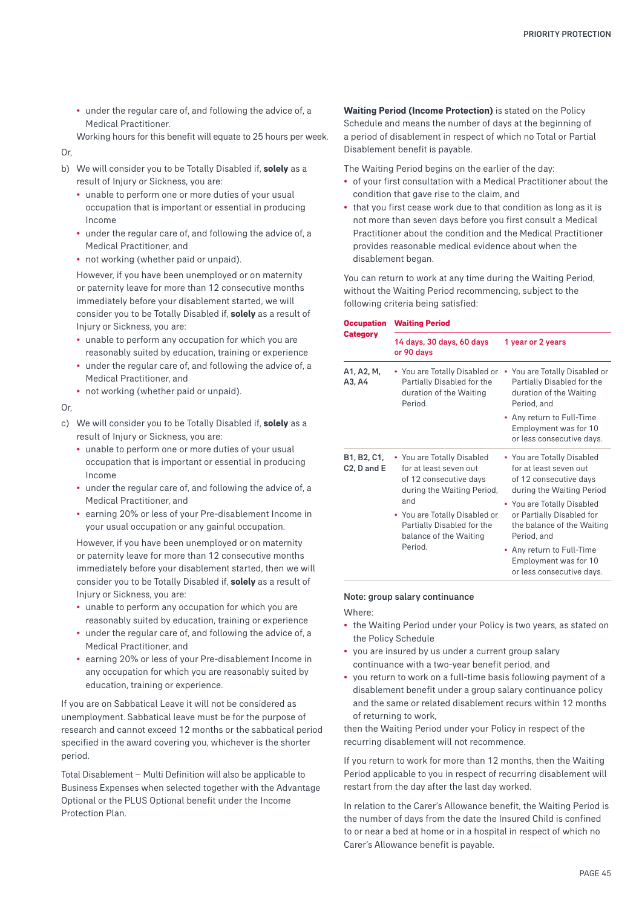- under the regular care of, and following the advice of, a Medical Practitioner.

Working hours for this benefit will equate to 25 hours per week.

Or,

b) We will consider you to be Totally Disabled if, **solely** as a result of Injury or Sickness, you are:
   - unable to perform one or more duties of your usual occupation that is important or essential in producing Income
   - under the regular care of, and following the advice of, a Medical Practitioner, and
   - not working (whether paid or unpaid).

   However, if you have been unemployed or on maternity or paternity leave for more than 12 consecutive months immediately before your disablement started, we will consider you to be Totally Disabled if, **solely** as a result of Injury or Sickness, you are:
   - unable to perform any occupation for which you are reasonably suited by education, training or experience
   - under the regular care of, and following the advice of, a Medical Practitioner, and
   - not working (whether paid or unpaid).

Or,

c) We will consider you to be Totally Disabled if, **solely** as a result of Injury or Sickness, you are:
   - unable to perform one or more duties of your usual occupation that is important or essential in producing Income
   - under the regular care of, and following the advice of, a Medical Practitioner, and
   - earning 20% or less of your Pre-disablement Income in your usual occupation or any gainful occupation.

   However, if you have been unemployed or on maternity or paternity leave for more than 12 consecutive months immediately before your disablement started, then we will consider you to be Totally Disabled if, **solely** as a result of Injury or Sickness, you are:
   - unable to perform any occupation for which you are reasonably suited by education, training or experience
   - under the regular care of, and following the advice of, a Medical Practitioner, and
   - earning 20% or less of your Pre-disablement Income in any occupation for which you are reasonably suited by education, training or experience.

If you are on Sabbatical Leave it will not be considered as unemployment. Sabbatical leave must be for the purpose of research and cannot exceed 12 months or the sabbatical period specified in the award covering you, whichever is the shorter period.

Total Disablement – Multi Definition will also be applicable to Business Expenses when selected together with the Advantage Optional or the PLUS Optional benefit under the Income Protection Plan.

**Waiting Period (Income Protection)** is stated on the Policy Schedule and means the number of days at the beginning of a period of disablement in respect of which no Total or Partial Disablement benefit is payable.

The Waiting Period begins on the earlier of the day:

- of your first consultation with a Medical Practitioner about the condition that gave rise to the claim, and
- that you first cease work due to that condition as long as it is not more than seven days before you first consult a Medical Practitioner about the condition and the Medical Practitioner provides reasonable medical evidence about when the disablement began.

You can return to work at any time during the Waiting Period, without the Waiting Period recommencing, subject to the following criteria being satisfied:

| Occupation Category | Waiting Period | |
|---|---|---|
| | 14 days, 30 days, 60 days or 90 days | 1 year or 2 years |
| A1, A2, M, A3, A4 | • You are Totally Disabled or Partially Disabled for the duration of the Waiting Period. | • You are Totally Disabled or Partially Disabled for the duration of the Waiting Period, and<br>• Any return to Full-Time Employment was for 10 or less consecutive days. |
| B1, B2, C1, C2, D and E | • You are Totally Disabled for at least seven out of 12 consecutive days during the Waiting Period, and<br>• You are Totally Disabled or Partially Disabled for the balance of the Waiting Period. | • You are Totally Disabled for at least seven out of 12 consecutive days during the Waiting Period<br>• You are Totally Disabled or Partially Disabled for the balance of the Waiting Period, and<br>• Any return to Full-Time Employment was for 10 or less consecutive days. |

**Note: group salary continuance**

Where:

- the Waiting Period under your Policy is two years, as stated on the Policy Schedule
- you are insured by us under a current group salary continuance with a two-year benefit period, and
- you return to work on a full-time basis following payment of a disablement benefit under a group salary continuance policy and the same or related disablement recurs within 12 months of returning to work,

then the Waiting Period under your Policy in respect of the recurring disablement will not recommence.

If you return to work for more than 12 months, then the Waiting Period applicable to you in respect of recurring disablement will restart from the day after the last day worked.

In relation to the Carer's Allowance benefit, the Waiting Period is the number of days from the date the Insured Child is confined to or near a bed at home or in a hospital in respect of which no Carer's Allowance benefit is payable.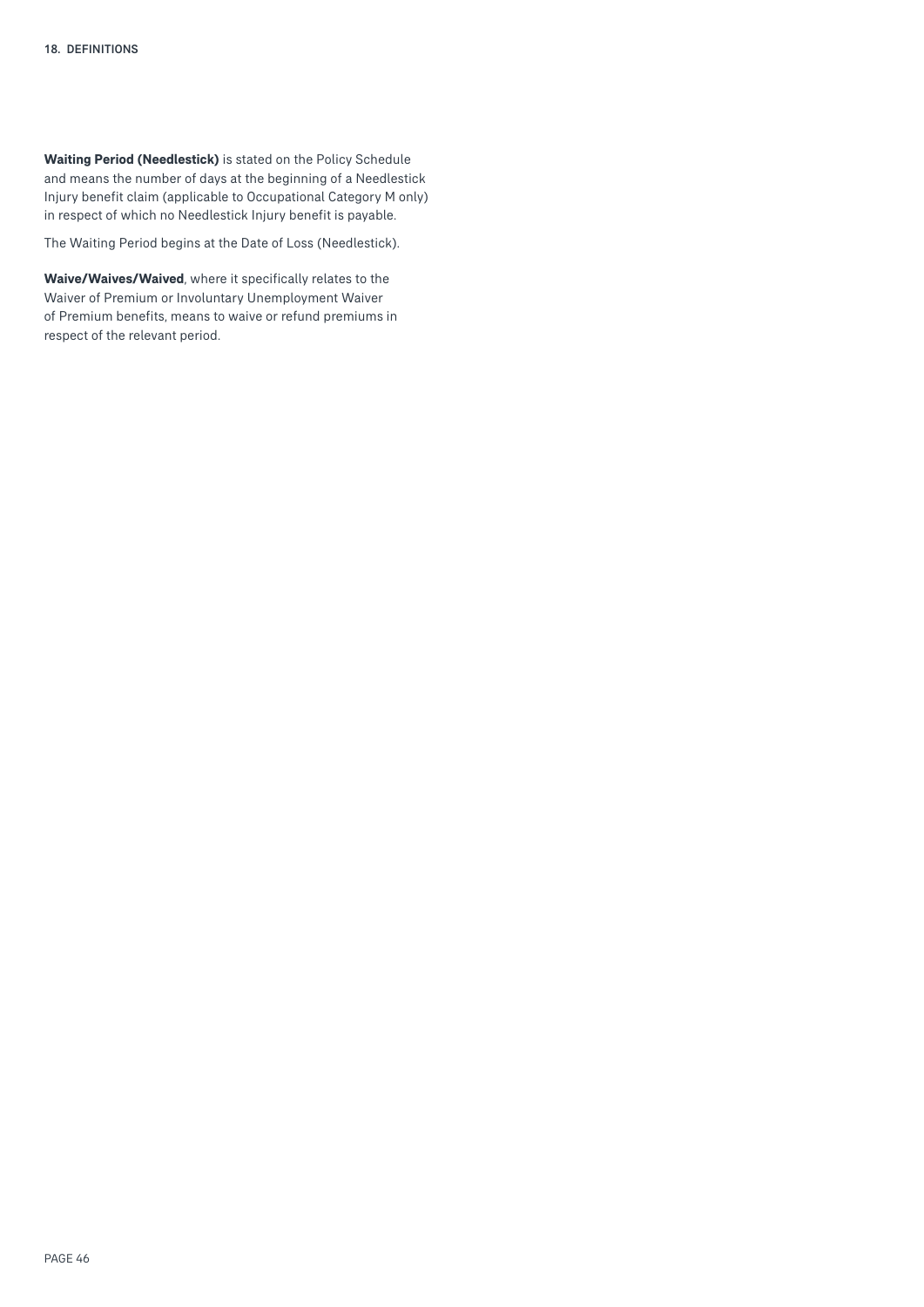**Waiting Period (Needlestick)** is stated on the Policy Schedule and means the number of days at the beginning of a Needlestick Injury benefit claim (applicable to Occupational Category M only) in respect of which no Needlestick Injury benefit is payable.

The Waiting Period begins at the Date of Loss (Needlestick).

**Waive/Waives/Waived**, where it specifically relates to the Waiver of Premium or Involuntary Unemployment Waiver of Premium benefits, means to waive or refund premiums in respect of the relevant period.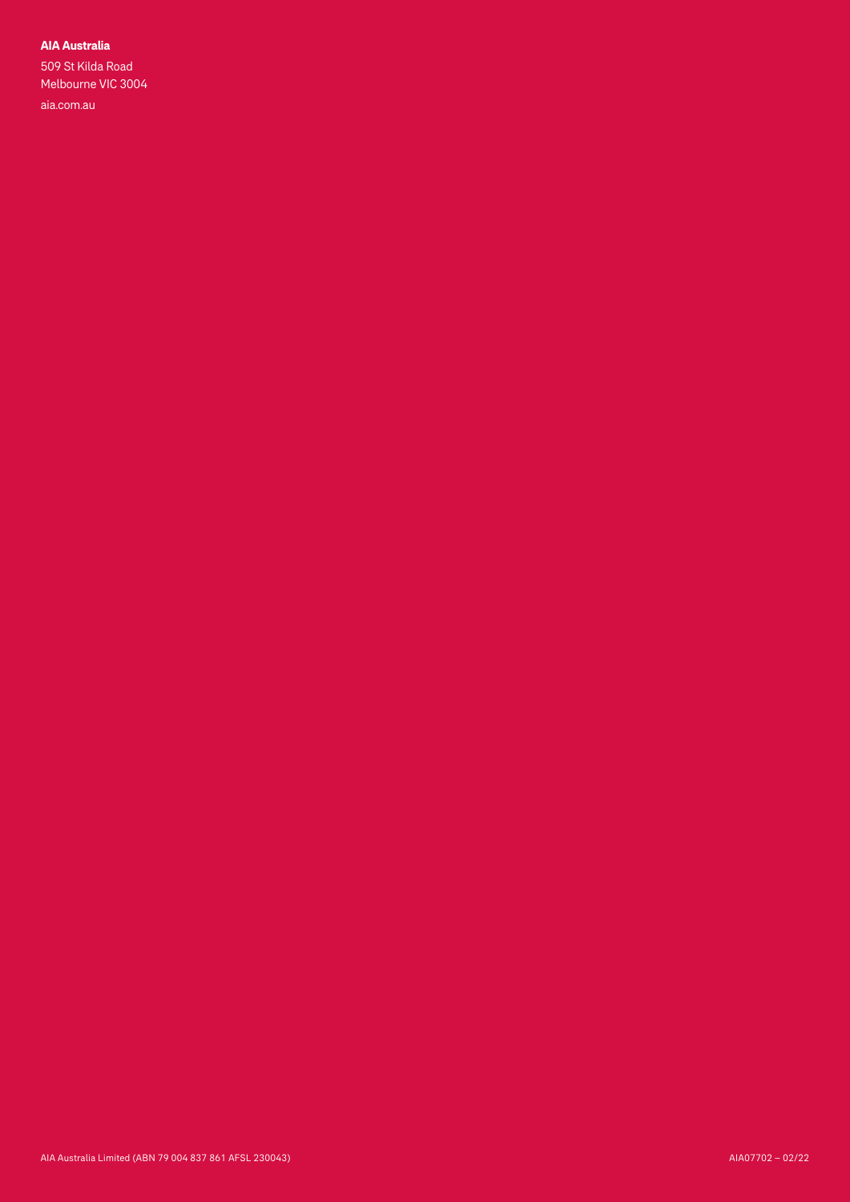**AIA Australia**

509 St Kilda Road
Melbourne VIC 3004

aia.com.au

AIA Australia Limited (ABN 79 004 837 861 AFSL 230043)

AIA07702 – 02/22